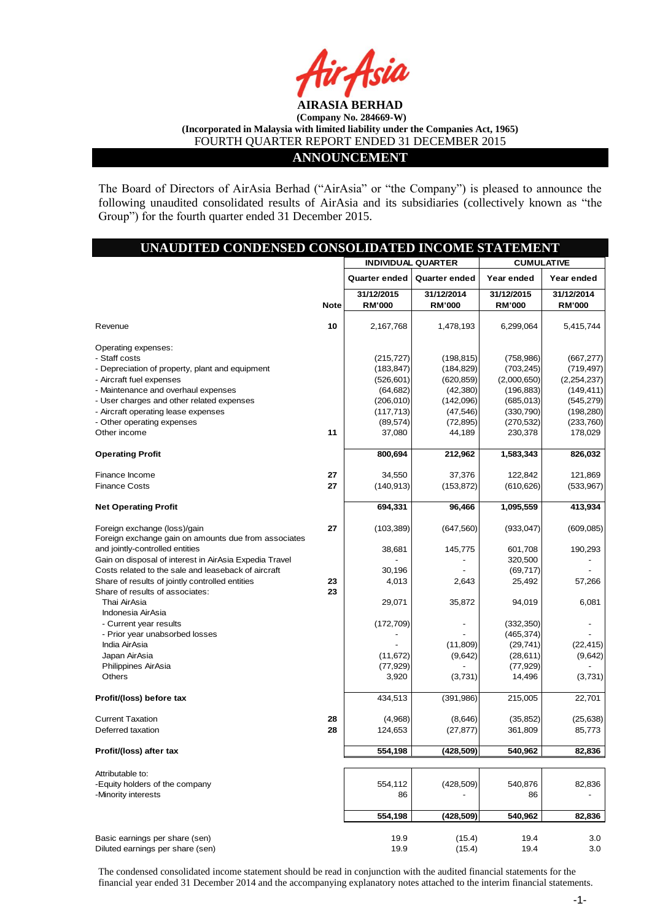**AIRASIA BERHAD**

**(Company No. 284669-W)**

**(Incorporated in Malaysia with limited liability under the Companies Act, 1965)**

FOURTH QUARTER REPORT ENDED 31 DECEMBER 2015

## ANNOUNCEMENT

The Board of Directors of AirAsia Berhad ("AirAsia" or "the Company") is pleased to announce the following unaudited consolidated results of AirAsia and its subsidiaries (collectively known as "the Group") for the fourth quarter ended 31 December 2015.

## UNAUDITED CONDENSED CONSOLIDATED INCOME STATEMENT

| | Note | INDIVIDUAL QUARTER | | CUMULATIVE | |
|---|---|---|---|---|---|
| | | Quarter ended | Quarter ended | Year ended | Year ended |
| | | 31/12/2015 RM'000 | 31/12/2014 RM'000 | 31/12/2015 RM'000 | 31/12/2014 RM'000 |
| Revenue | 10 | 2,167,768 | 1,478,193 | 6,299,064 | 5,415,744 |
| Operating expenses: | | | | | |
| - Staff costs | | (215,727) | (198,815) | (758,986) | (667,277) |
| - Depreciation of property, plant and equipment | | (183,847) | (184,829) | (703,245) | (719,497) |
| - Aircraft fuel expenses | | (526,601) | (620,859) | (2,000,650) | (2,254,237) |
| - Maintenance and overhaul expenses | | (64,682) | (42,380) | (196,883) | (149,411) |
| - User charges and other related expenses | | (206,010) | (142,096) | (685,013) | (545,279) |
| - Aircraft operating lease expenses | | (117,713) | (47,546) | (330,790) | (198,280) |
| - Other operating expenses | | (89,574) | (72,895) | (270,532) | (233,760) |
| Other income | 11 | 37,080 | 44,189 | 230,378 | 178,029 |
| **Operating Profit** | | **800,694** | **212,962** | **1,583,343** | **826,032** |
| Finance Income | 27 | 34,550 | 37,376 | 122,842 | 121,869 |
| Finance Costs | 27 | (140,913) | (153,872) | (610,626) | (533,967) |
| **Net Operating Profit** | | **694,331** | **96,466** | **1,095,559** | **413,934** |
| Foreign exchange (loss)/gain | 27 | (103,389) | (647,560) | (933,047) | (609,085) |
| Foreign exchange gain on amounts due from associates and jointly-controlled entities | | 38,681 | 145,775 | 601,708 | 190,293 |
| Gain on disposal of interest in AirAsia Expedia Travel | | - | - | 320,500 | - |
| Costs related to the sale and leaseback of aircraft | | 30,196 | - | (69,717) | - |
| Share of results of jointly controlled entities | 23 | 4,013 | 2,643 | 25,492 | 57,266 |
| Share of results of associates: | 23 | | | | |
| Thai AirAsia | | 29,071 | 35,872 | 94,019 | 6,081 |
| Indonesia AirAsia | | | | | |
| - Current year results | | (172,709) | - | (332,350) | - |
| - Prior year unabsorbed losses | | - | - | (465,374) | - |
| India AirAsia | | - | (11,809) | (29,741) | (22,415) |
| Japan AirAsia | | (11,672) | (9,642) | (28,611) | (9,642) |
| Philippines AirAsia | | (77,929) | - | (77,929) | - |
| Others | | 3,920 | (3,731) | 14,496 | (3,731) |
| **Profit/(loss) before tax** | | 434,513 | (391,986) | 215,005 | 22,701 |
| Current Taxation | 28 | (4,968) | (8,646) | (35,852) | (25,638) |
| Deferred taxation | 28 | 124,653 | (27,877) | 361,809 | 85,773 |
| **Profit/(loss) after tax** | | **554,198** | **(428,509)** | **540,962** | **82,836** |
| Attributable to: | | | | | |
| -Equity holders of the company | | 554,112 | (428,509) | 540,876 | 82,836 |
| -Minority interests | | 86 | - | 86 | - |
| | | **554,198** | **(428,509)** | **540,962** | **82,836** |
| Basic earnings per share (sen) | | 19.9 | (15.4) | 19.4 | 3.0 |
| Diluted earnings per share (sen) | | 19.9 | (15.4) | 19.4 | 3.0 |

The condensed consolidated income statement should be read in conjunction with the audited financial statements for the financial year ended 31 December 2014 and the accompanying explanatory notes attached to the interim financial statements.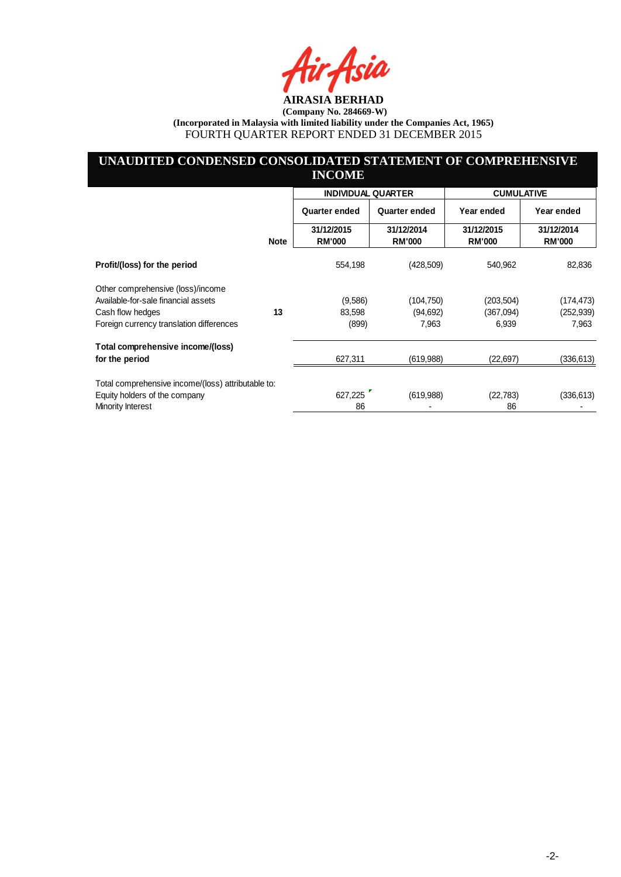**AIRASIA BERHAD**

**(Company No. 284669-W)**

**(Incorporated in Malaysia with limited liability under the Companies Act, 1965)**

FOURTH QUARTER REPORT ENDED 31 DECEMBER 2015

## UNAUDITED CONDENSED CONSOLIDATED STATEMENT OF COMPREHENSIVE INCOME

| | Note | INDIVIDUAL QUARTER | | CUMULATIVE | |
|---|---|---|---|---|---|
| | | Quarter ended | Quarter ended | Year ended | Year ended |
| | | 31/12/2015 RM'000 | 31/12/2014 RM'000 | 31/12/2015 RM'000 | 31/12/2014 RM'000 |
| **Profit/(loss) for the period** | | 554,198 | (428,509) | 540,962 | 82,836 |
| Other comprehensive (loss)/income | | | | | |
| Available-for-sale financial assets | | (9,586) | (104,750) | (203,504) | (174,473) |
| Cash flow hedges | **13** | 83,598 | (94,692) | (367,094) | (252,939) |
| Foreign currency translation differences | | (899) | 7,963 | 6,939 | 7,963 |
| **Total comprehensive income/(loss) for the period** | | 627,311 | (619,988) | (22,697) | (336,613) |
| Total comprehensive income/(loss) attributable to: | | | | | |
| Equity holders of the company | | 627,225 | (619,988) | (22,783) | (336,613) |
| Minority Interest | | 86 | - | 86 | - |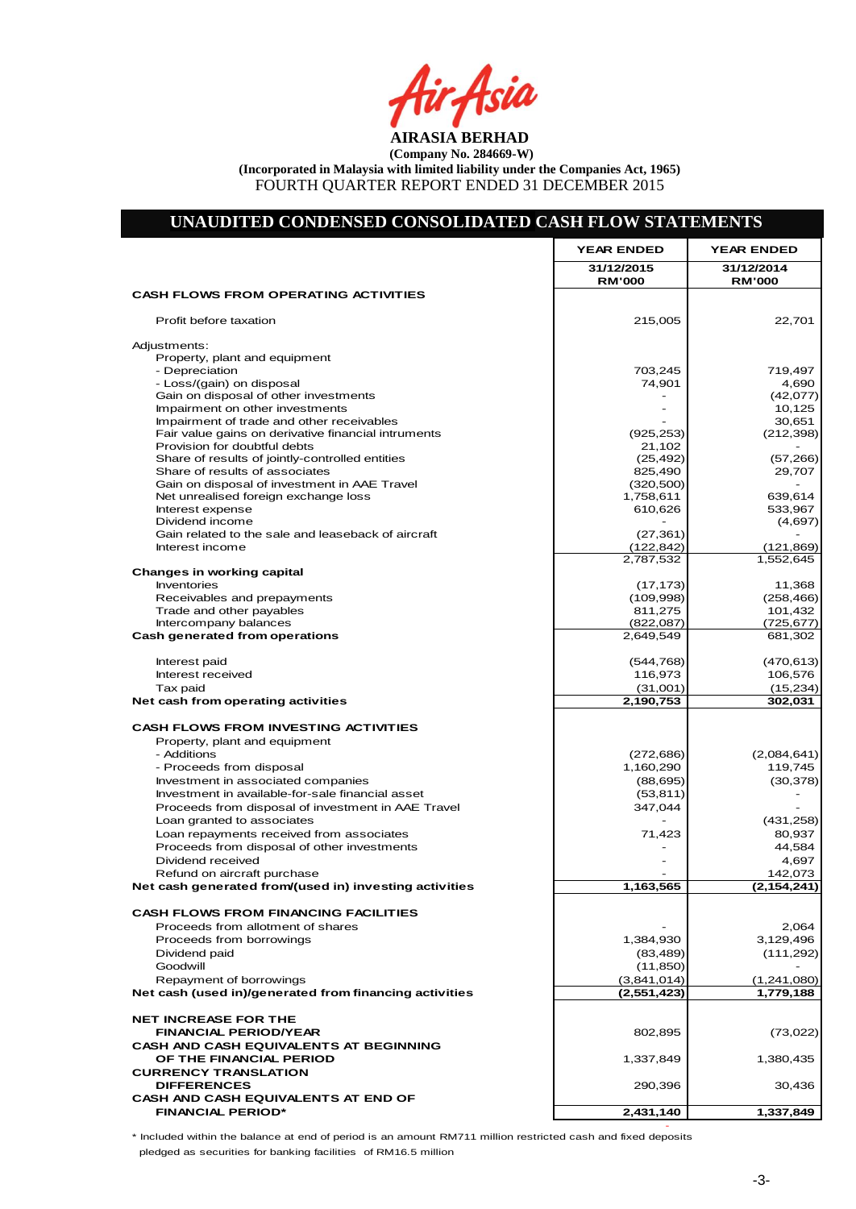**AIRASIA BERHAD**

**(Company No. 284669-W)**

**(Incorporated in Malaysia with limited liability under the Companies Act, 1965)**

FOURTH QUARTER REPORT ENDED 31 DECEMBER 2015

## UNAUDITED CONDENSED CONSOLIDATED CASH FLOW STATEMENTS

| | YEAR ENDED 31/12/2015 RM'000 | YEAR ENDED 31/12/2014 RM'000 |
|---|---|---|
| **CASH FLOWS FROM OPERATING ACTIVITIES** | | |
| Profit before taxation | 215,005 | 22,701 |
| Adjustments: | | |
| Property, plant and equipment | | |
| - Depreciation | 703,245 | 719,497 |
| - Loss/(gain) on disposal | 74,901 | 4,690 |
| Gain on disposal of other investments | - | (42,077) |
| Impairment on other investments | - | 10,125 |
| Impairment of trade and other receivables | - | 30,651 |
| Fair value gains on derivative financial intruments | (925,253) | (212,398) |
| Provision for doubtful debts | 21,102 | - |
| Share of results of jointly-controlled entities | (25,492) | (57,266) |
| Share of results of associates | 825,490 | 29,707 |
| Gain on disposal of investment in AAE Travel | (320,500) | - |
| Net unrealised foreign exchange loss | 1,758,611 | 639,614 |
| Interest expense | 610,626 | 533,967 |
| Dividend income | - | (4,697) |
| Gain related to the sale and leaseback of aircraft | (27,361) | - |
| Interest income | (122,842) | (121,869) |
| | 2,787,532 | 1,552,645 |
| **Changes in working capital** | | |
| Inventories | (17,173) | 11,368 |
| Receivables and prepayments | (109,998) | (258,466) |
| Trade and other payables | 811,275 | 101,432 |
| Intercompany balances | (822,087) | (725,677) |
| **Cash generated from operations** | 2,649,549 | 681,302 |
| Interest paid | (544,768) | (470,613) |
| Interest received | 116,973 | 106,576 |
| Tax paid | (31,001) | (15,234) |
| **Net cash from operating activities** | **2,190,753** | **302,031** |
| **CASH FLOWS FROM INVESTING ACTIVITIES** | | |
| Property, plant and equipment | | |
| - Additions | (272,686) | (2,084,641) |
| - Proceeds from disposal | 1,160,290 | 119,745 |
| Investment in associated companies | (88,695) | (30,378) |
| Investment in available-for-sale financial asset | (53,811) | - |
| Proceeds from disposal of investment in AAE Travel | 347,044 | - |
| Loan granted to associates | - | (431,258) |
| Loan repayments received from associates | 71,423 | 80,937 |
| Proceeds from disposal of other investments | - | 44,584 |
| Dividend received | - | 4,697 |
| Refund on aircraft purchase | - | 142,073 |
| **Net cash generated from/(used in) investing activities** | **1,163,565** | **(2,154,241)** |
| **CASH FLOWS FROM FINANCING FACILITIES** | | |
| Proceeds from allotment of shares | - | 2,064 |
| Proceeds from borrowings | 1,384,930 | 3,129,496 |
| Dividend paid | (83,489) | (111,292) |
| Goodwill | (11,850) | - |
| Repayment of borrowings | (3,841,014) | (1,241,080) |
| **Net cash (used in)/generated from financing activities** | **(2,551,423)** | **1,779,188** |
| **NET INCREASE FOR THE FINANCIAL PERIOD/YEAR** | 802,895 | (73,022) |
| **CASH AND CASH EQUIVALENTS AT BEGINNING OF THE FINANCIAL PERIOD** | 1,337,849 | 1,380,435 |
| **CURRENCY TRANSLATION DIFFERENCES** | 290,396 | 30,436 |
| **CASH AND CASH EQUIVALENTS AT END OF FINANCIAL PERIOD*** | **2,431,140** | **1,337,849** |

* Included within the balance at end of period is an amount RM711 million restricted cash and fixed deposits pledged as securities for banking facilities of RM16.5 million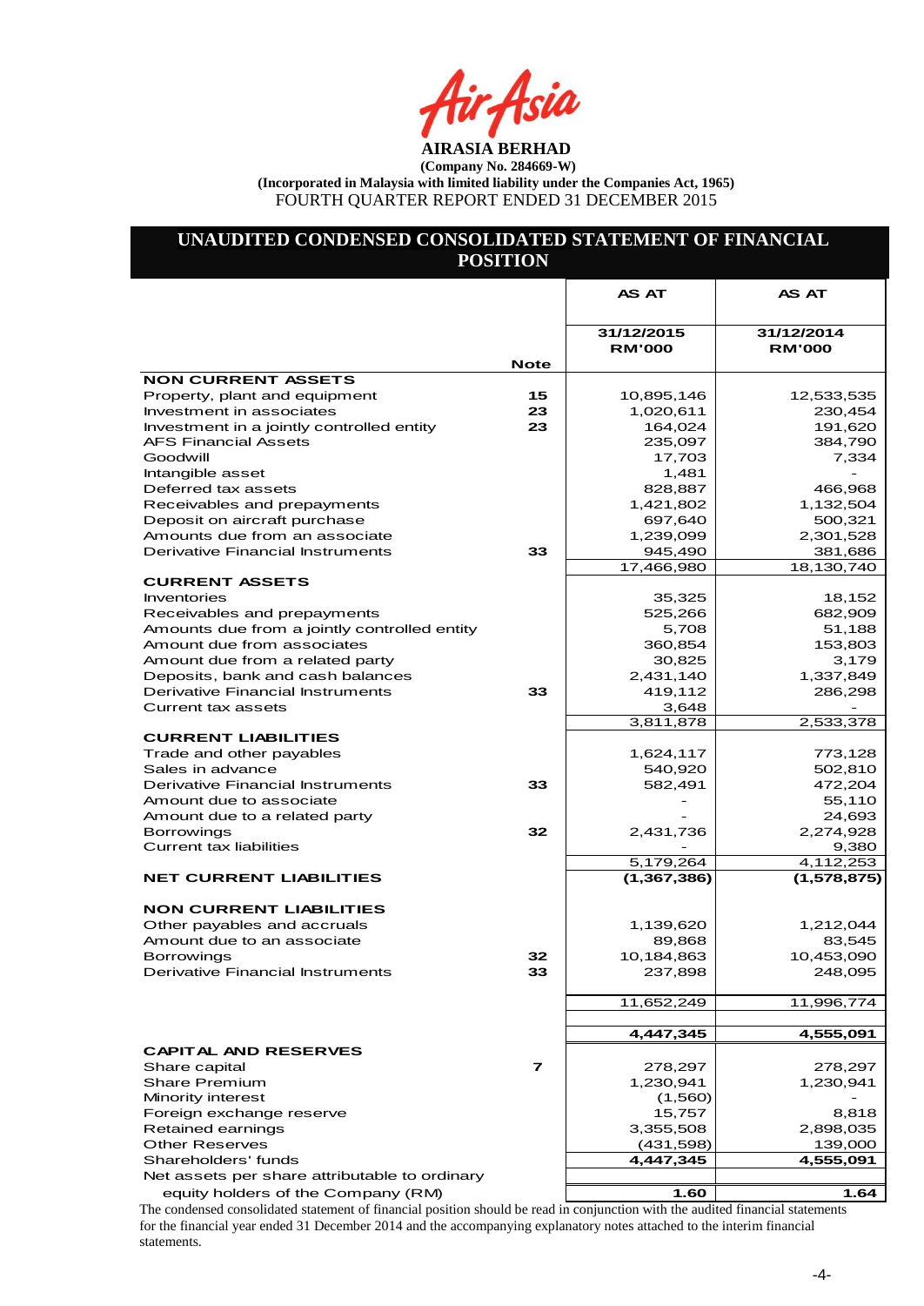**AIRASIA BERHAD**

**(Company No. 284669-W)**

**(Incorporated in Malaysia with limited liability under the Companies Act, 1965)**

FOURTH QUARTER REPORT ENDED 31 DECEMBER 2015

## UNAUDITED CONDENSED CONSOLIDATED STATEMENT OF FINANCIAL POSITION

| | Note | AS AT 31/12/2015 RM'000 | AS AT 31/12/2014 RM'000 |
|---|---|---|---|
| **NON CURRENT ASSETS** | | | |
| Property, plant and equipment | 15 | 10,895,146 | 12,533,535 |
| Investment in associates | 23 | 1,020,611 | 230,454 |
| Investment in a jointly controlled entity | 23 | 164,024 | 191,620 |
| AFS Financial Assets | | 235,097 | 384,790 |
| Goodwill | | 17,703 | 7,334 |
| Intangible asset | | 1,481 | - |
| Deferred tax assets | | 828,887 | 466,968 |
| Receivables and prepayments | | 1,421,802 | 1,132,504 |
| Deposit on aircraft purchase | | 697,640 | 500,321 |
| Amounts due from an associate | | 1,239,099 | 2,301,528 |
| Derivative Financial Instruments | 33 | 945,490 | 381,686 |
| | | 17,466,980 | 18,130,740 |
| **CURRENT ASSETS** | | | |
| Inventories | | 35,325 | 18,152 |
| Receivables and prepayments | | 525,266 | 682,909 |
| Amounts due from a jointly controlled entity | | 5,708 | 51,188 |
| Amount due from associates | | 360,854 | 153,803 |
| Amount due from a related party | | 30,825 | 3,179 |
| Deposits, bank and cash balances | | 2,431,140 | 1,337,849 |
| Derivative Financial Instruments | 33 | 419,112 | 286,298 |
| Current tax assets | | 3,648 | - |
| | | 3,811,878 | 2,533,378 |
| **CURRENT LIABILITIES** | | | |
| Trade and other payables | | 1,624,117 | 773,128 |
| Sales in advance | | 540,920 | 502,810 |
| Derivative Financial Instruments | 33 | 582,491 | 472,204 |
| Amount due to associate | | - | 55,110 |
| Amount due to a related party | | - | 24,693 |
| Borrowings | 32 | 2,431,736 | 2,274,928 |
| Current tax liabilities | | - | 9,380 |
| | | 5,179,264 | 4,112,253 |
| **NET CURRENT LIABILITIES** | | **(1,367,386)** | **(1,578,875)** |
| **NON CURRENT LIABILITIES** | | | |
| Other payables and accruals | | 1,139,620 | 1,212,044 |
| Amount due to an associate | | 89,868 | 83,545 |
| Borrowings | 32 | 10,184,863 | 10,453,090 |
| Derivative Financial Instruments | 33 | 237,898 | 248,095 |
| | | 11,652,249 | 11,996,774 |
| | | **4,447,345** | **4,555,091** |
| **CAPITAL AND RESERVES** | | | |
| Share capital | 7 | 278,297 | 278,297 |
| Share Premium | | 1,230,941 | 1,230,941 |
| Minority interest | | (1,560) | - |
| Foreign exchange reserve | | 15,757 | 8,818 |
| Retained earnings | | 3,355,508 | 2,898,035 |
| Other Reserves | | (431,598) | 139,000 |
| Shareholders' funds | | **4,447,345** | **4,555,091** |
| Net assets per share attributable to ordinary equity holders of the Company (RM) | | **1.60** | **1.64** |

The condensed consolidated statement of financial position should be read in conjunction with the audited financial statements for the financial year ended 31 December 2014 and the accompanying explanatory notes attached to the interim financial statements.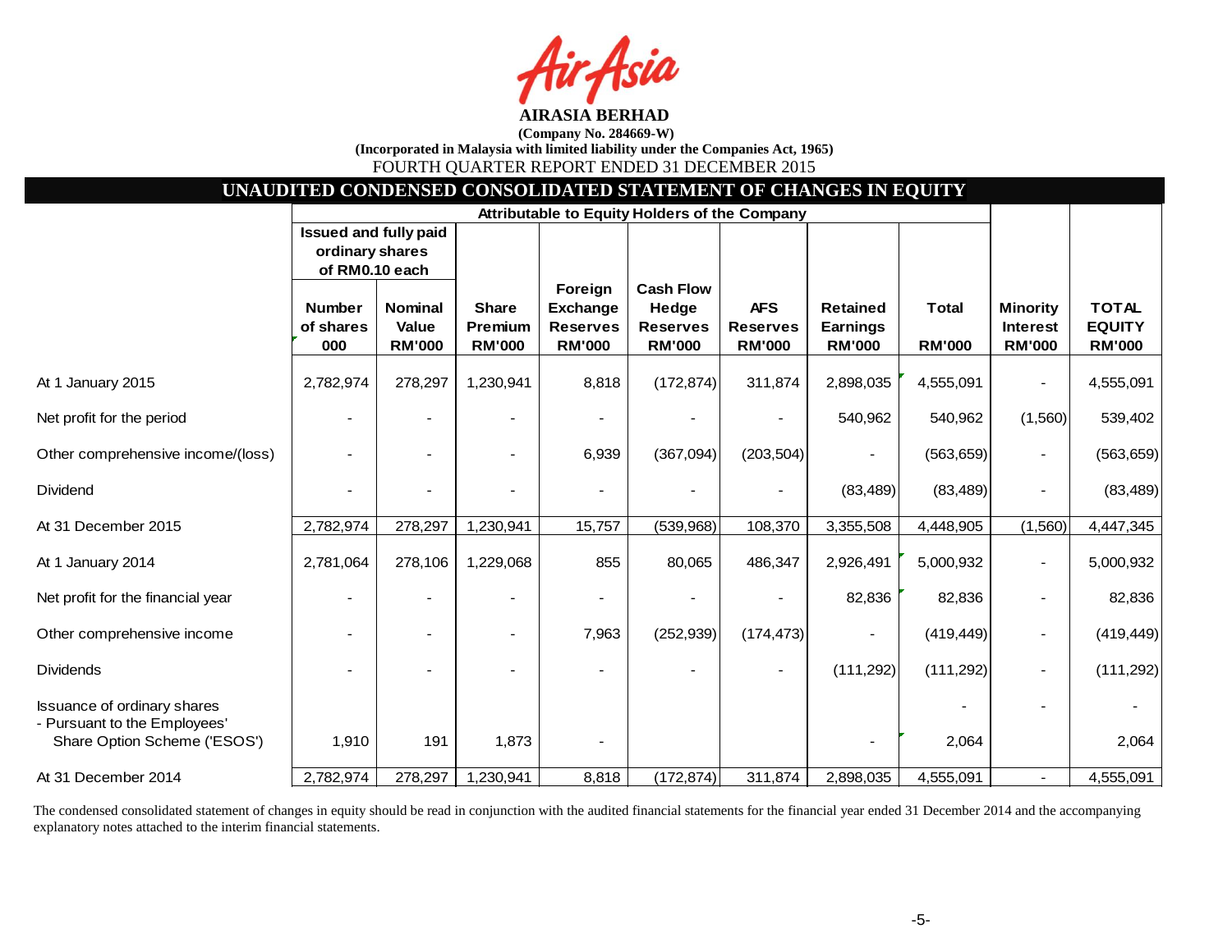# AIRASIA BERHAD

**(Company No. 284669-W)**

**(Incorporated in Malaysia with limited liability under the Companies Act, 1965)**

FOURTH QUARTER REPORT ENDED 31 DECEMBER 2015

## UNAUDITED CONDENSED CONSOLIDATED STATEMENT OF CHANGES IN EQUITY

| | Attributable to Equity Holders of the Company | | | | | | | | | |
|---|---|---|---|---|---|---|---|---|---|---|
| | Issued and fully paid ordinary shares of RM0.10 each | | | | | | | | | |
| | Number of shares 000 | Nominal Value RM'000 | Share Premium RM'000 | Foreign Exchange Reserves RM'000 | Cash Flow Hedge Reserves RM'000 | AFS Reserves RM'000 | Retained Earnings RM'000 | Total RM'000 | Minority Interest RM'000 | TOTAL EQUITY RM'000 |
| At 1 January 2015 | 2,782,974 | 278,297 | 1,230,941 | 8,818 | (172,874) | 311,874 | 2,898,035 | 4,555,091 | - | 4,555,091 |
| Net profit for the period | - | - | - | - | - | - | 540,962 | 540,962 | (1,560) | 539,402 |
| Other comprehensive income/(loss) | - | - | - | 6,939 | (367,094) | (203,504) | - | (563,659) | - | (563,659) |
| Dividend | - | - | - | - | - | - | (83,489) | (83,489) | - | (83,489) |
| At 31 December 2015 | 2,782,974 | 278,297 | 1,230,941 | 15,757 | (539,968) | 108,370 | 3,355,508 | 4,448,905 | (1,560) | 4,447,345 |
| At 1 January 2014 | 2,781,064 | 278,106 | 1,229,068 | 855 | 80,065 | 486,347 | 2,926,491 | 5,000,932 | - | 5,000,932 |
| Net profit for the financial year | - | - | - | - | - | - | 82,836 | 82,836 | - | 82,836 |
| Other comprehensive income | - | - | - | 7,963 | (252,939) | (174,473) | - | (419,449) | - | (419,449) |
| Dividends | - | - | - | - | - | - | (111,292) | (111,292) | - | (111,292) |
| Issuance of ordinary shares - Pursuant to the Employees' Share Option Scheme ('ESOS') | 1,910 | 191 | 1,873 | - | | | - | 2,064 | - | 2,064 |
| At 31 December 2014 | 2,782,974 | 278,297 | 1,230,941 | 8,818 | (172,874) | 311,874 | 2,898,035 | 4,555,091 | - | 4,555,091 |

The condensed consolidated statement of changes in equity should be read in conjunction with the audited financial statements for the financial year ended 31 December 2014 and the accompanying explanatory notes attached to the interim financial statements.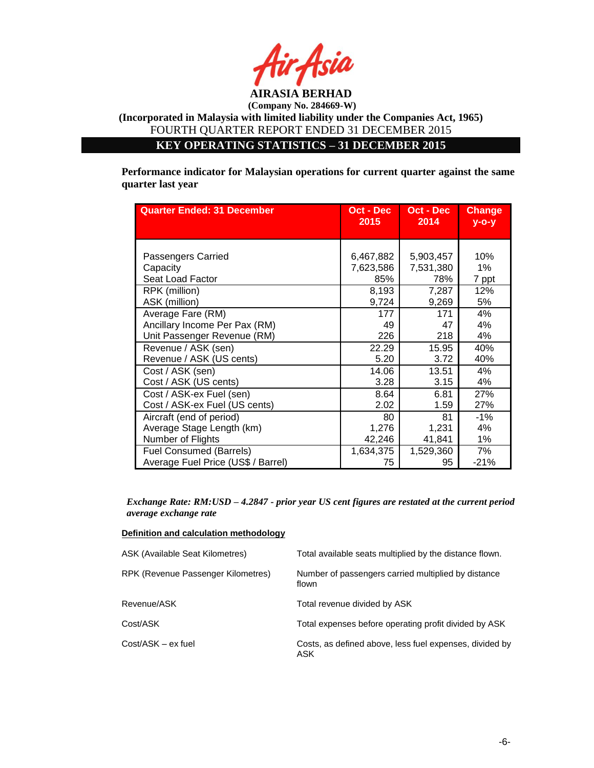**AIRASIA BERHAD**
**(Company No. 284669-W)**
**(Incorporated in Malaysia with limited liability under the Companies Act, 1965)**
FOURTH QUARTER REPORT ENDED 31 DECEMBER 2015

## KEY OPERATING STATISTICS – 31 DECEMBER 2015

**Performance indicator for Malaysian operations for current quarter against the same quarter last year**

| Quarter Ended: 31 December | Oct - Dec 2015 | Oct - Dec 2014 | Change y-o-y |
|---|---|---|---|
| Passengers Carried | 6,467,882 | 5,903,457 | 10% |
| Capacity | 7,623,586 | 7,531,380 | 1% |
| Seat Load Factor | 85% | 78% | 7 ppt |
| RPK (million) | 8,193 | 7,287 | 12% |
| ASK (million) | 9,724 | 9,269 | 5% |
| Average Fare (RM) | 177 | 171 | 4% |
| Ancillary Income Per Pax (RM) | 49 | 47 | 4% |
| Unit Passenger Revenue (RM) | 226 | 218 | 4% |
| Revenue / ASK (sen) | 22.29 | 15.95 | 40% |
| Revenue / ASK (US cents) | 5.20 | 3.72 | 40% |
| Cost / ASK (sen) | 14.06 | 13.51 | 4% |
| Cost / ASK (US cents) | 3.28 | 3.15 | 4% |
| Cost / ASK-ex Fuel (sen) | 8.64 | 6.81 | 27% |
| Cost / ASK-ex Fuel (US cents) | 2.02 | 1.59 | 27% |
| Aircraft (end of period) | 80 | 81 | -1% |
| Average Stage Length (km) | 1,276 | 1,231 | 4% |
| Number of Flights | 42,246 | 41,841 | 1% |
| Fuel Consumed (Barrels) | 1,634,375 | 1,529,360 | 7% |
| Average Fuel Price (US$ / Barrel) | 75 | 95 | -21% |

***Exchange Rate: RM:USD – 4.2847 - prior year US cent figures are restated at the current period average exchange rate***

**Definition and calculation methodology**

| | |
|---|---|
| ASK (Available Seat Kilometres) | Total available seats multiplied by the distance flown. |
| RPK (Revenue Passenger Kilometres) | Number of passengers carried multiplied by distance flown |
| Revenue/ASK | Total revenue divided by ASK |
| Cost/ASK | Total expenses before operating profit divided by ASK |
| Cost/ASK – ex fuel | Costs, as defined above, less fuel expenses, divided by ASK |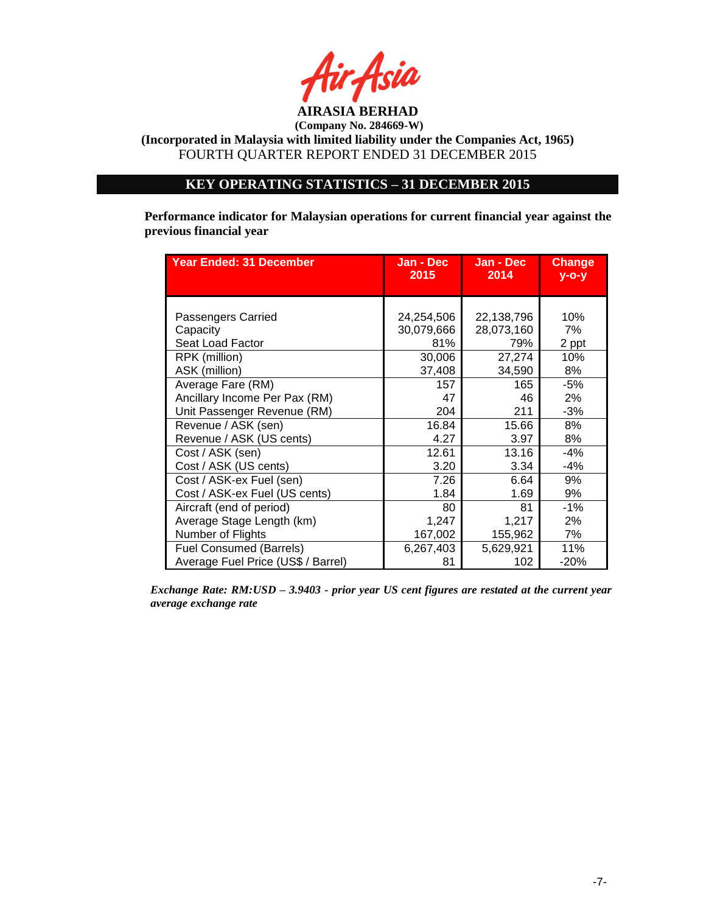**AIRASIA BERHAD**

**(Company No. 284669-W)**

**(Incorporated in Malaysia with limited liability under the Companies Act, 1965)**

FOURTH QUARTER REPORT ENDED 31 DECEMBER 2015

## KEY OPERATING STATISTICS – 31 DECEMBER 2015

**Performance indicator for Malaysian operations for current financial year against the previous financial year**

| Year Ended: 31 December | Jan - Dec 2015 | Jan - Dec 2014 | Change y-o-y |
|---|---|---|---|
| Passengers Carried | 24,254,506 | 22,138,796 | 10% |
| Capacity | 30,079,666 | 28,073,160 | 7% |
| Seat Load Factor | 81% | 79% | 2 ppt |
| RPK (million) | 30,006 | 27,274 | 10% |
| ASK (million) | 37,408 | 34,590 | 8% |
| Average Fare (RM) | 157 | 165 | -5% |
| Ancillary Income Per Pax (RM) | 47 | 46 | 2% |
| Unit Passenger Revenue (RM) | 204 | 211 | -3% |
| Revenue / ASK (sen) | 16.84 | 15.66 | 8% |
| Revenue / ASK (US cents) | 4.27 | 3.97 | 8% |
| Cost / ASK (sen) | 12.61 | 13.16 | -4% |
| Cost / ASK (US cents) | 3.20 | 3.34 | -4% |
| Cost / ASK-ex Fuel (sen) | 7.26 | 6.64 | 9% |
| Cost / ASK-ex Fuel (US cents) | 1.84 | 1.69 | 9% |
| Aircraft (end of period) | 80 | 81 | -1% |
| Average Stage Length (km) | 1,247 | 1,217 | 2% |
| Number of Flights | 167,002 | 155,962 | 7% |
| Fuel Consumed (Barrels) | 6,267,403 | 5,629,921 | 11% |
| Average Fuel Price (US$ / Barrel) | 81 | 102 | -20% |

***Exchange Rate: RM:USD – 3.9403 - prior year US cent figures are restated at the current year average exchange rate***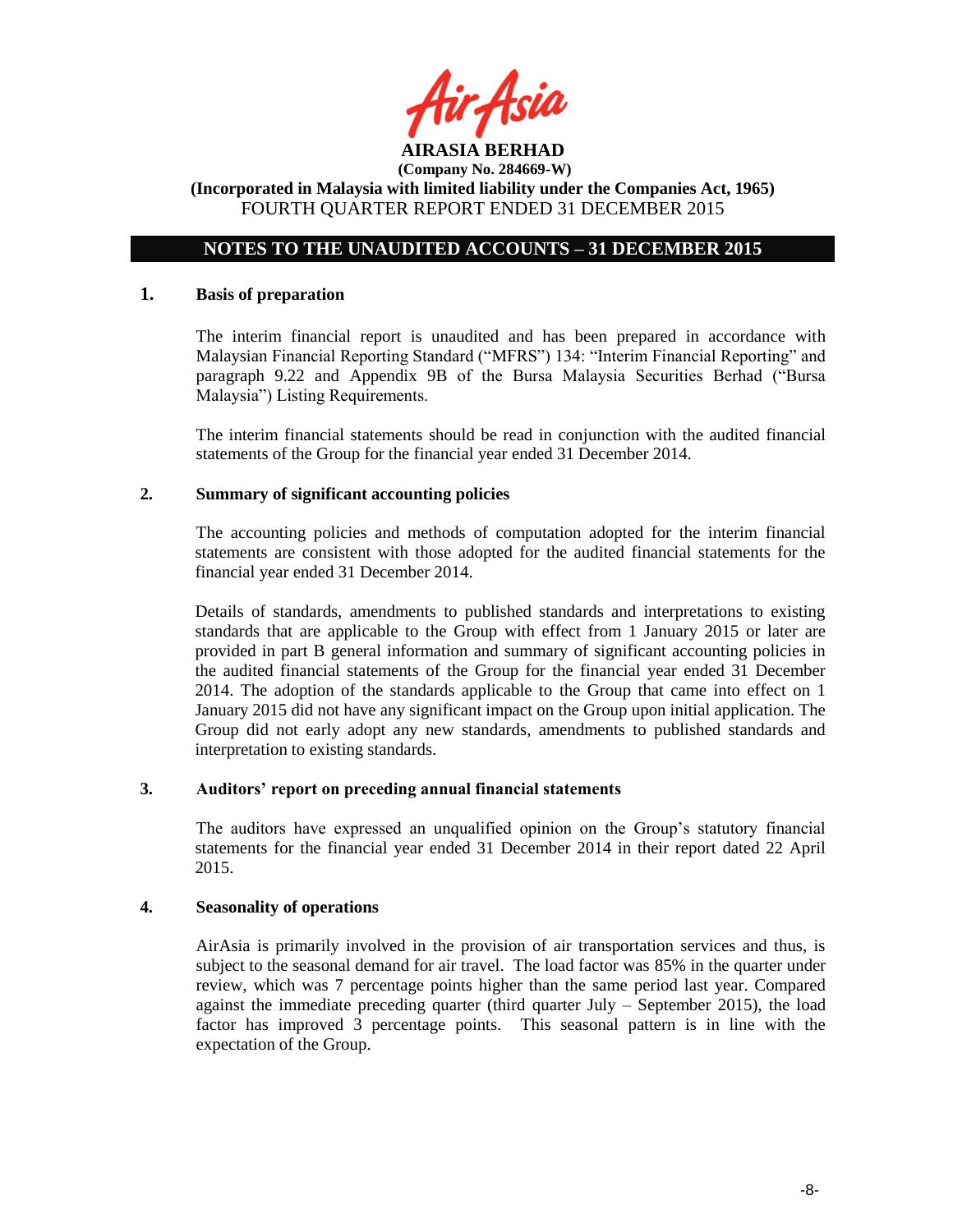**AIRASIA BERHAD**
**(Company No. 284669-W)**
**(Incorporated in Malaysia with limited liability under the Companies Act, 1965)**
FOURTH QUARTER REPORT ENDED 31 DECEMBER 2015

## NOTES TO THE UNAUDITED ACCOUNTS – 31 DECEMBER 2015

### 1. Basis of preparation

The interim financial report is unaudited and has been prepared in accordance with Malaysian Financial Reporting Standard ("MFRS") 134: "Interim Financial Reporting" and paragraph 9.22 and Appendix 9B of the Bursa Malaysia Securities Berhad ("Bursa Malaysia") Listing Requirements.

The interim financial statements should be read in conjunction with the audited financial statements of the Group for the financial year ended 31 December 2014.

### 2. Summary of significant accounting policies

The accounting policies and methods of computation adopted for the interim financial statements are consistent with those adopted for the audited financial statements for the financial year ended 31 December 2014.

Details of standards, amendments to published standards and interpretations to existing standards that are applicable to the Group with effect from 1 January 2015 or later are provided in part B general information and summary of significant accounting policies in the audited financial statements of the Group for the financial year ended 31 December 2014. The adoption of the standards applicable to the Group that came into effect on 1 January 2015 did not have any significant impact on the Group upon initial application. The Group did not early adopt any new standards, amendments to published standards and interpretation to existing standards.

### 3. Auditors' report on preceding annual financial statements

The auditors have expressed an unqualified opinion on the Group's statutory financial statements for the financial year ended 31 December 2014 in their report dated 22 April 2015.

### 4. Seasonality of operations

AirAsia is primarily involved in the provision of air transportation services and thus, is subject to the seasonal demand for air travel. The load factor was 85% in the quarter under review, which was 7 percentage points higher than the same period last year. Compared against the immediate preceding quarter (third quarter July – September 2015), the load factor has improved 3 percentage points. This seasonal pattern is in line with the expectation of the Group.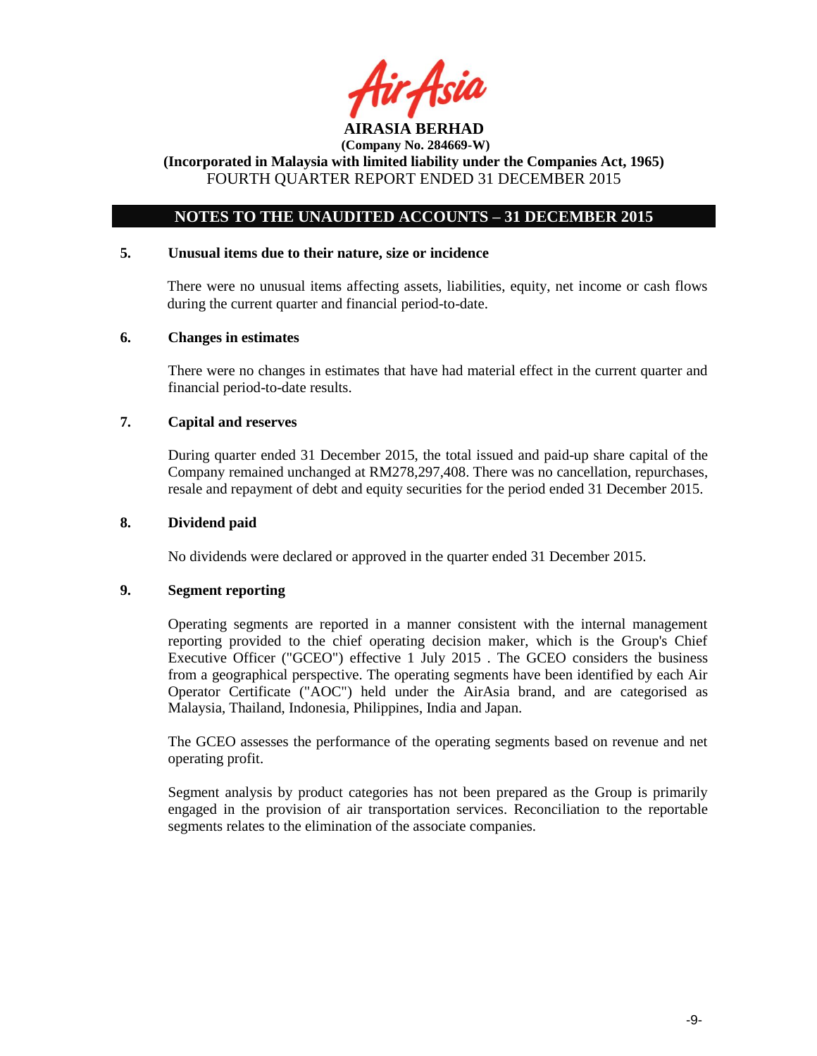## NOTES TO THE UNAUDITED ACCOUNTS – 31 DECEMBER 2015

### 5. Unusual items due to their nature, size or incidence

There were no unusual items affecting assets, liabilities, equity, net income or cash flows during the current quarter and financial period-to-date.

### 6. Changes in estimates

There were no changes in estimates that have had material effect in the current quarter and financial period-to-date results.

### 7. Capital and reserves

During quarter ended 31 December 2015, the total issued and paid-up share capital of the Company remained unchanged at RM278,297,408. There was no cancellation, repurchases, resale and repayment of debt and equity securities for the period ended 31 December 2015.

### 8. Dividend paid

No dividends were declared or approved in the quarter ended 31 December 2015.

### 9. Segment reporting

Operating segments are reported in a manner consistent with the internal management reporting provided to the chief operating decision maker, which is the Group's Chief Executive Officer ("GCEO") effective 1 July 2015 . The GCEO considers the business from a geographical perspective. The operating segments have been identified by each Air Operator Certificate ("AOC") held under the AirAsia brand, and are categorised as Malaysia, Thailand, Indonesia, Philippines, India and Japan.

The GCEO assesses the performance of the operating segments based on revenue and net operating profit.

Segment analysis by product categories has not been prepared as the Group is primarily engaged in the provision of air transportation services. Reconciliation to the reportable segments relates to the elimination of the associate companies.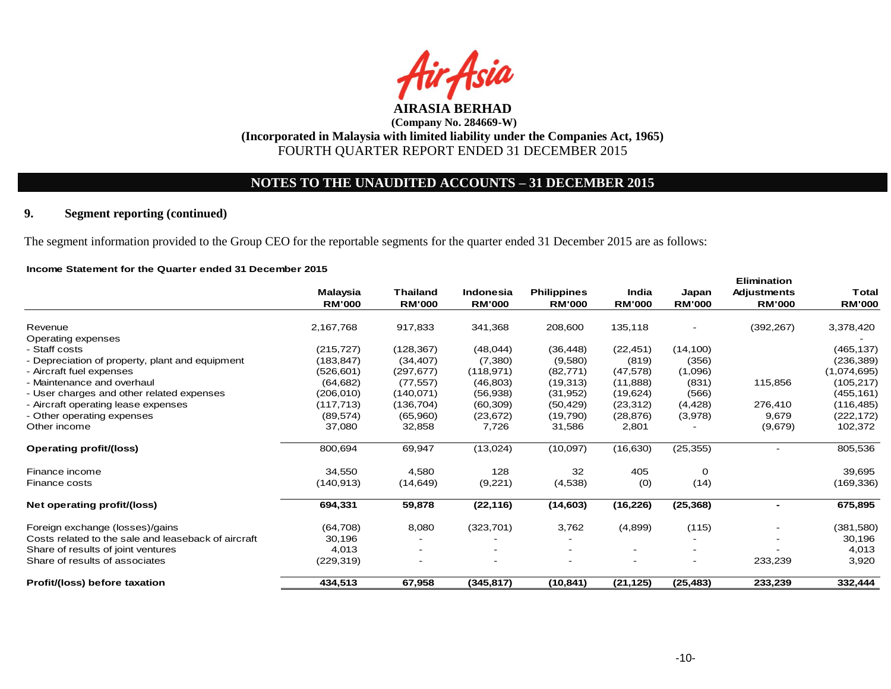**AIRASIA BERHAD**

**(Company No. 284669-W)**

**(Incorporated in Malaysia with limited liability under the Companies Act, 1965)**

FOURTH QUARTER REPORT ENDED 31 DECEMBER 2015

## NOTES TO THE UNAUDITED ACCOUNTS – 31 DECEMBER 2015

### 9. Segment reporting (continued)

The segment information provided to the Group CEO for the reportable segments for the quarter ended 31 December 2015 are as follows:

**Income Statement for the Quarter ended 31 December 2015**

| | Malaysia RM'000 | Thailand RM'000 | Indonesia RM'000 | Philippines RM'000 | India RM'000 | Japan RM'000 | Elimination Adjustments RM'000 | Total RM'000 |
|---|---|---|---|---|---|---|---|---|
| Revenue | 2,167,768 | 917,833 | 341,368 | 208,600 | 135,118 | - | (392,267) | 3,378,420 |
| Operating expenses | | | | | | | | - |
| - Staff costs | (215,727) | (128,367) | (48,044) | (36,448) | (22,451) | (14,100) | | (465,137) |
| - Depreciation of property, plant and equipment | (183,847) | (34,407) | (7,380) | (9,580) | (819) | (356) | | (236,389) |
| - Aircraft fuel expenses | (526,601) | (297,677) | (118,971) | (82,771) | (47,578) | (1,096) | | (1,074,695) |
| - Maintenance and overhaul | (64,682) | (77,557) | (46,803) | (19,313) | (11,888) | (831) | 115,856 | (105,217) |
| - User charges and other related expenses | (206,010) | (140,071) | (56,938) | (31,952) | (19,624) | (566) | | (455,161) |
| - Aircraft operating lease expenses | (117,713) | (136,704) | (60,309) | (50,429) | (23,312) | (4,428) | 276,410 | (116,485) |
| - Other operating expenses | (89,574) | (65,960) | (23,672) | (19,790) | (28,876) | (3,978) | 9,679 | (222,172) |
| Other income | 37,080 | 32,858 | 7,726 | 31,586 | 2,801 | - | (9,679) | 102,372 |
| **Operating profit/(loss)** | 800,694 | 69,947 | (13,024) | (10,097) | (16,630) | (25,355) | - | 805,536 |
| Finance income | 34,550 | 4,580 | 128 | 32 | 405 | 0 | | 39,695 |
| Finance costs | (140,913) | (14,649) | (9,221) | (4,538) | (0) | (14) | | (169,336) |
| **Net operating profit/(loss)** | **694,331** | **59,878** | **(22,116)** | **(14,603)** | **(16,226)** | **(25,368)** | **-** | **675,895** |
| Foreign exchange (losses)/gains | (64,708) | 8,080 | (323,701) | 3,762 | (4,899) | (115) | - | (381,580) |
| Costs related to the sale and leaseback of aircraft | 30,196 | - | - | - | | - | - | 30,196 |
| Share of results of joint ventures | 4,013 | - | - | - | - | - | - | 4,013 |
| Share of results of associates | (229,319) | - | - | - | - | - | 233,239 | 3,920 |
| **Profit/(loss) before taxation** | **434,513** | **67,958** | **(345,817)** | **(10,841)** | **(21,125)** | **(25,483)** | **233,239** | **332,444** |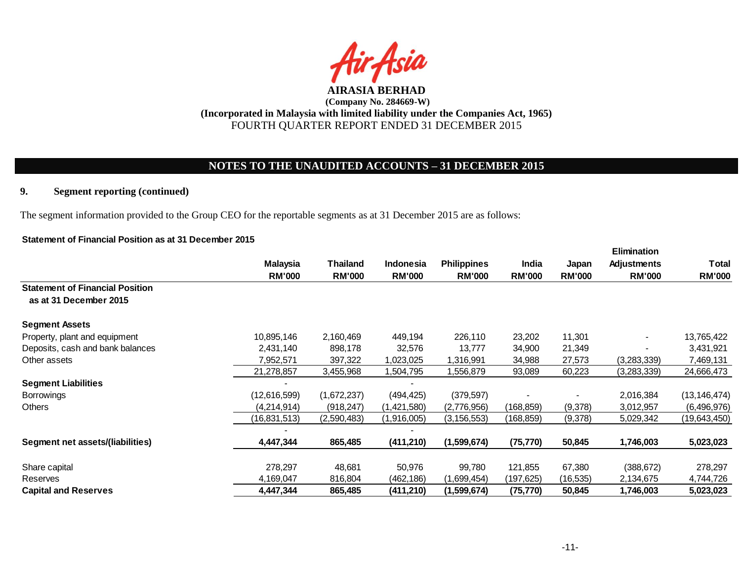**AIRASIA BERHAD**
**(Company No. 284669-W)**
**(Incorporated in Malaysia with limited liability under the Companies Act, 1965)**
FOURTH QUARTER REPORT ENDED 31 DECEMBER 2015

## NOTES TO THE UNAUDITED ACCOUNTS – 31 DECEMBER 2015

### 9. Segment reporting (continued)

The segment information provided to the Group CEO for the reportable segments as at 31 December 2015 are as follows:

**Statement of Financial Position as at 31 December 2015**

| | Malaysia | Thailand | Indonesia | Philippines | India | Japan | Elimination Adjustments | Total |
|---|---|---|---|---|---|---|---|---|
| | RM'000 | RM'000 | RM'000 | RM'000 | RM'000 | RM'000 | RM'000 | RM'000 |
| **Statement of Financial Position as at 31 December 2015** | | | | | | | | |
| **Segment Assets** | | | | | | | | |
| Property, plant and equipment | 10,895,146 | 2,160,469 | 449,194 | 226,110 | 23,202 | 11,301 | - | 13,765,422 |
| Deposits, cash and bank balances | 2,431,140 | 898,178 | 32,576 | 13,777 | 34,900 | 21,349 | - | 3,431,921 |
| Other assets | 7,952,571 | 397,322 | 1,023,025 | 1,316,991 | 34,988 | 27,573 | (3,283,339) | 7,469,131 |
| | 21,278,857 | 3,455,968 | 1,504,795 | 1,556,879 | 93,089 | 60,223 | (3,283,339) | 24,666,473 |
| **Segment Liabilities** | - | | - | | | | | |
| Borrowings | (12,616,599) | (1,672,237) | (494,425) | (379,597) | - | - | 2,016,384 | (13,146,474) |
| Others | (4,214,914) | (918,247) | (1,421,580) | (2,776,956) | (168,859) | (9,378) | 3,012,957 | (6,496,976) |
| | (16,831,513) | (2,590,483) | (1,916,005) | (3,156,553) | (168,859) | (9,378) | 5,029,342 | (19,643,450) |
| | - | | - | | | | | |
| **Segment net assets/(liabilities)** | **4,447,344** | **865,485** | **(411,210)** | **(1,599,674)** | **(75,770)** | **50,845** | **1,746,003** | **5,023,023** |
| Share capital | 278,297 | 48,681 | 50,976 | 99,780 | 121,855 | 67,380 | (388,672) | 278,297 |
| Reserves | 4,169,047 | 816,804 | (462,186) | (1,699,454) | (197,625) | (16,535) | 2,134,675 | 4,744,726 |
| **Capital and Reserves** | **4,447,344** | **865,485** | **(411,210)** | **(1,599,674)** | **(75,770)** | **50,845** | **1,746,003** | **5,023,023** |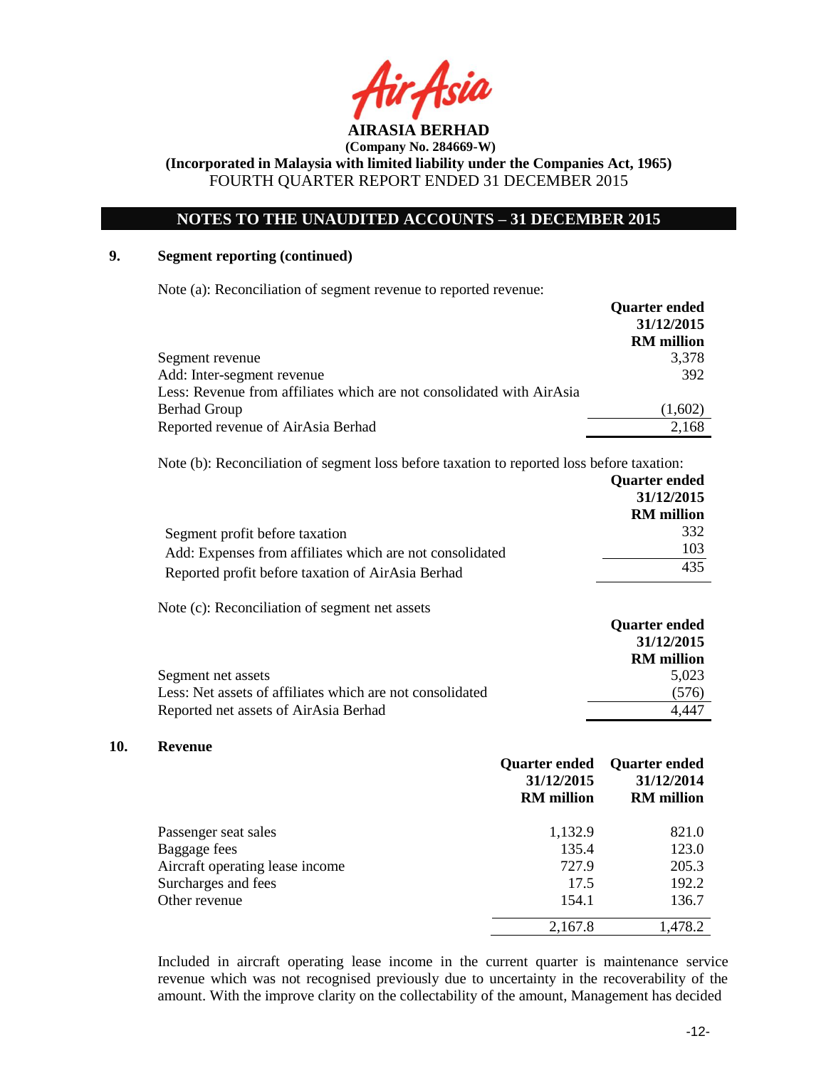# AIRASIA BERHAD

**(Company No. 284669-W)**

**(Incorporated in Malaysia with limited liability under the Companies Act, 1965)**

FOURTH QUARTER REPORT ENDED 31 DECEMBER 2015

## NOTES TO THE UNAUDITED ACCOUNTS – 31 DECEMBER 2015

### 9. Segment reporting (continued)

Note (a): Reconciliation of segment revenue to reported revenue:

| | Quarter ended 31/12/2015 RM million |
|---|---|
| Segment revenue | 3,378 |
| Add: Inter-segment revenue | 392 |
| Less: Revenue from affiliates which are not consolidated with AirAsia Berhad Group | (1,602) |
| Reported revenue of AirAsia Berhad | 2,168 |

Note (b): Reconciliation of segment loss before taxation to reported loss before taxation:

| | Quarter ended 31/12/2015 RM million |
|---|---|
| Segment profit before taxation | 332 |
| Add: Expenses from affiliates which are not consolidated | 103 |
| Reported profit before taxation of AirAsia Berhad | 435 |

Note (c): Reconciliation of segment net assets

| | Quarter ended 31/12/2015 RM million |
|---|---|
| Segment net assets | 5,023 |
| Less: Net assets of affiliates which are not consolidated | (576) |
| Reported net assets of AirAsia Berhad | 4,447 |

### 10. Revenue

| | Quarter ended 31/12/2015 RM million | Quarter ended 31/12/2014 RM million |
|---|---|---|
| Passenger seat sales | 1,132.9 | 821.0 |
| Baggage fees | 135.4 | 123.0 |
| Aircraft operating lease income | 727.9 | 205.3 |
| Surcharges and fees | 17.5 | 192.2 |
| Other revenue | 154.1 | 136.7 |
| | 2,167.8 | 1,478.2 |

Included in aircraft operating lease income in the current quarter is maintenance service revenue which was not recognised previously due to uncertainty in the recoverability of the amount. With the improve clarity on the collectability of the amount, Management has decided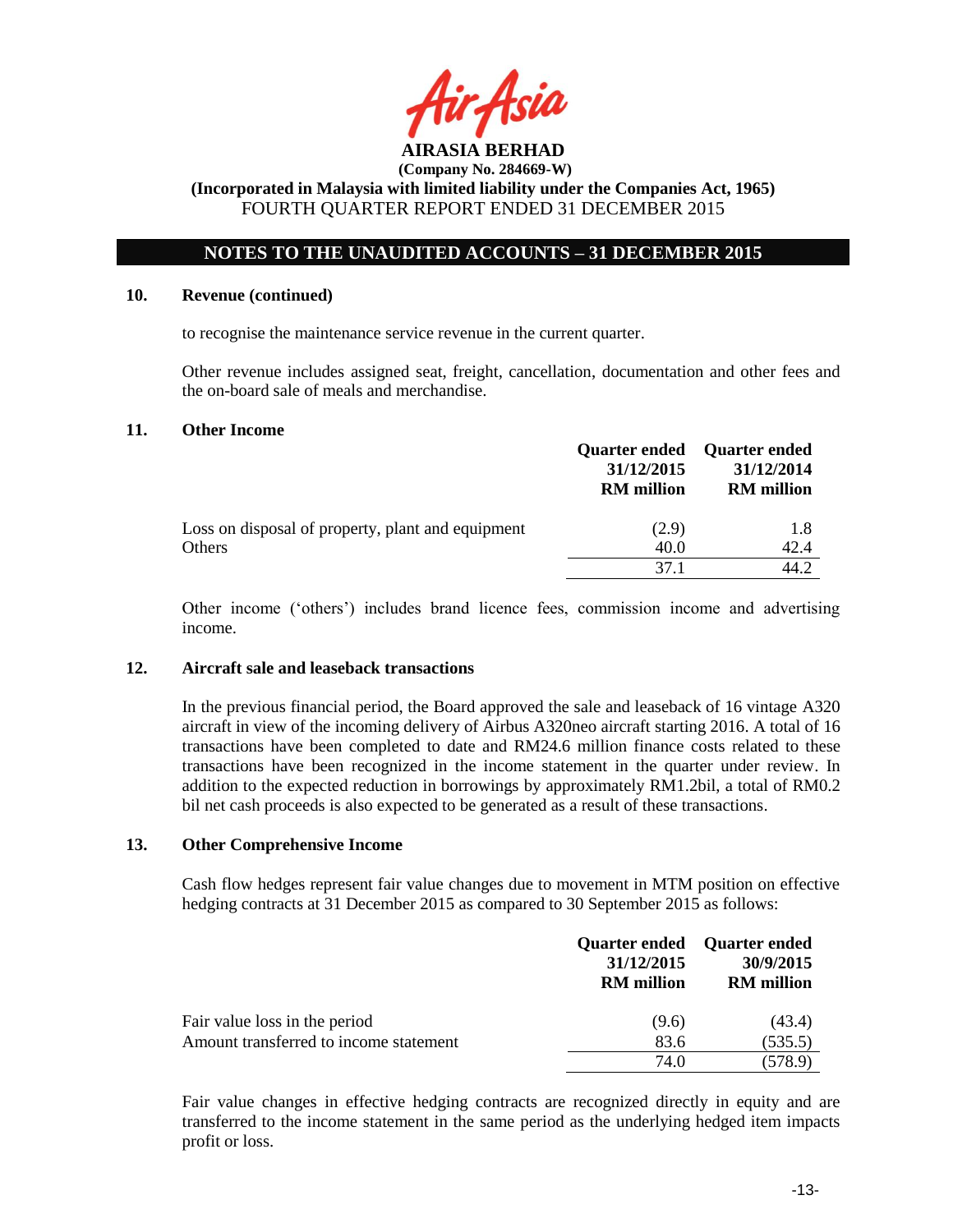## NOTES TO THE UNAUDITED ACCOUNTS – 31 DECEMBER 2015

### 10. Revenue (continued)

to recognise the maintenance service revenue in the current quarter.

Other revenue includes assigned seat, freight, cancellation, documentation and other fees and the on-board sale of meals and merchandise.

### 11. Other Income

| | Quarter ended 31/12/2015 RM million | Quarter ended 31/12/2014 RM million |
|---|---|---|
| Loss on disposal of property, plant and equipment | (2.9) | 1.8 |
| Others | 40.0 | 42.4 |
| | 37.1 | 44.2 |

Other income ('others') includes brand licence fees, commission income and advertising income.

### 12. Aircraft sale and leaseback transactions

In the previous financial period, the Board approved the sale and leaseback of 16 vintage A320 aircraft in view of the incoming delivery of Airbus A320neo aircraft starting 2016. A total of 16 transactions have been completed to date and RM24.6 million finance costs related to these transactions have been recognized in the income statement in the quarter under review. In addition to the expected reduction in borrowings by approximately RM1.2bil, a total of RM0.2 bil net cash proceeds is also expected to be generated as a result of these transactions.

### 13. Other Comprehensive Income

Cash flow hedges represent fair value changes due to movement in MTM position on effective hedging contracts at 31 December 2015 as compared to 30 September 2015 as follows:

| | Quarter ended 31/12/2015 RM million | Quarter ended 30/9/2015 RM million |
|---|---|---|
| Fair value loss in the period | (9.6) | (43.4) |
| Amount transferred to income statement | 83.6 | (535.5) |
| | 74.0 | (578.9) |

Fair value changes in effective hedging contracts are recognized directly in equity and are transferred to the income statement in the same period as the underlying hedged item impacts profit or loss.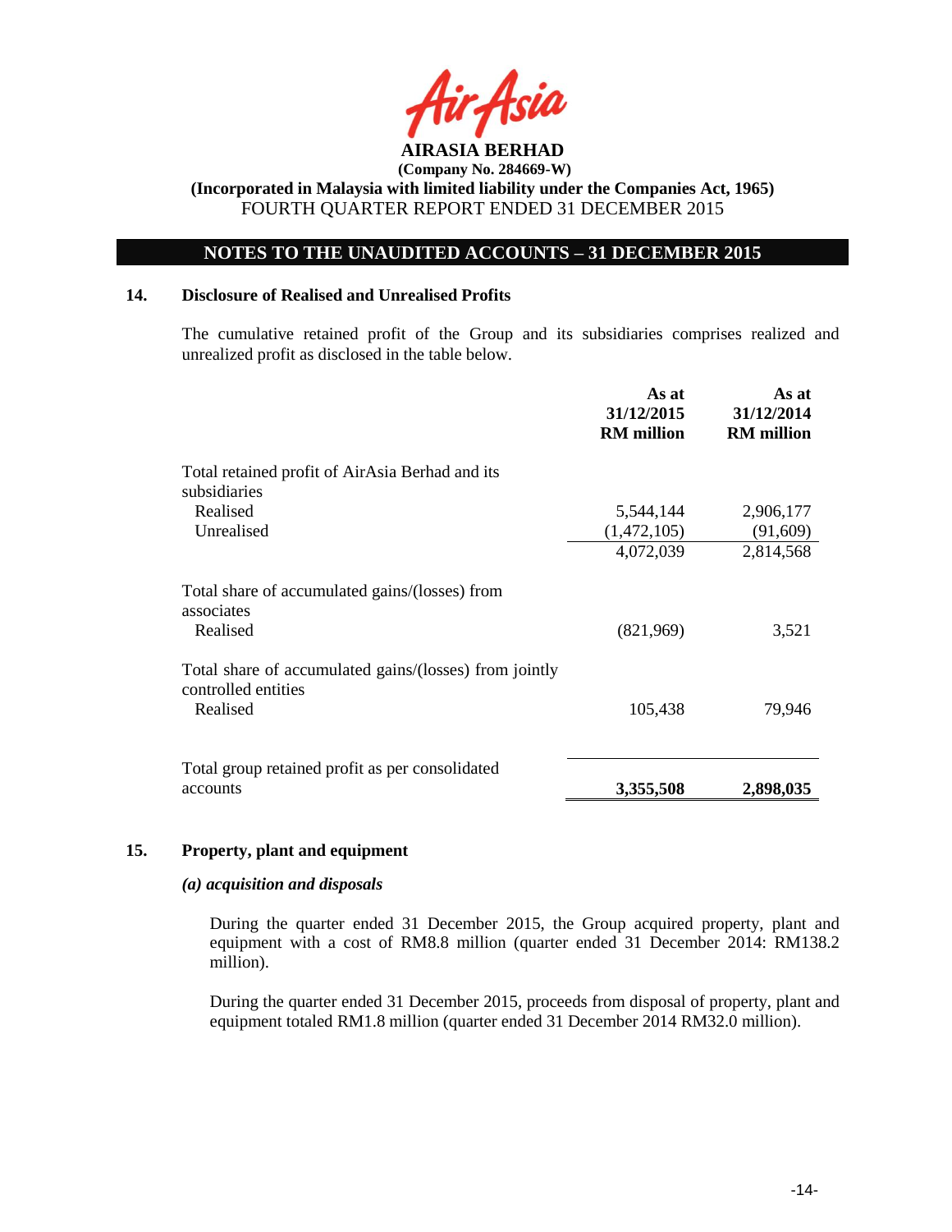**AIRASIA BERHAD**
**(Company No. 284669-W)**
**(Incorporated in Malaysia with limited liability under the Companies Act, 1965)**
FOURTH QUARTER REPORT ENDED 31 DECEMBER 2015

## NOTES TO THE UNAUDITED ACCOUNTS – 31 DECEMBER 2015

### 14. Disclosure of Realised and Unrealised Profits

The cumulative retained profit of the Group and its subsidiaries comprises realized and unrealized profit as disclosed in the table below.

| | As at 31/12/2015 RM million | As at 31/12/2014 RM million |
|---|---|---|
| Total retained profit of AirAsia Berhad and its subsidiaries | | |
| Realised | 5,544,144 | 2,906,177 |
| Unrealised | (1,472,105) | (91,609) |
| | 4,072,039 | 2,814,568 |
| Total share of accumulated gains/(losses) from associates | | |
| Realised | (821,969) | 3,521 |
| Total share of accumulated gains/(losses) from jointly controlled entities | | |
| Realised | 105,438 | 79,946 |
| Total group retained profit as per consolidated accounts | **3,355,508** | **2,898,035** |

### 15. Property, plant and equipment

***(a) acquisition and disposals***

During the quarter ended 31 December 2015, the Group acquired property, plant and equipment with a cost of RM8.8 million (quarter ended 31 December 2014: RM138.2 million).

During the quarter ended 31 December 2015, proceeds from disposal of property, plant and equipment totaled RM1.8 million (quarter ended 31 December 2014 RM32.0 million).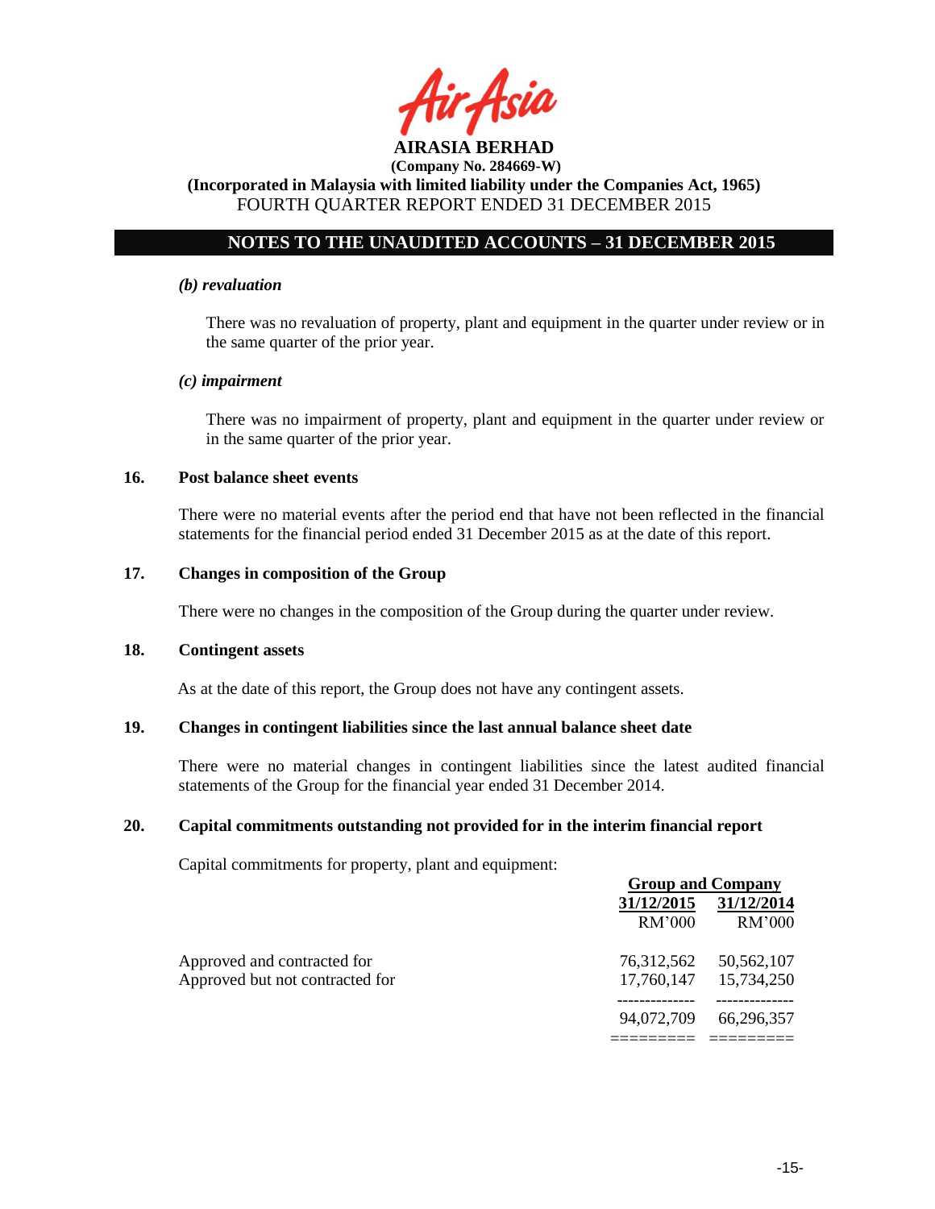## NOTES TO THE UNAUDITED ACCOUNTS – 31 DECEMBER 2015

*(b) revaluation*

There was no revaluation of property, plant and equipment in the quarter under review or in the same quarter of the prior year.

*(c) impairment*

There was no impairment of property, plant and equipment in the quarter under review or in the same quarter of the prior year.

### 16. Post balance sheet events

There were no material events after the period end that have not been reflected in the financial statements for the financial period ended 31 December 2015 as at the date of this report.

### 17. Changes in composition of the Group

There were no changes in the composition of the Group during the quarter under review.

### 18. Contingent assets

As at the date of this report, the Group does not have any contingent assets.

### 19. Changes in contingent liabilities since the last annual balance sheet date

There were no material changes in contingent liabilities since the latest audited financial statements of the Group for the financial year ended 31 December 2014.

### 20. Capital commitments outstanding not provided for in the interim financial report

Capital commitments for property, plant and equipment:

| | Group and Company | |
|---|---|---|
| | 31/12/2015 | 31/12/2014 |
| | RM'000 | RM'000 |
| Approved and contracted for | 76,312,562 | 50,562,107 |
| Approved but not contracted for | 17,760,147 | 15,734,250 |
| | 94,072,709 | 66,296,357 |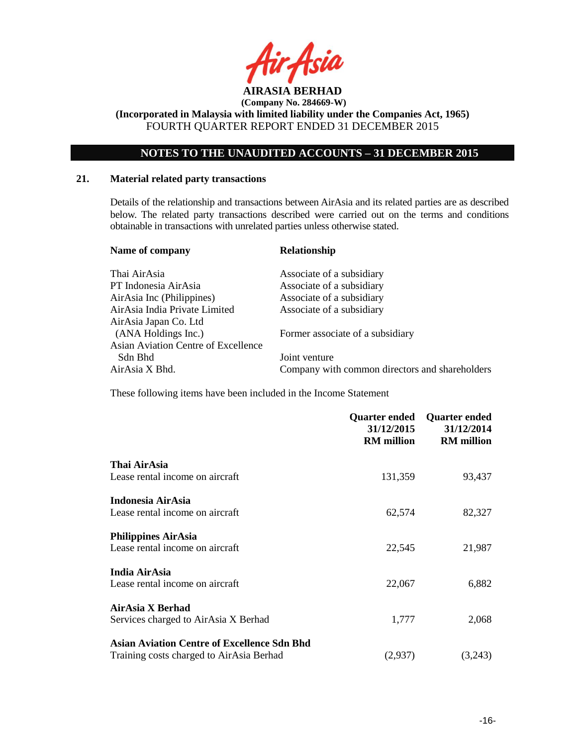# AIRASIA BERHAD

**(Company No. 284669-W)**

**(Incorporated in Malaysia with limited liability under the Companies Act, 1965)**

FOURTH QUARTER REPORT ENDED 31 DECEMBER 2015

## NOTES TO THE UNAUDITED ACCOUNTS – 31 DECEMBER 2015

### 21. Material related party transactions

Details of the relationship and transactions between AirAsia and its related parties are as described below. The related party transactions described were carried out on the terms and conditions obtainable in transactions with unrelated parties unless otherwise stated.

| Name of company | Relationship |
|---|---|
| Thai AirAsia | Associate of a subsidiary |
| PT Indonesia AirAsia | Associate of a subsidiary |
| AirAsia Inc (Philippines) | Associate of a subsidiary |
| AirAsia India Private Limited | Associate of a subsidiary |
| AirAsia Japan Co. Ltd (ANA Holdings Inc.) | Former associate of a subsidiary |
| Asian Aviation Centre of Excellence Sdn Bhd | Joint venture |
| AirAsia X Bhd. | Company with common directors and shareholders |

These following items have been included in the Income Statement

| | Quarter ended 31/12/2015 RM million | Quarter ended 31/12/2014 RM million |
|---|---|---|
| **Thai AirAsia** | | |
| Lease rental income on aircraft | 131,359 | 93,437 |
| **Indonesia AirAsia** | | |
| Lease rental income on aircraft | 62,574 | 82,327 |
| **Philippines AirAsia** | | |
| Lease rental income on aircraft | 22,545 | 21,987 |
| **India AirAsia** | | |
| Lease rental income on aircraft | 22,067 | 6,882 |
| **AirAsia X Berhad** | | |
| Services charged to AirAsia X Berhad | 1,777 | 2,068 |
| **Asian Aviation Centre of Excellence Sdn Bhd** | | |
| Training costs charged to AirAsia Berhad | (2,937) | (3,243) |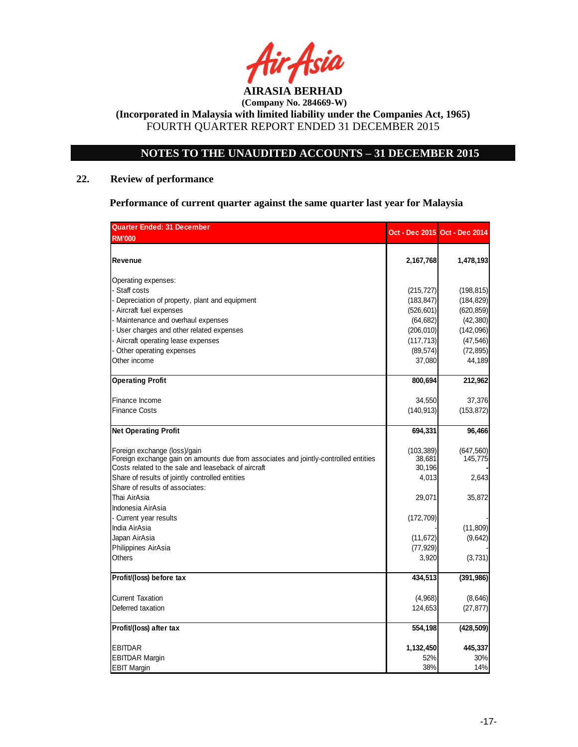**AIRASIA BERHAD**
**(Company No. 284669-W)**
**(Incorporated in Malaysia with limited liability under the Companies Act, 1965)**
FOURTH QUARTER REPORT ENDED 31 DECEMBER 2015

## NOTES TO THE UNAUDITED ACCOUNTS – 31 DECEMBER 2015

## 22. Review of performance

### Performance of current quarter against the same quarter last year for Malaysia

| Quarter Ended: 31 December<br>RM'000 | Oct - Dec 2015 | Oct - Dec 2014 |
|---|---|---|
| **Revenue** | **2,167,768** | **1,478,193** |
| Operating expenses: | | |
| - Staff costs | (215,727) | (198,815) |
| - Depreciation of property, plant and equipment | (183,847) | (184,829) |
| - Aircraft fuel expenses | (526,601) | (620,859) |
| - Maintenance and overhaul expenses | (64,682) | (42,380) |
| - User charges and other related expenses | (206,010) | (142,096) |
| - Aircraft operating lease expenses | (117,713) | (47,546) |
| - Other operating expenses | (89,574) | (72,895) |
| Other income | 37,080 | 44,189 |
| **Operating Profit** | **800,694** | **212,962** |
| Finance Income | 34,550 | 37,376 |
| Finance Costs | (140,913) | (153,872) |
| **Net Operating Profit** | **694,331** | **96,466** |
| Foreign exchange (loss)/gain | (103,389) | (647,560) |
| Foreign exchange gain on amounts due from associates and jointly-controlled entities | 38,681 | 145,775 |
| Costs related to the sale and leaseback of aircraft | 30,196 | - |
| Share of results of jointly controlled entities | 4,013 | 2,643 |
| Share of results of associates: | | |
| Thai AirAsia | 29,071 | 35,872 |
| Indonesia AirAsia | | |
| - Current year results | (172,709) | - |
| India AirAsia | - | (11,809) |
| Japan AirAsia | (11,672) | (9,642) |
| Philippines AirAsia | (77,929) | - |
| Others | 3,920 | (3,731) |
| **Profit/(loss) before tax** | **434,513** | **(391,986)** |
| Current Taxation | (4,968) | (8,646) |
| Deferred taxation | 124,653 | (27,877) |
| **Profit/(loss) after tax** | **554,198** | **(428,509)** |
| EBITDAR | **1,132,450** | **445,337** |
| EBITDAR Margin | 52% | 30% |
| EBIT Margin | 38% | 14% |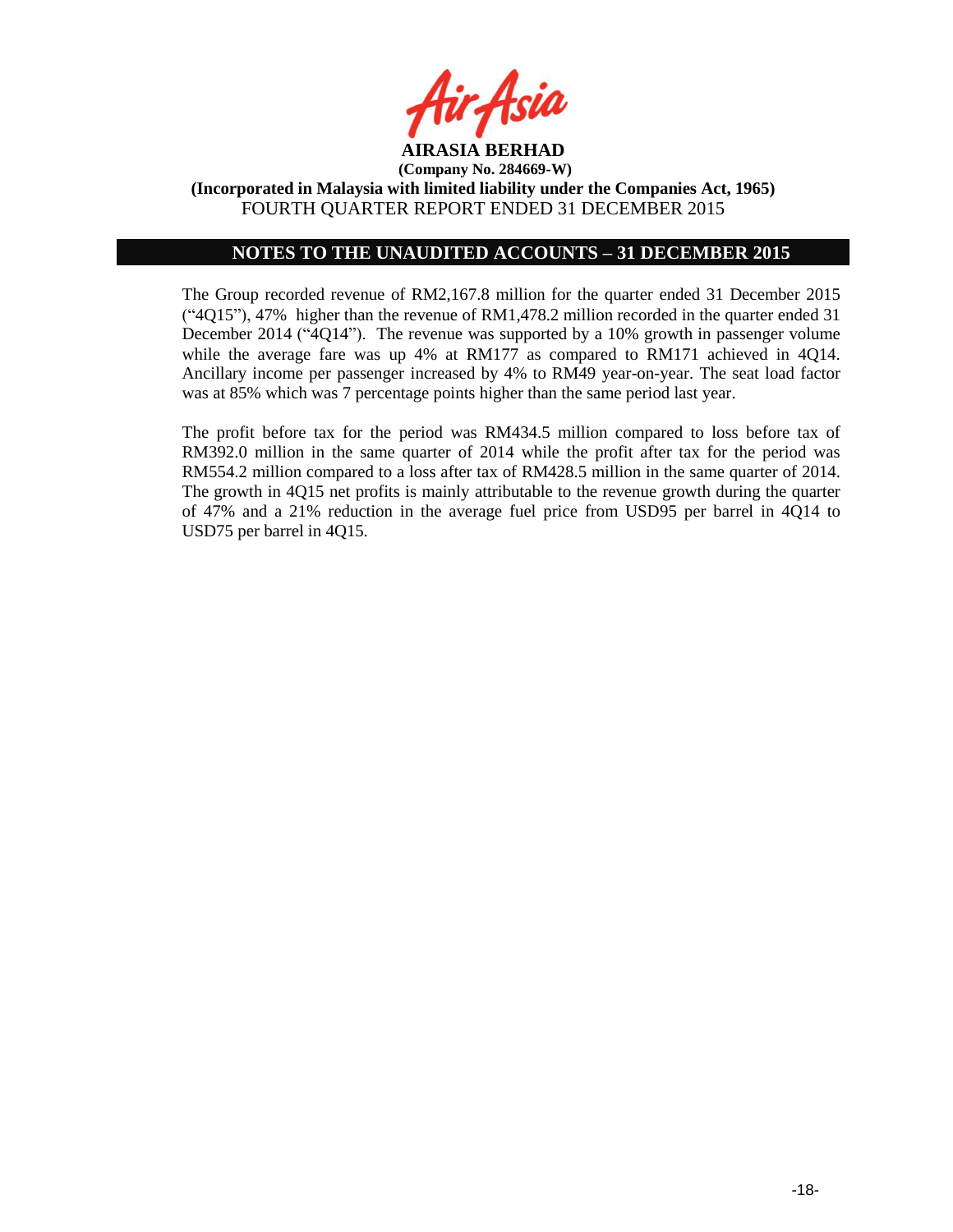## NOTES TO THE UNAUDITED ACCOUNTS – 31 DECEMBER 2015

The Group recorded revenue of RM2,167.8 million for the quarter ended 31 December 2015 ("4Q15"), 47% higher than the revenue of RM1,478.2 million recorded in the quarter ended 31 December 2014 ("4Q14"). The revenue was supported by a 10% growth in passenger volume while the average fare was up 4% at RM177 as compared to RM171 achieved in 4Q14. Ancillary income per passenger increased by 4% to RM49 year-on-year. The seat load factor was at 85% which was 7 percentage points higher than the same period last year.

The profit before tax for the period was RM434.5 million compared to loss before tax of RM392.0 million in the same quarter of 2014 while the profit after tax for the period was RM554.2 million compared to a loss after tax of RM428.5 million in the same quarter of 2014. The growth in 4Q15 net profits is mainly attributable to the revenue growth during the quarter of 47% and a 21% reduction in the average fuel price from USD95 per barrel in 4Q14 to USD75 per barrel in 4Q15.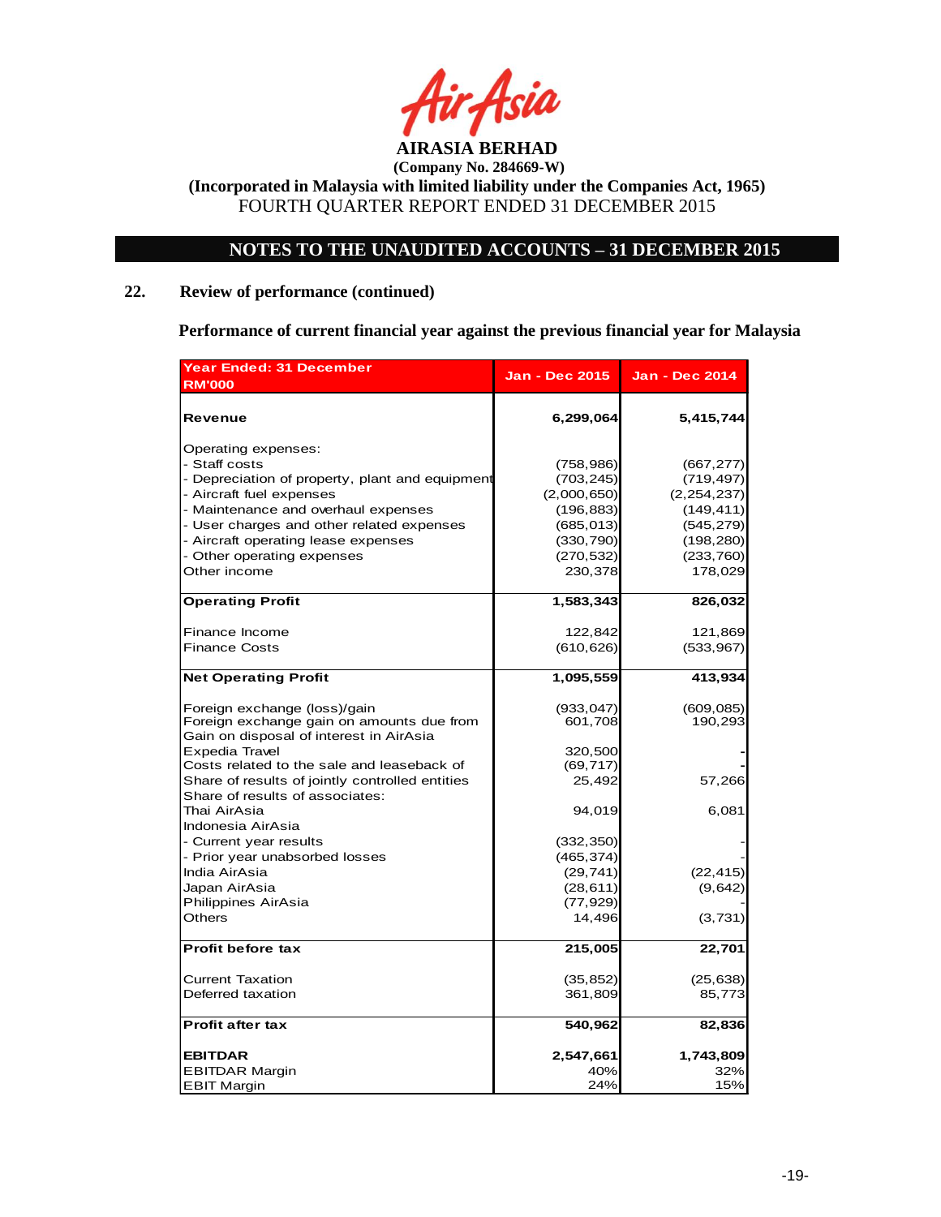**AIRASIA BERHAD**

**(Company No. 284669-W)**

**(Incorporated in Malaysia with limited liability under the Companies Act, 1965)**

FOURTH QUARTER REPORT ENDED 31 DECEMBER 2015

## NOTES TO THE UNAUDITED ACCOUNTS – 31 DECEMBER 2015

### 22. Review of performance (continued)

**Performance of current financial year against the previous financial year for Malaysia**

| Year Ended: 31 December RM'000 | Jan - Dec 2015 | Jan - Dec 2014 |
|---|---|---|
| **Revenue** | **6,299,064** | **5,415,744** |
| Operating expenses: | | |
| - Staff costs | (758,986) | (667,277) |
| - Depreciation of property, plant and equipment | (703,245) | (719,497) |
| - Aircraft fuel expenses | (2,000,650) | (2,254,237) |
| - Maintenance and overhaul expenses | (196,883) | (149,411) |
| - User charges and other related expenses | (685,013) | (545,279) |
| - Aircraft operating lease expenses | (330,790) | (198,280) |
| - Other operating expenses | (270,532) | (233,760) |
| Other income | 230,378 | 178,029 |
| **Operating Profit** | **1,583,343** | **826,032** |
| Finance Income | 122,842 | 121,869 |
| Finance Costs | (610,626) | (533,967) |
| **Net Operating Profit** | **1,095,559** | **413,934** |
| Foreign exchange (loss)/gain | (933,047) | (609,085) |
| Foreign exchange gain on amounts due from | 601,708 | 190,293 |
| Gain on disposal of interest in AirAsia Expedia Travel | 320,500 | - |
| Costs related to the sale and leaseback of | (69,717) | - |
| Share of results of jointly controlled entities | 25,492 | 57,266 |
| Share of results of associates: | | |
| Thai AirAsia | 94,019 | 6,081 |
| Indonesia AirAsia | | |
| - Current year results | (332,350) | - |
| - Prior year unabsorbed losses | (465,374) | - |
| India AirAsia | (29,741) | (22,415) |
| Japan AirAsia | (28,611) | (9,642) |
| Philippines AirAsia | (77,929) | - |
| Others | 14,496 | (3,731) |
| **Profit before tax** | **215,005** | **22,701** |
| Current Taxation | (35,852) | (25,638) |
| Deferred taxation | 361,809 | 85,773 |
| **Profit after tax** | **540,962** | **82,836** |
| **EBITDAR** | **2,547,661** | **1,743,809** |
| EBITDAR Margin | 40% | 32% |
| EBIT Margin | 24% | 15% |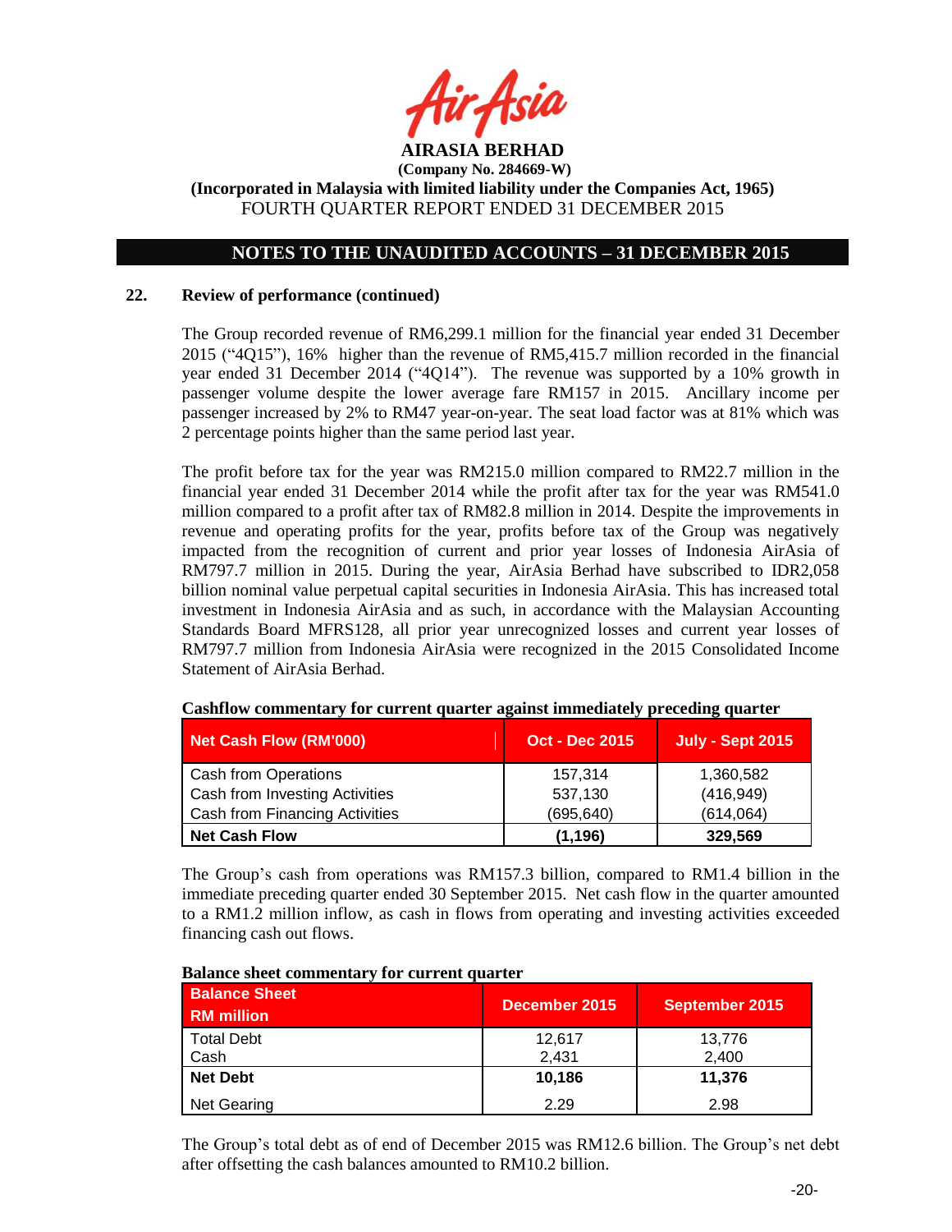**AIRASIA BERHAD**
**(Company No. 284669-W)**
**(Incorporated in Malaysia with limited liability under the Companies Act, 1965)**
FOURTH QUARTER REPORT ENDED 31 DECEMBER 2015

## NOTES TO THE UNAUDITED ACCOUNTS – 31 DECEMBER 2015

### 22. Review of performance (continued)

The Group recorded revenue of RM6,299.1 million for the financial year ended 31 December 2015 ("4Q15"), 16% higher than the revenue of RM5,415.7 million recorded in the financial year ended 31 December 2014 ("4Q14"). The revenue was supported by a 10% growth in passenger volume despite the lower average fare RM157 in 2015. Ancillary income per passenger increased by 2% to RM47 year-on-year. The seat load factor was at 81% which was 2 percentage points higher than the same period last year.

The profit before tax for the year was RM215.0 million compared to RM22.7 million in the financial year ended 31 December 2014 while the profit after tax for the year was RM541.0 million compared to a profit after tax of RM82.8 million in 2014. Despite the improvements in revenue and operating profits for the year, profits before tax of the Group was negatively impacted from the recognition of current and prior year losses of Indonesia AirAsia of RM797.7 million in 2015. During the year, AirAsia Berhad have subscribed to IDR2,058 billion nominal value perpetual capital securities in Indonesia AirAsia. This has increased total investment in Indonesia AirAsia and as such, in accordance with the Malaysian Accounting Standards Board MFRS128, all prior year unrecognized losses and current year losses of RM797.7 million from Indonesia AirAsia were recognized in the 2015 Consolidated Income Statement of AirAsia Berhad.

**Cashflow commentary for current quarter against immediately preceding quarter**

| Net Cash Flow (RM'000) | Oct - Dec 2015 | July - Sept 2015 |
|---|---|---|
| Cash from Operations | 157,314 | 1,360,582 |
| Cash from Investing Activities | 537,130 | (416,949) |
| Cash from Financing Activities | (695,640) | (614,064) |
| **Net Cash Flow** | **(1,196)** | **329,569** |

The Group's cash from operations was RM157.3 billion, compared to RM1.4 billion in the immediate preceding quarter ended 30 September 2015. Net cash flow in the quarter amounted to a RM1.2 million inflow, as cash in flows from operating and investing activities exceeded financing cash out flows.

**Balance sheet commentary for current quarter**

| Balance Sheet RM million | December 2015 | September 2015 |
|---|---|---|
| Total Debt | 12,617 | 13,776 |
| Cash | 2,431 | 2,400 |
| **Net Debt** | **10,186** | **11,376** |
| Net Gearing | 2.29 | 2.98 |

The Group's total debt as of end of December 2015 was RM12.6 billion. The Group's net debt after offsetting the cash balances amounted to RM10.2 billion.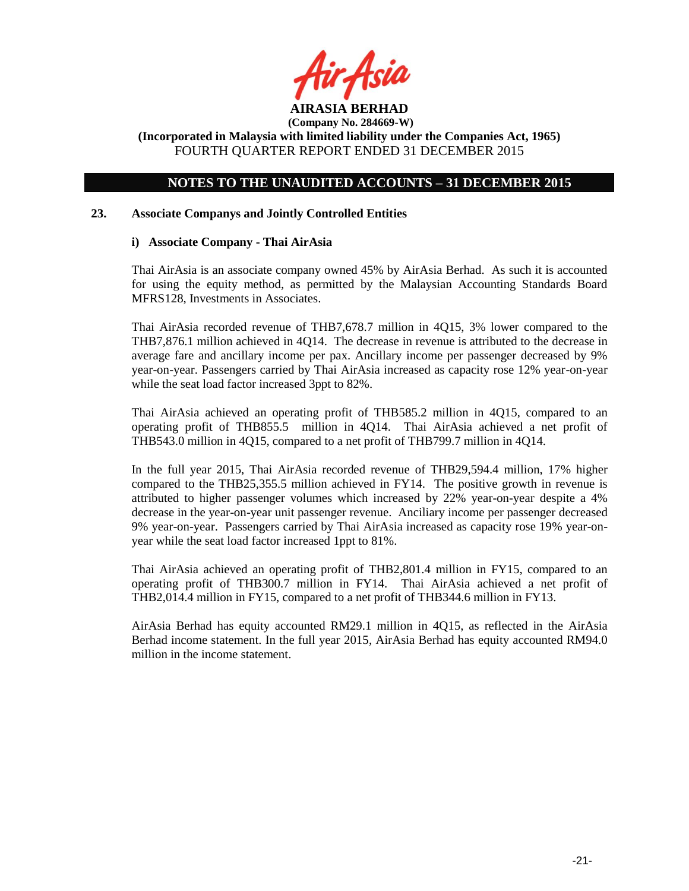**AIRASIA BERHAD**
**(Company No. 284669-W)**
**(Incorporated in Malaysia with limited liability under the Companies Act, 1965)**
FOURTH QUARTER REPORT ENDED 31 DECEMBER 2015

## NOTES TO THE UNAUDITED ACCOUNTS – 31 DECEMBER 2015

### 23. Associate Companys and Jointly Controlled Entities

#### i) Associate Company - Thai AirAsia

Thai AirAsia is an associate company owned 45% by AirAsia Berhad. As such it is accounted for using the equity method, as permitted by the Malaysian Accounting Standards Board MFRS128, Investments in Associates.

Thai AirAsia recorded revenue of THB7,678.7 million in 4Q15, 3% lower compared to the THB7,876.1 million achieved in 4Q14. The decrease in revenue is attributed to the decrease in average fare and ancillary income per pax. Ancillary income per passenger decreased by 9% year-on-year. Passengers carried by Thai AirAsia increased as capacity rose 12% year-on-year while the seat load factor increased 3ppt to 82%.

Thai AirAsia achieved an operating profit of THB585.2 million in 4Q15, compared to an operating profit of THB855.5 million in 4Q14. Thai AirAsia achieved a net profit of THB543.0 million in 4Q15, compared to a net profit of THB799.7 million in 4Q14.

In the full year 2015, Thai AirAsia recorded revenue of THB29,594.4 million, 17% higher compared to the THB25,355.5 million achieved in FY14. The positive growth in revenue is attributed to higher passenger volumes which increased by 22% year-on-year despite a 4% decrease in the year-on-year unit passenger revenue. Anciliary income per passenger decreased 9% year-on-year. Passengers carried by Thai AirAsia increased as capacity rose 19% year-on-year while the seat load factor increased 1ppt to 81%.

Thai AirAsia achieved an operating profit of THB2,801.4 million in FY15, compared to an operating profit of THB300.7 million in FY14. Thai AirAsia achieved a net profit of THB2,014.4 million in FY15, compared to a net profit of THB344.6 million in FY13.

AirAsia Berhad has equity accounted RM29.1 million in 4Q15, as reflected in the AirAsia Berhad income statement. In the full year 2015, AirAsia Berhad has equity accounted RM94.0 million in the income statement.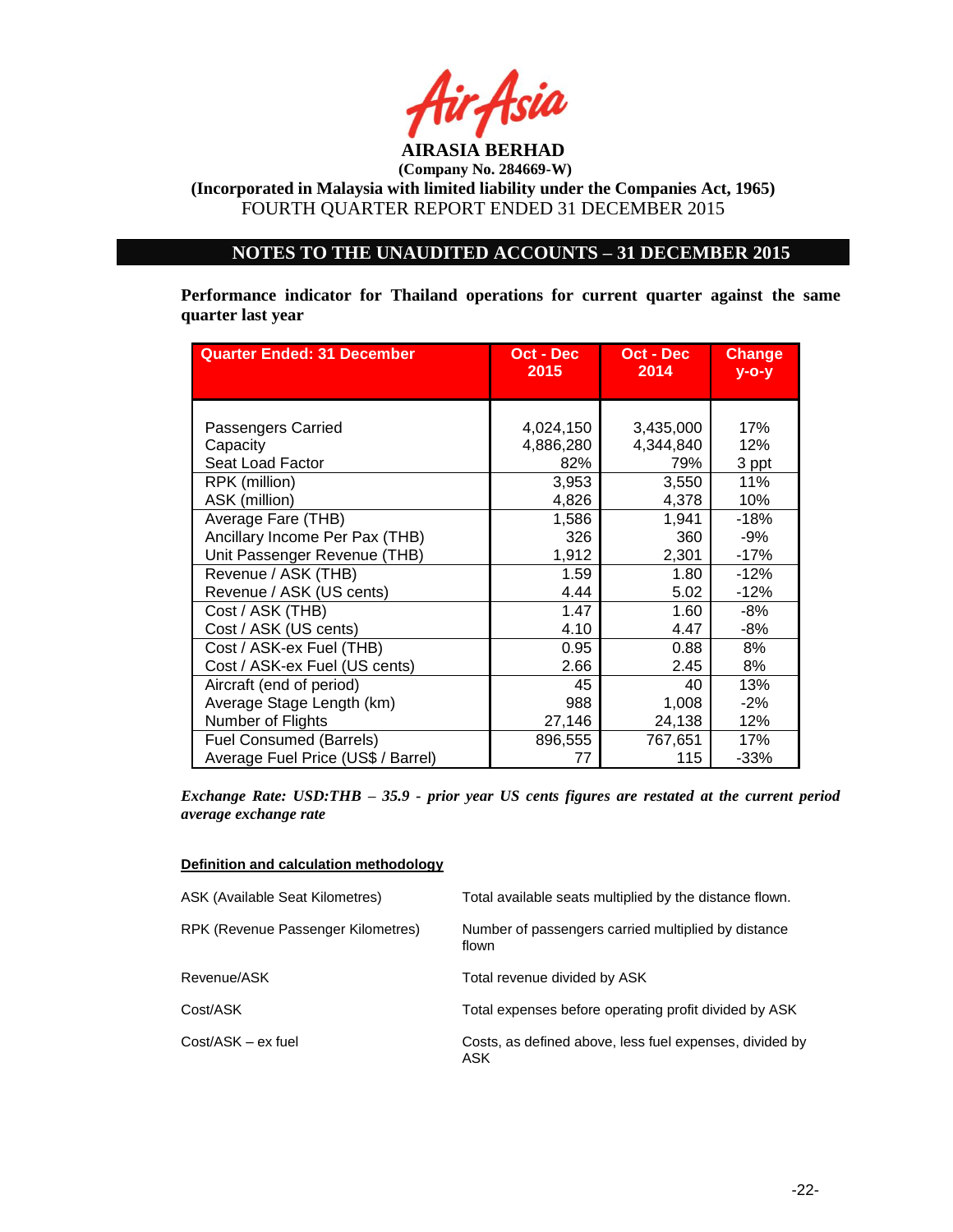AIRASIA BERHAD
(Company No. 284669-W)
(Incorporated in Malaysia with limited liability under the Companies Act, 1965)
FOURTH QUARTER REPORT ENDED 31 DECEMBER 2015

## NOTES TO THE UNAUDITED ACCOUNTS – 31 DECEMBER 2015

**Performance indicator for Thailand operations for current quarter against the same quarter last year**

| Quarter Ended: 31 December | Oct - Dec 2015 | Oct - Dec 2014 | Change y-o-y |
|---|---|---|---|
| Passengers Carried | 4,024,150 | 3,435,000 | 17% |
| Capacity | 4,886,280 | 4,344,840 | 12% |
| Seat Load Factor | 82% | 79% | 3 ppt |
| RPK (million) | 3,953 | 3,550 | 11% |
| ASK (million) | 4,826 | 4,378 | 10% |
| Average Fare (THB) | 1,586 | 1,941 | -18% |
| Ancillary Income Per Pax (THB) | 326 | 360 | -9% |
| Unit Passenger Revenue (THB) | 1,912 | 2,301 | -17% |
| Revenue / ASK (THB) | 1.59 | 1.80 | -12% |
| Revenue / ASK (US cents) | 4.44 | 5.02 | -12% |
| Cost / ASK (THB) | 1.47 | 1.60 | -8% |
| Cost / ASK (US cents) | 4.10 | 4.47 | -8% |
| Cost / ASK-ex Fuel (THB) | 0.95 | 0.88 | 8% |
| Cost / ASK-ex Fuel (US cents) | 2.66 | 2.45 | 8% |
| Aircraft (end of period) | 45 | 40 | 13% |
| Average Stage Length (km) | 988 | 1,008 | -2% |
| Number of Flights | 27,146 | 24,138 | 12% |
| Fuel Consumed (Barrels) | 896,555 | 767,651 | 17% |
| Average Fuel Price (US$ / Barrel) | 77 | 115 | -33% |

***Exchange Rate: USD:THB – 35.9 - prior year US cents figures are restated at the current period average exchange rate***

**Definition and calculation methodology**

| | |
|---|---|
| ASK (Available Seat Kilometres) | Total available seats multiplied by the distance flown. |
| RPK (Revenue Passenger Kilometres) | Number of passengers carried multiplied by distance flown |
| Revenue/ASK | Total revenue divided by ASK |
| Cost/ASK | Total expenses before operating profit divided by ASK |
| Cost/ASK – ex fuel | Costs, as defined above, less fuel expenses, divided by ASK |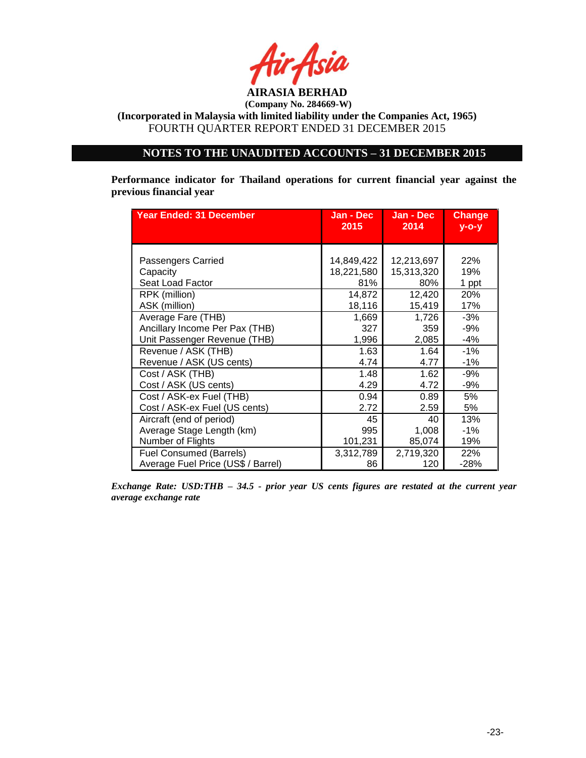**AIRASIA BERHAD**
**(Company No. 284669-W)**
**(Incorporated in Malaysia with limited liability under the Companies Act, 1965)**
FOURTH QUARTER REPORT ENDED 31 DECEMBER 2015

## NOTES TO THE UNAUDITED ACCOUNTS – 31 DECEMBER 2015

**Performance indicator for Thailand operations for current financial year against the previous financial year**

| Year Ended: 31 December | Jan - Dec 2015 | Jan - Dec 2014 | Change y-o-y |
|---|---|---|---|
| Passengers Carried | 14,849,422 | 12,213,697 | 22% |
| Capacity | 18,221,580 | 15,313,320 | 19% |
| Seat Load Factor | 81% | 80% | 1 ppt |
| RPK (million) | 14,872 | 12,420 | 20% |
| ASK (million) | 18,116 | 15,419 | 17% |
| Average Fare (THB) | 1,669 | 1,726 | -3% |
| Ancillary Income Per Pax (THB) | 327 | 359 | -9% |
| Unit Passenger Revenue (THB) | 1,996 | 2,085 | -4% |
| Revenue / ASK (THB) | 1.63 | 1.64 | -1% |
| Revenue / ASK (US cents) | 4.74 | 4.77 | -1% |
| Cost / ASK (THB) | 1.48 | 1.62 | -9% |
| Cost / ASK (US cents) | 4.29 | 4.72 | -9% |
| Cost / ASK-ex Fuel (THB) | 0.94 | 0.89 | 5% |
| Cost / ASK-ex Fuel (US cents) | 2.72 | 2.59 | 5% |
| Aircraft (end of period) | 45 | 40 | 13% |
| Average Stage Length (km) | 995 | 1,008 | -1% |
| Number of Flights | 101,231 | 85,074 | 19% |
| Fuel Consumed (Barrels) | 3,312,789 | 2,719,320 | 22% |
| Average Fuel Price (US$ / Barrel) | 86 | 120 | -28% |

***Exchange Rate: USD:THB – 34.5 - prior year US cents figures are restated at the current year average exchange rate***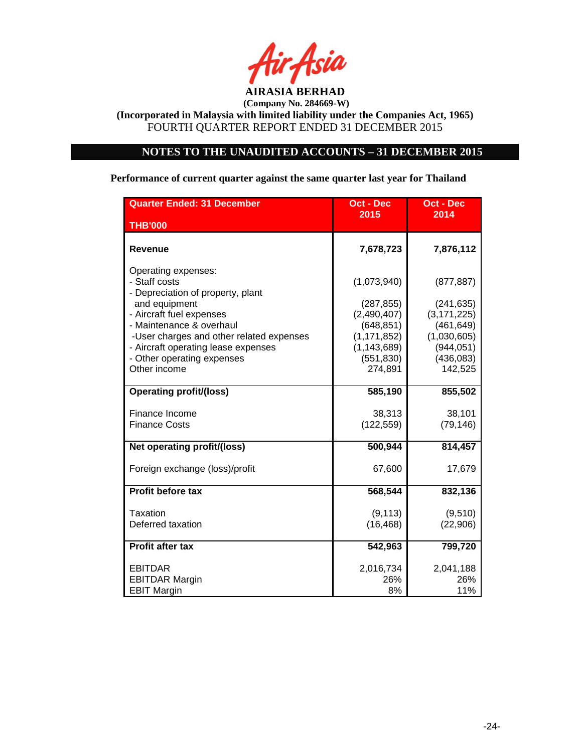**AIRASIA BERHAD**

**(Company No. 284669-W)**

**(Incorporated in Malaysia with limited liability under the Companies Act, 1965)**

FOURTH QUARTER REPORT ENDED 31 DECEMBER 2015

## NOTES TO THE UNAUDITED ACCOUNTS – 31 DECEMBER 2015

**Performance of current quarter against the same quarter last year for Thailand**

| Quarter Ended: 31 December<br>THB'000 | Oct - Dec 2015 | Oct - Dec 2014 |
|---|---|---|
| **Revenue** | **7,678,723** | **7,876,112** |
| Operating expenses: | | |
| - Staff costs | (1,073,940) | (877,887) |
| - Depreciation of property, plant and equipment | (287,855) | (241,635) |
| - Aircraft fuel expenses | (2,490,407) | (3,171,225) |
| - Maintenance & overhaul | (648,851) | (461,649) |
| -User charges and other related expenses | (1,171,852) | (1,030,605) |
| - Aircraft operating lease expenses | (1,143,689) | (944,051) |
| - Other operating expenses | (551,830) | (436,083) |
| Other income | 274,891 | 142,525 |
| **Operating profit/(loss)** | **585,190** | **855,502** |
| Finance Income | 38,313 | 38,101 |
| Finance Costs | (122,559) | (79,146) |
| **Net operating profit/(loss)** | **500,944** | **814,457** |
| Foreign exchange (loss)/profit | 67,600 | 17,679 |
| **Profit before tax** | **568,544** | **832,136** |
| Taxation | (9,113) | (9,510) |
| Deferred taxation | (16,468) | (22,906) |
| **Profit after tax** | **542,963** | **799,720** |
| EBITDAR | 2,016,734 | 2,041,188 |
| EBITDAR Margin | 26% | 26% |
| EBIT Margin | 8% | 11% |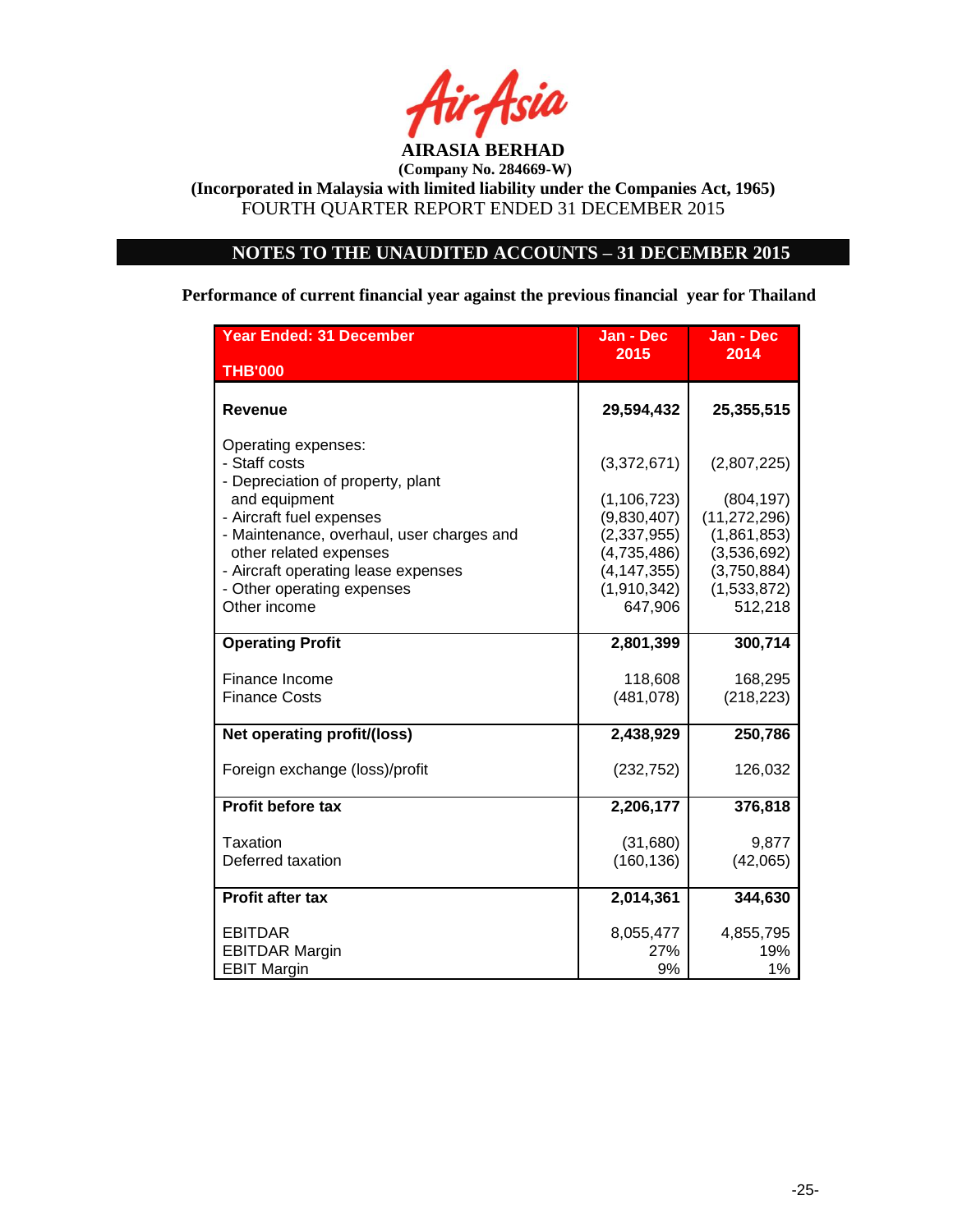**AIRASIA BERHAD**

**(Company No. 284669-W)**

**(Incorporated in Malaysia with limited liability under the Companies Act, 1965)**

FOURTH QUARTER REPORT ENDED 31 DECEMBER 2015

## NOTES TO THE UNAUDITED ACCOUNTS – 31 DECEMBER 2015

**Performance of current financial year against the previous financial year for Thailand**

| Year Ended: 31 December<br>THB'000 | Jan - Dec 2015 | Jan - Dec 2014 |
|---|---|---|
| **Revenue** | **29,594,432** | **25,355,515** |
| Operating expenses: | | |
| - Staff costs | (3,372,671) | (2,807,225) |
| - Depreciation of property, plant and equipment | (1,106,723) | (804,197) |
| - Aircraft fuel expenses | (9,830,407) | (11,272,296) |
| - Maintenance, overhaul, user charges and other related expenses | (2,337,955) | (1,861,853) |
| - Aircraft operating lease expenses | (4,735,486) | (3,536,692) |
| - Other operating expenses | (4,147,355) | (3,750,884) |
| Other income | (1,910,342) | (1,533,872) |
| | 647,906 | 512,218 |
| **Operating Profit** | **2,801,399** | **300,714** |
| Finance Income | 118,608 | 168,295 |
| Finance Costs | (481,078) | (218,223) |
| **Net operating profit/(loss)** | **2,438,929** | **250,786** |
| Foreign exchange (loss)/profit | (232,752) | 126,032 |
| **Profit before tax** | **2,206,177** | **376,818** |
| Taxation | (31,680) | 9,877 |
| Deferred taxation | (160,136) | (42,065) |
| **Profit after tax** | **2,014,361** | **344,630** |
| EBITDAR | 8,055,477 | 4,855,795 |
| EBITDAR Margin | 27% | 19% |
| EBIT Margin | 9% | 1% |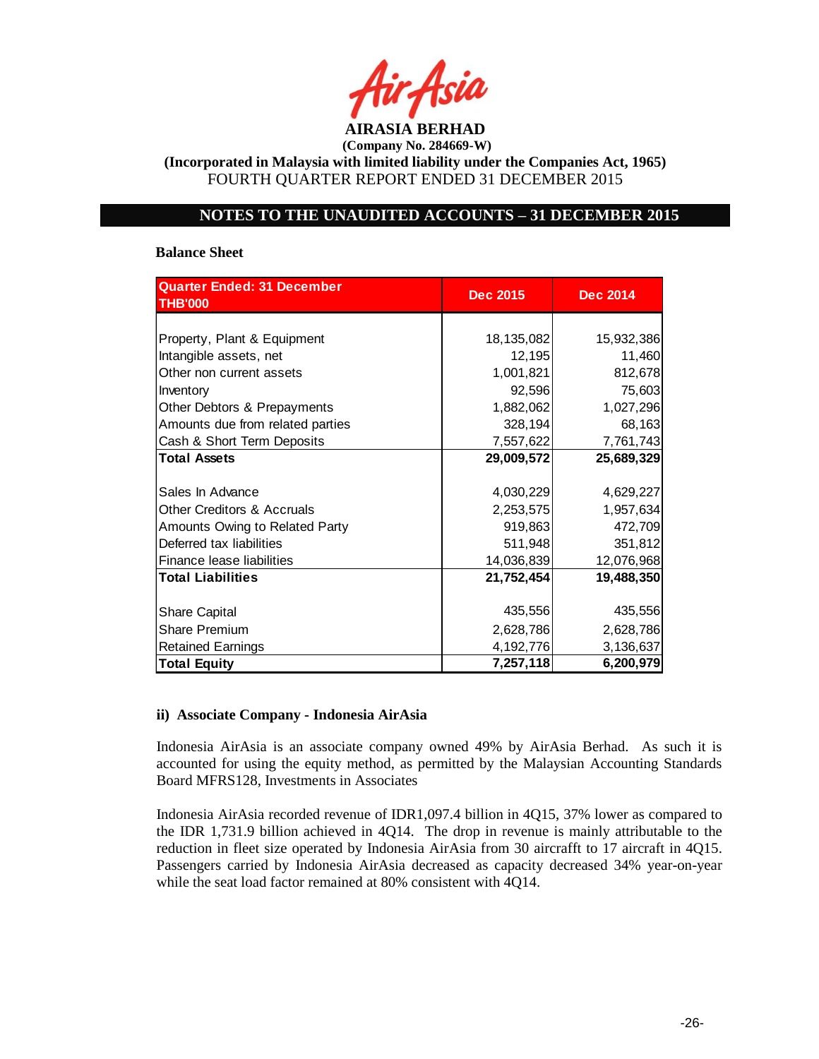**AIRASIA BERHAD**
**(Company No. 284669-W)**
**(Incorporated in Malaysia with limited liability under the Companies Act, 1965)**
FOURTH QUARTER REPORT ENDED 31 DECEMBER 2015

## NOTES TO THE UNAUDITED ACCOUNTS – 31 DECEMBER 2015

**Balance Sheet**

| Quarter Ended: 31 December THB'000 | Dec 2015 | Dec 2014 |
|---|---|---|
| Property, Plant & Equipment | 18,135,082 | 15,932,386 |
| Intangible assets, net | 12,195 | 11,460 |
| Other non current assets | 1,001,821 | 812,678 |
| Inventory | 92,596 | 75,603 |
| Other Debtors & Prepayments | 1,882,062 | 1,027,296 |
| Amounts due from related parties | 328,194 | 68,163 |
| Cash & Short Term Deposits | 7,557,622 | 7,761,743 |
| **Total Assets** | **29,009,572** | **25,689,329** |
| Sales In Advance | 4,030,229 | 4,629,227 |
| Other Creditors & Accruals | 2,253,575 | 1,957,634 |
| Amounts Owing to Related Party | 919,863 | 472,709 |
| Deferred tax liabilities | 511,948 | 351,812 |
| Finance lease liabilities | 14,036,839 | 12,076,968 |
| **Total Liabilities** | **21,752,454** | **19,488,350** |
| Share Capital | 435,556 | 435,556 |
| Share Premium | 2,628,786 | 2,628,786 |
| Retained Earnings | 4,192,776 | 3,136,637 |
| **Total Equity** | **7,257,118** | **6,200,979** |

**ii) Associate Company - Indonesia AirAsia**

Indonesia AirAsia is an associate company owned 49% by AirAsia Berhad. As such it is accounted for using the equity method, as permitted by the Malaysian Accounting Standards Board MFRS128, Investments in Associates

Indonesia AirAsia recorded revenue of IDR1,097.4 billion in 4Q15, 37% lower as compared to the IDR 1,731.9 billion achieved in 4Q14. The drop in revenue is mainly attributable to the reduction in fleet size operated by Indonesia AirAsia from 30 aircrafft to 17 aircraft in 4Q15. Passengers carried by Indonesia AirAsia decreased as capacity decreased 34% year-on-year while the seat load factor remained at 80% consistent with 4Q14.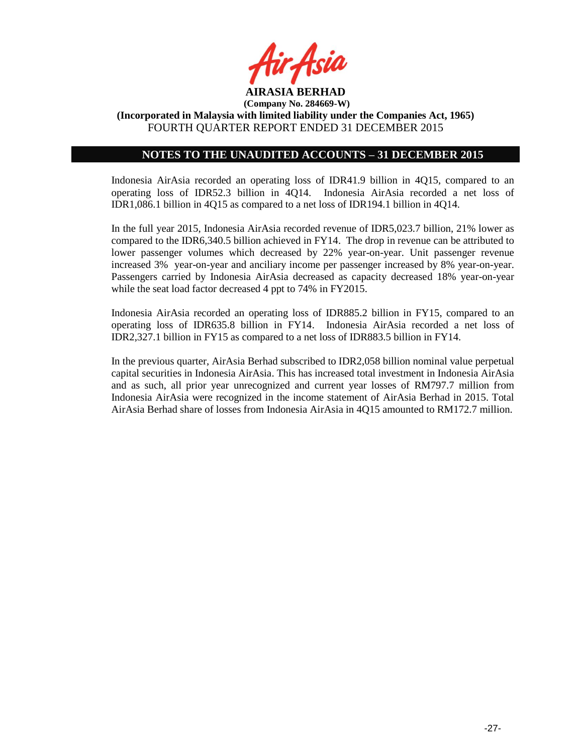## NOTES TO THE UNAUDITED ACCOUNTS – 31 DECEMBER 2015

Indonesia AirAsia recorded an operating loss of IDR41.9 billion in 4Q15, compared to an operating loss of IDR52.3 billion in 4Q14. Indonesia AirAsia recorded a net loss of IDR1,086.1 billion in 4Q15 as compared to a net loss of IDR194.1 billion in 4Q14.

In the full year 2015, Indonesia AirAsia recorded revenue of IDR5,023.7 billion, 21% lower as compared to the IDR6,340.5 billion achieved in FY14. The drop in revenue can be attributed to lower passenger volumes which decreased by 22% year-on-year. Unit passenger revenue increased 3% year-on-year and anciliary income per passenger increased by 8% year-on-year. Passengers carried by Indonesia AirAsia decreased as capacity decreased 18% year-on-year while the seat load factor decreased 4 ppt to 74% in FY2015.

Indonesia AirAsia recorded an operating loss of IDR885.2 billion in FY15, compared to an operating loss of IDR635.8 billion in FY14. Indonesia AirAsia recorded a net loss of IDR2,327.1 billion in FY15 as compared to a net loss of IDR883.5 billion in FY14.

In the previous quarter, AirAsia Berhad subscribed to IDR2,058 billion nominal value perpetual capital securities in Indonesia AirAsia. This has increased total investment in Indonesia AirAsia and as such, all prior year unrecognized and current year losses of RM797.7 million from Indonesia AirAsia were recognized in the income statement of AirAsia Berhad in 2015. Total AirAsia Berhad share of losses from Indonesia AirAsia in 4Q15 amounted to RM172.7 million.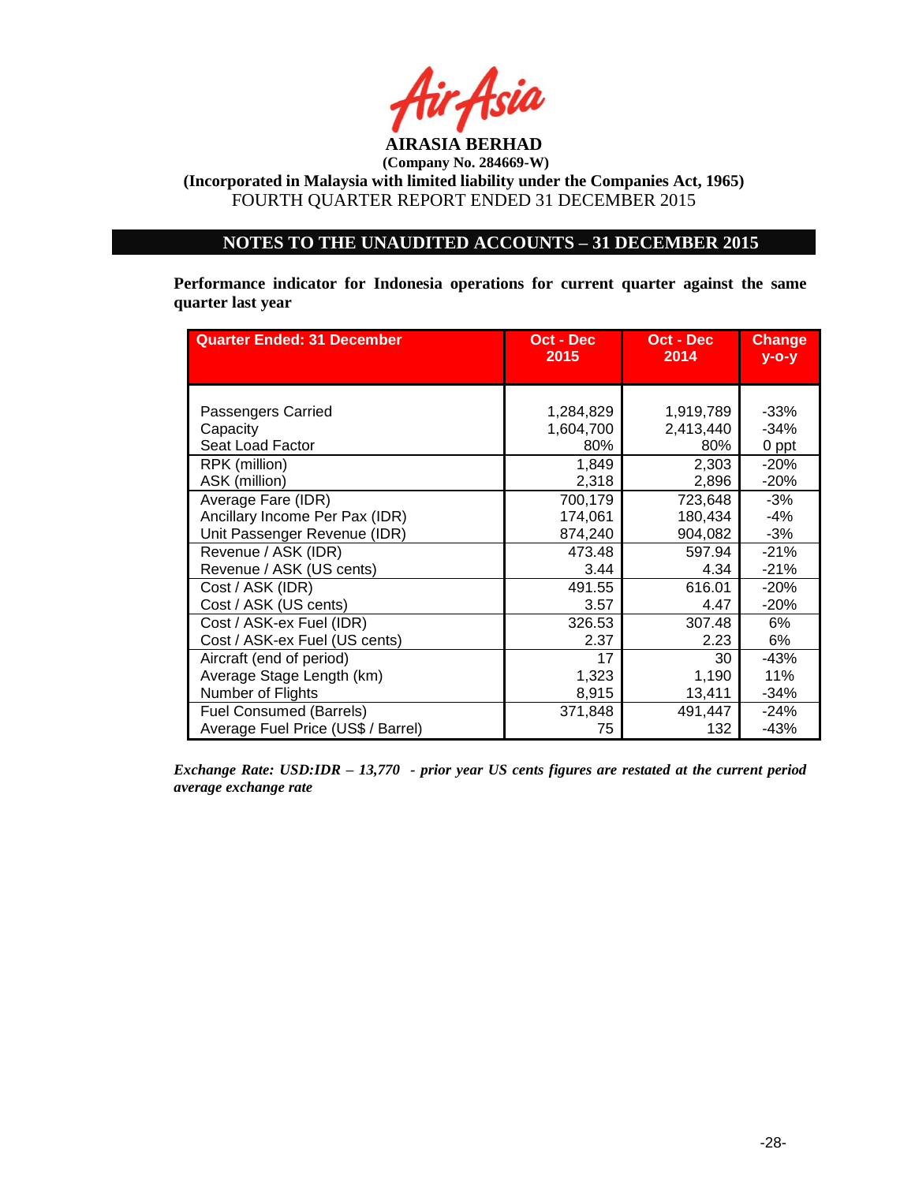**AIRASIA BERHAD**

**(Company No. 284669-W)**

**(Incorporated in Malaysia with limited liability under the Companies Act, 1965)**

FOURTH QUARTER REPORT ENDED 31 DECEMBER 2015

## NOTES TO THE UNAUDITED ACCOUNTS – 31 DECEMBER 2015

**Performance indicator for Indonesia operations for current quarter against the same quarter last year**

| Quarter Ended: 31 December | Oct - Dec 2015 | Oct - Dec 2014 | Change y-o-y |
|---|---|---|---|
| Passengers Carried | 1,284,829 | 1,919,789 | -33% |
| Capacity | 1,604,700 | 2,413,440 | -34% |
| Seat Load Factor | 80% | 80% | 0 ppt |
| RPK (million) | 1,849 | 2,303 | -20% |
| ASK (million) | 2,318 | 2,896 | -20% |
| Average Fare (IDR) | 700,179 | 723,648 | -3% |
| Ancillary Income Per Pax (IDR) | 174,061 | 180,434 | -4% |
| Unit Passenger Revenue (IDR) | 874,240 | 904,082 | -3% |
| Revenue / ASK (IDR) | 473.48 | 597.94 | -21% |
| Revenue / ASK (US cents) | 3.44 | 4.34 | -21% |
| Cost / ASK (IDR) | 491.55 | 616.01 | -20% |
| Cost / ASK (US cents) | 3.57 | 4.47 | -20% |
| Cost / ASK-ex Fuel (IDR) | 326.53 | 307.48 | 6% |
| Cost / ASK-ex Fuel (US cents) | 2.37 | 2.23 | 6% |
| Aircraft (end of period) | 17 | 30 | -43% |
| Average Stage Length (km) | 1,323 | 1,190 | 11% |
| Number of Flights | 8,915 | 13,411 | -34% |
| Fuel Consumed (Barrels) | 371,848 | 491,447 | -24% |
| Average Fuel Price (US$ / Barrel) | 75 | 132 | -43% |

***Exchange Rate: USD:IDR – 13,770 - prior year US cents figures are restated at the current period average exchange rate***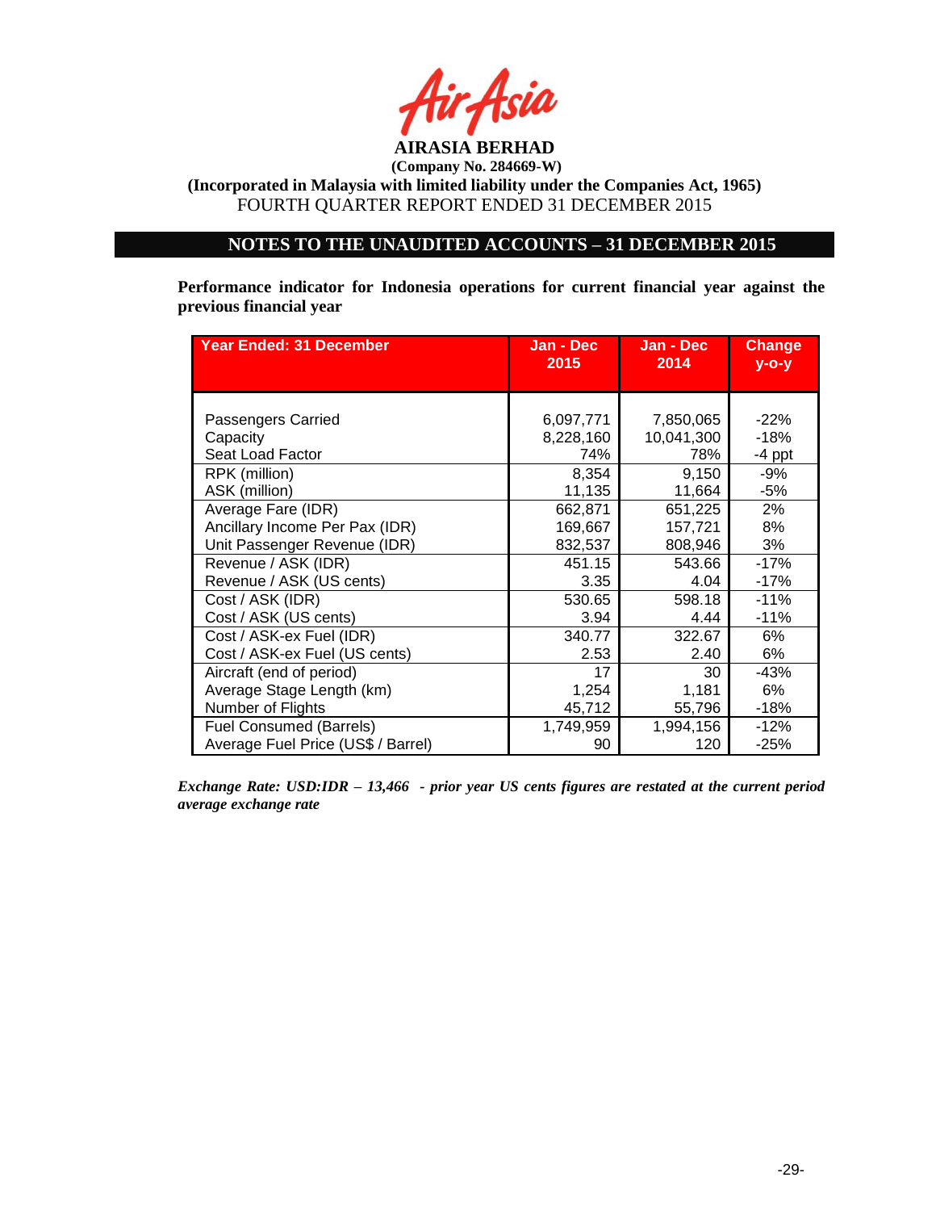**AIRASIA BERHAD**

**(Company No. 284669-W)**

**(Incorporated in Malaysia with limited liability under the Companies Act, 1965)**

FOURTH QUARTER REPORT ENDED 31 DECEMBER 2015

## NOTES TO THE UNAUDITED ACCOUNTS – 31 DECEMBER 2015

**Performance indicator for Indonesia operations for current financial year against the previous financial year**

| Year Ended: 31 December | Jan - Dec 2015 | Jan - Dec 2014 | Change y-o-y |
|---|---|---|---|
| Passengers Carried | 6,097,771 | 7,850,065 | -22% |
| Capacity | 8,228,160 | 10,041,300 | -18% |
| Seat Load Factor | 74% | 78% | -4 ppt |
| RPK (million) | 8,354 | 9,150 | -9% |
| ASK (million) | 11,135 | 11,664 | -5% |
| Average Fare (IDR) | 662,871 | 651,225 | 2% |
| Ancillary Income Per Pax (IDR) | 169,667 | 157,721 | 8% |
| Unit Passenger Revenue (IDR) | 832,537 | 808,946 | 3% |
| Revenue / ASK (IDR) | 451.15 | 543.66 | -17% |
| Revenue / ASK (US cents) | 3.35 | 4.04 | -17% |
| Cost / ASK (IDR) | 530.65 | 598.18 | -11% |
| Cost / ASK (US cents) | 3.94 | 4.44 | -11% |
| Cost / ASK-ex Fuel (IDR) | 340.77 | 322.67 | 6% |
| Cost / ASK-ex Fuel (US cents) | 2.53 | 2.40 | 6% |
| Aircraft (end of period) | 17 | 30 | -43% |
| Average Stage Length (km) | 1,254 | 1,181 | 6% |
| Number of Flights | 45,712 | 55,796 | -18% |
| Fuel Consumed (Barrels) | 1,749,959 | 1,994,156 | -12% |
| Average Fuel Price (US$ / Barrel) | 90 | 120 | -25% |

***Exchange Rate: USD:IDR – 13,466 - prior year US cents figures are restated at the current period average exchange rate***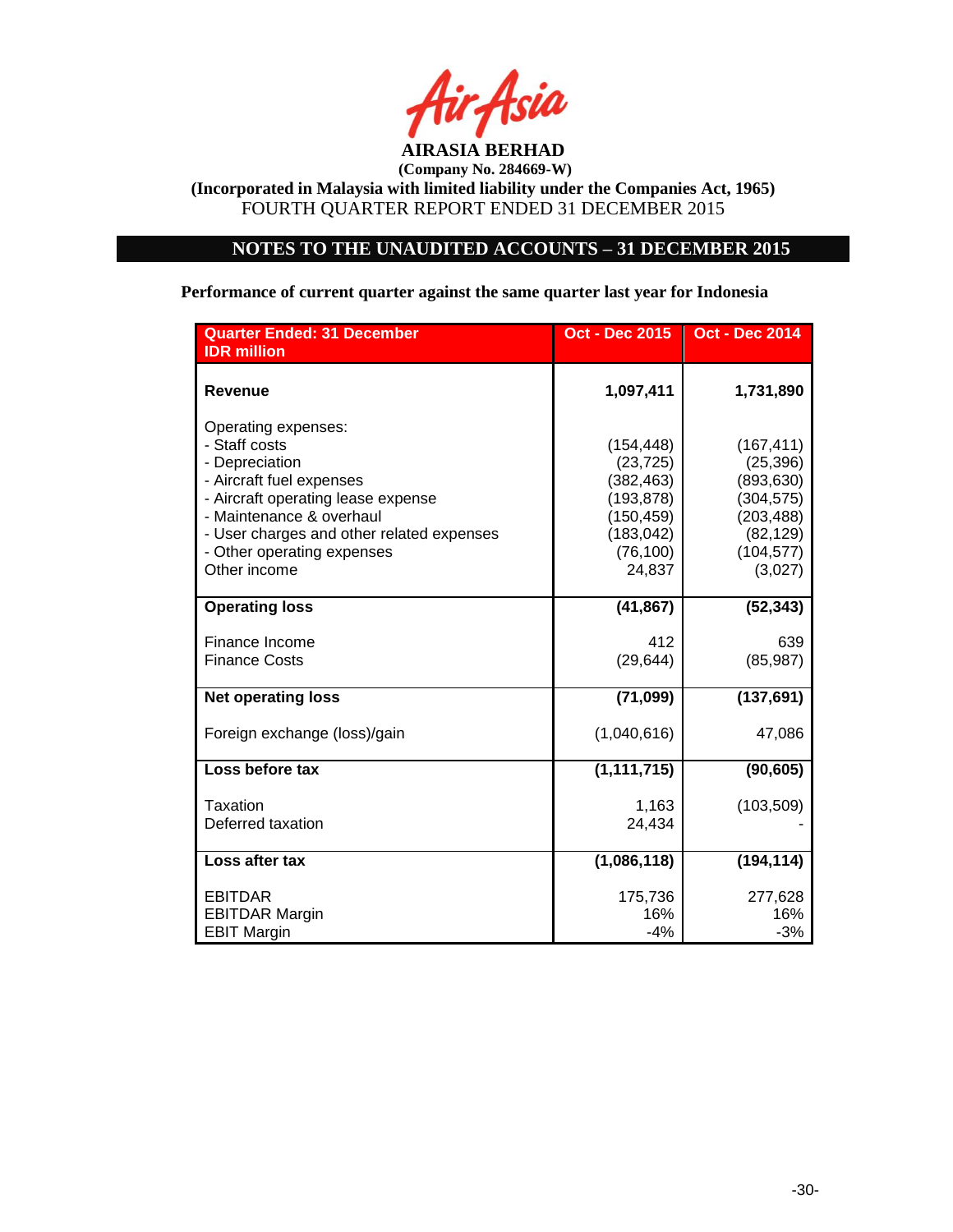**AIRASIA BERHAD**

**(Company No. 284669-W)**

**(Incorporated in Malaysia with limited liability under the Companies Act, 1965)**

FOURTH QUARTER REPORT ENDED 31 DECEMBER 2015

## NOTES TO THE UNAUDITED ACCOUNTS – 31 DECEMBER 2015

**Performance of current quarter against the same quarter last year for Indonesia**

| Quarter Ended: 31 December<br>IDR million | Oct - Dec 2015 | Oct - Dec 2014 |
|---|---|---|
| **Revenue** | **1,097,411** | **1,731,890** |
| Operating expenses: | | |
| - Staff costs | (154,448) | (167,411) |
| - Depreciation | (23,725) | (25,396) |
| - Aircraft fuel expenses | (382,463) | (893,630) |
| - Aircraft operating lease expense | (193,878) | (304,575) |
| - Maintenance & overhaul | (150,459) | (203,488) |
| - User charges and other related expenses | (183,042) | (82,129) |
| - Other operating expenses | (76,100) | (104,577) |
| Other income | 24,837 | (3,027) |
| **Operating loss** | **(41,867)** | **(52,343)** |
| Finance Income | 412 | 639 |
| Finance Costs | (29,644) | (85,987) |
| **Net operating loss** | **(71,099)** | **(137,691)** |
| Foreign exchange (loss)/gain | (1,040,616) | 47,086 |
| **Loss before tax** | **(1,111,715)** | **(90,605)** |
| Taxation | 1,163 | (103,509) |
| Deferred taxation | 24,434 | - |
| **Loss after tax** | **(1,086,118)** | **(194,114)** |
| EBITDAR | 175,736 | 277,628 |
| EBITDAR Margin | 16% | 16% |
| EBIT Margin | -4% | -3% |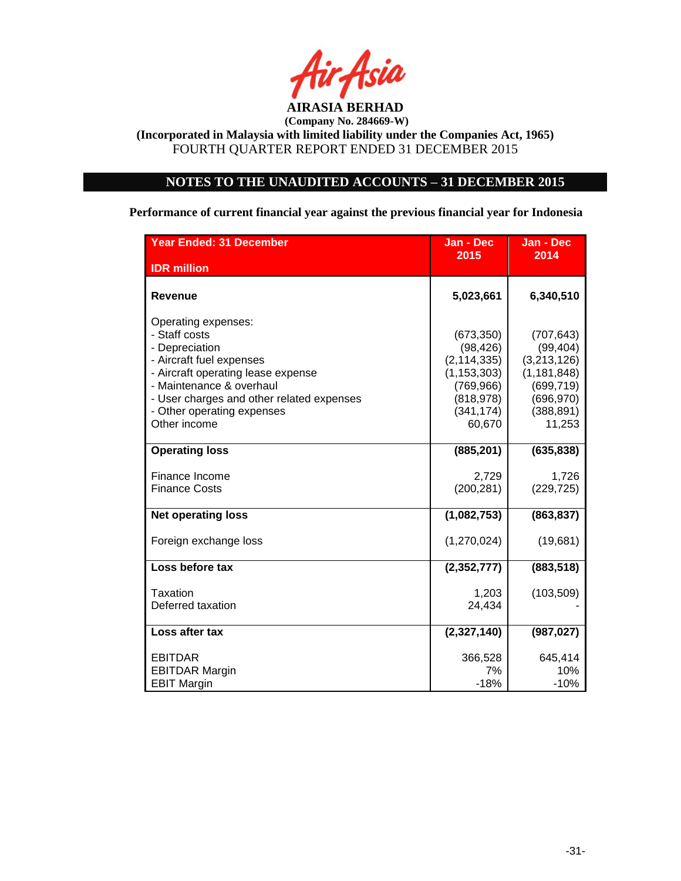**AIRASIA BERHAD**
**(Company No. 284669-W)**
**(Incorporated in Malaysia with limited liability under the Companies Act, 1965)**
FOURTH QUARTER REPORT ENDED 31 DECEMBER 2015

## NOTES TO THE UNAUDITED ACCOUNTS – 31 DECEMBER 2015

**Performance of current financial year against the previous financial year for Indonesia**

| Year Ended: 31 December<br>IDR million | Jan - Dec 2015 | Jan - Dec 2014 |
|---|---|---|
| **Revenue** | **5,023,661** | **6,340,510** |
| Operating expenses: | | |
| - Staff costs | (673,350) | (707,643) |
| - Depreciation | (98,426) | (99,404) |
| - Aircraft fuel expenses | (2,114,335) | (3,213,126) |
| - Aircraft operating lease expense | (1,153,303) | (1,181,848) |
| - Maintenance & overhaul | (769,966) | (699,719) |
| - User charges and other related expenses | (818,978) | (696,970) |
| - Other operating expenses | (341,174) | (388,891) |
| Other income | 60,670 | 11,253 |
| **Operating loss** | **(885,201)** | **(635,838)** |
| Finance Income | 2,729 | 1,726 |
| Finance Costs | (200,281) | (229,725) |
| **Net operating loss** | **(1,082,753)** | **(863,837)** |
| Foreign exchange loss | (1,270,024) | (19,681) |
| **Loss before tax** | **(2,352,777)** | **(883,518)** |
| Taxation | 1,203 | (103,509) |
| Deferred taxation | 24,434 | - |
| **Loss after tax** | **(2,327,140)** | **(987,027)** |
| EBITDAR | 366,528 | 645,414 |
| EBITDAR Margin | 7% | 10% |
| EBIT Margin | -18% | -10% |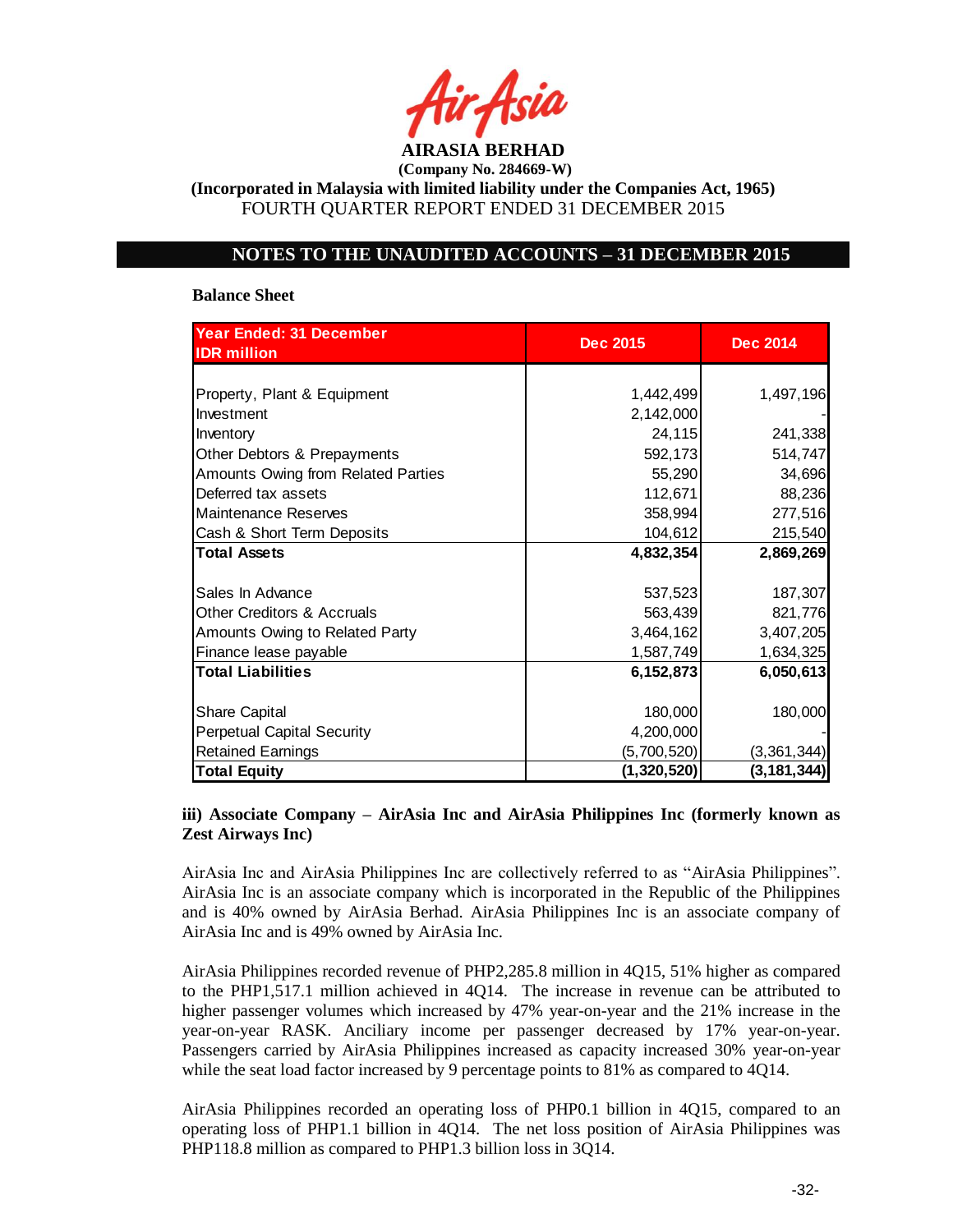**AIRASIA BERHAD**

**(Company No. 284669-W)**

**(Incorporated in Malaysia with limited liability under the Companies Act, 1965)**

FOURTH QUARTER REPORT ENDED 31 DECEMBER 2015

## NOTES TO THE UNAUDITED ACCOUNTS – 31 DECEMBER 2015

**Balance Sheet**

| Year Ended: 31 December<br>IDR million | Dec 2015 | Dec 2014 |
|---|---|---|
| Property, Plant & Equipment | 1,442,499 | 1,497,196 |
| Investment | 2,142,000 | - |
| Inventory | 24,115 | 241,338 |
| Other Debtors & Prepayments | 592,173 | 514,747 |
| Amounts Owing from Related Parties | 55,290 | 34,696 |
| Deferred tax assets | 112,671 | 88,236 |
| Maintenance Reserves | 358,994 | 277,516 |
| Cash & Short Term Deposits | 104,612 | 215,540 |
| **Total Assets** | **4,832,354** | **2,869,269** |
| | | |
| Sales In Advance | 537,523 | 187,307 |
| Other Creditors & Accruals | 563,439 | 821,776 |
| Amounts Owing to Related Party | 3,464,162 | 3,407,205 |
| Finance lease payable | 1,587,749 | 1,634,325 |
| **Total Liabilities** | **6,152,873** | **6,050,613** |
| | | |
| Share Capital | 180,000 | 180,000 |
| Perpetual Capital Security | 4,200,000 | - |
| Retained Earnings | (5,700,520) | (3,361,344) |
| **Total Equity** | **(1,320,520)** | **(3,181,344)** |

**iii) Associate Company – AirAsia Inc and AirAsia Philippines Inc (formerly known as Zest Airways Inc)**

AirAsia Inc and AirAsia Philippines Inc are collectively referred to as "AirAsia Philippines". AirAsia Inc is an associate company which is incorporated in the Republic of the Philippines and is 40% owned by AirAsia Berhad. AirAsia Philippines Inc is an associate company of AirAsia Inc and is 49% owned by AirAsia Inc.

AirAsia Philippines recorded revenue of PHP2,285.8 million in 4Q15, 51% higher as compared to the PHP1,517.1 million achieved in 4Q14. The increase in revenue can be attributed to higher passenger volumes which increased by 47% year-on-year and the 21% increase in the year-on-year RASK. Anciliary income per passenger decreased by 17% year-on-year. Passengers carried by AirAsia Philippines increased as capacity increased 30% year-on-year while the seat load factor increased by 9 percentage points to 81% as compared to 4Q14.

AirAsia Philippines recorded an operating loss of PHP0.1 billion in 4Q15, compared to an operating loss of PHP1.1 billion in 4Q14. The net loss position of AirAsia Philippines was PHP118.8 million as compared to PHP1.3 billion loss in 3Q14.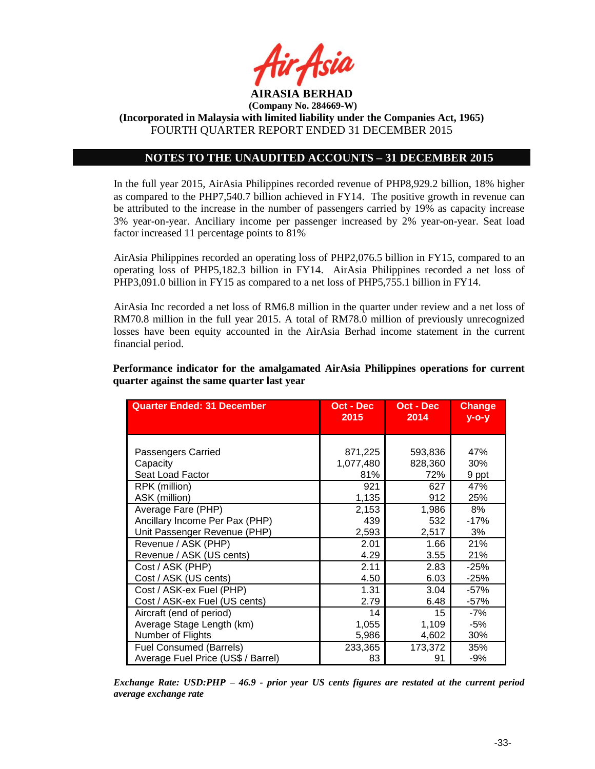# AIRASIA BERHAD

**(Company No. 284669-W)**

**(Incorporated in Malaysia with limited liability under the Companies Act, 1965)**

FOURTH QUARTER REPORT ENDED 31 DECEMBER 2015

## NOTES TO THE UNAUDITED ACCOUNTS – 31 DECEMBER 2015

In the full year 2015, AirAsia Philippines recorded revenue of PHP8,929.2 billion, 18% higher as compared to the PHP7,540.7 billion achieved in FY14. The positive growth in revenue can be attributed to the increase in the number of passengers carried by 19% as capacity increase 3% year-on-year. Anciliary income per passenger increased by 2% year-on-year. Seat load factor increased 11 percentage points to 81%

AirAsia Philippines recorded an operating loss of PHP2,076.5 billion in FY15, compared to an operating loss of PHP5,182.3 billion in FY14. AirAsia Philippines recorded a net loss of PHP3,091.0 billion in FY15 as compared to a net loss of PHP5,755.1 billion in FY14.

AirAsia Inc recorded a net loss of RM6.8 million in the quarter under review and a net loss of RM70.8 million in the full year 2015. A total of RM78.0 million of previously unrecognized losses have been equity accounted in the AirAsia Berhad income statement in the current financial period.

**Performance indicator for the amalgamated AirAsia Philippines operations for current quarter against the same quarter last year**

| Quarter Ended: 31 December | Oct - Dec 2015 | Oct - Dec 2014 | Change y-o-y |
|---|---|---|---|
| Passengers Carried | 871,225 | 593,836 | 47% |
| Capacity | 1,077,480 | 828,360 | 30% |
| Seat Load Factor | 81% | 72% | 9 ppt |
| RPK (million) | 921 | 627 | 47% |
| ASK (million) | 1,135 | 912 | 25% |
| Average Fare (PHP) | 2,153 | 1,986 | 8% |
| Ancillary Income Per Pax (PHP) | 439 | 532 | -17% |
| Unit Passenger Revenue (PHP) | 2,593 | 2,517 | 3% |
| Revenue / ASK (PHP) | 2.01 | 1.66 | 21% |
| Revenue / ASK (US cents) | 4.29 | 3.55 | 21% |
| Cost / ASK (PHP) | 2.11 | 2.83 | -25% |
| Cost / ASK (US cents) | 4.50 | 6.03 | -25% |
| Cost / ASK-ex Fuel (PHP) | 1.31 | 3.04 | -57% |
| Cost / ASK-ex Fuel (US cents) | 2.79 | 6.48 | -57% |
| Aircraft (end of period) | 14 | 15 | -7% |
| Average Stage Length (km) | 1,055 | 1,109 | -5% |
| Number of Flights | 5,986 | 4,602 | 30% |
| Fuel Consumed (Barrels) | 233,365 | 173,372 | 35% |
| Average Fuel Price (US$ / Barrel) | 83 | 91 | -9% |

***Exchange Rate: USD:PHP – 46.9 - prior year US cents figures are restated at the current period average exchange rate***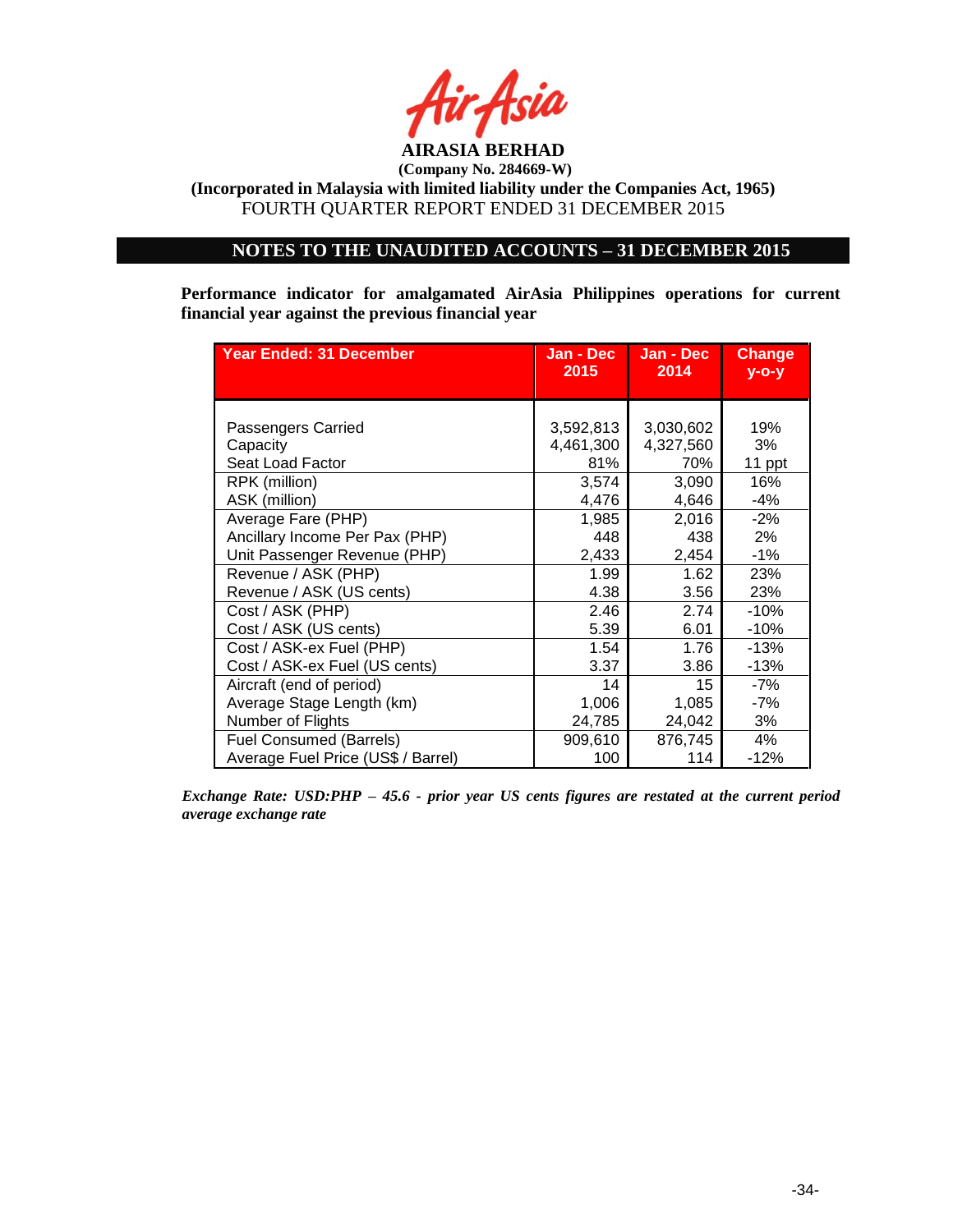**AIRASIA BERHAD**
**(Company No. 284669-W)**
**(Incorporated in Malaysia with limited liability under the Companies Act, 1965)**
FOURTH QUARTER REPORT ENDED 31 DECEMBER 2015

## NOTES TO THE UNAUDITED ACCOUNTS – 31 DECEMBER 2015

**Performance indicator for amalgamated AirAsia Philippines operations for current financial year against the previous financial year**

| Year Ended: 31 December | Jan - Dec 2015 | Jan - Dec 2014 | Change y-o-y |
|---|---|---|---|
| Passengers Carried | 3,592,813 | 3,030,602 | 19% |
| Capacity | 4,461,300 | 4,327,560 | 3% |
| Seat Load Factor | 81% | 70% | 11 ppt |
| RPK (million) | 3,574 | 3,090 | 16% |
| ASK (million) | 4,476 | 4,646 | -4% |
| Average Fare (PHP) | 1,985 | 2,016 | -2% |
| Ancillary Income Per Pax (PHP) | 448 | 438 | 2% |
| Unit Passenger Revenue (PHP) | 2,433 | 2,454 | -1% |
| Revenue / ASK (PHP) | 1.99 | 1.62 | 23% |
| Revenue / ASK (US cents) | 4.38 | 3.56 | 23% |
| Cost / ASK (PHP) | 2.46 | 2.74 | -10% |
| Cost / ASK (US cents) | 5.39 | 6.01 | -10% |
| Cost / ASK-ex Fuel (PHP) | 1.54 | 1.76 | -13% |
| Cost / ASK-ex Fuel (US cents) | 3.37 | 3.86 | -13% |
| Aircraft (end of period) | 14 | 15 | -7% |
| Average Stage Length (km) | 1,006 | 1,085 | -7% |
| Number of Flights | 24,785 | 24,042 | 3% |
| Fuel Consumed (Barrels) | 909,610 | 876,745 | 4% |
| Average Fuel Price (US$ / Barrel) | 100 | 114 | -12% |

***Exchange Rate: USD:PHP – 45.6 - prior year US cents figures are restated at the current period average exchange rate***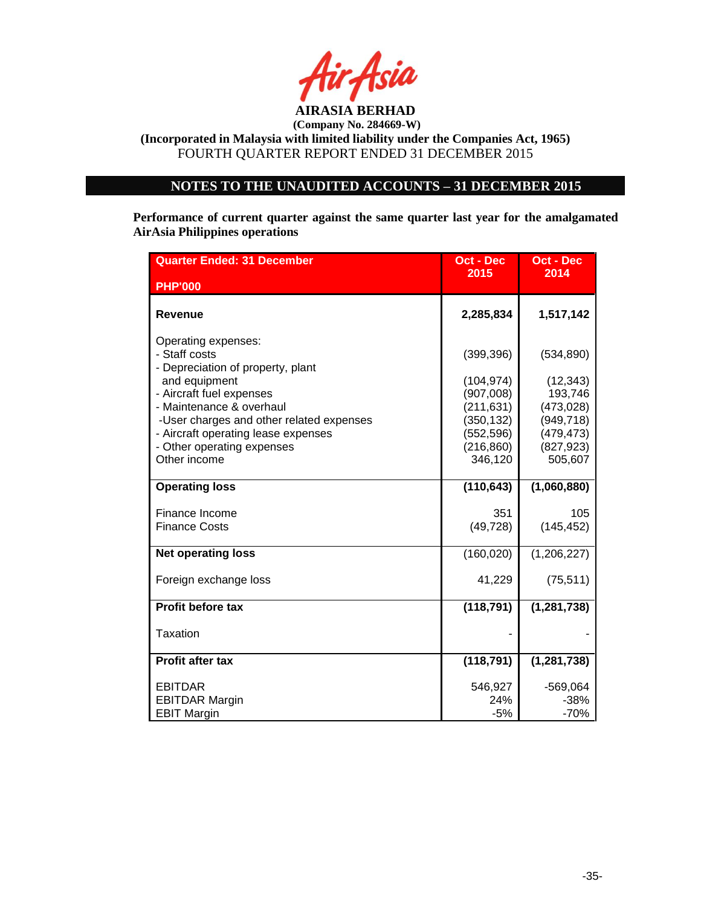**AIRASIA BERHAD**
**(Company No. 284669-W)**
**(Incorporated in Malaysia with limited liability under the Companies Act, 1965)**
FOURTH QUARTER REPORT ENDED 31 DECEMBER 2015

## NOTES TO THE UNAUDITED ACCOUNTS – 31 DECEMBER 2015

**Performance of current quarter against the same quarter last year for the amalgamated AirAsia Philippines operations**

| Quarter Ended: 31 December<br>PHP'000 | Oct - Dec 2015 | Oct - Dec 2014 |
|---|---|---|
| **Revenue** | **2,285,834** | **1,517,142** |
| Operating expenses: | | |
| - Staff costs | (399,396) | (534,890) |
| - Depreciation of property, plant and equipment | (104,974) | (12,343) |
| - Aircraft fuel expenses | (907,008) | 193,746 |
| - Maintenance & overhaul | (211,631) | (473,028) |
| -User charges and other related expenses | (350,132) | (949,718) |
| - Aircraft operating lease expenses | (552,596) | (479,473) |
| - Other operating expenses | (216,860) | (827,923) |
| Other income | 346,120 | 505,607 |
| **Operating loss** | **(110,643)** | **(1,060,880)** |
| Finance Income | 351 | 105 |
| Finance Costs | (49,728) | (145,452) |
| **Net operating loss** | (160,020) | (1,206,227) |
| Foreign exchange loss | 41,229 | (75,511) |
| **Profit before tax** | **(118,791)** | **(1,281,738)** |
| Taxation | - | - |
| **Profit after tax** | **(118,791)** | **(1,281,738)** |
| EBITDAR | 546,927 | -569,064 |
| EBITDAR Margin | 24% | -38% |
| EBIT Margin | -5% | -70% |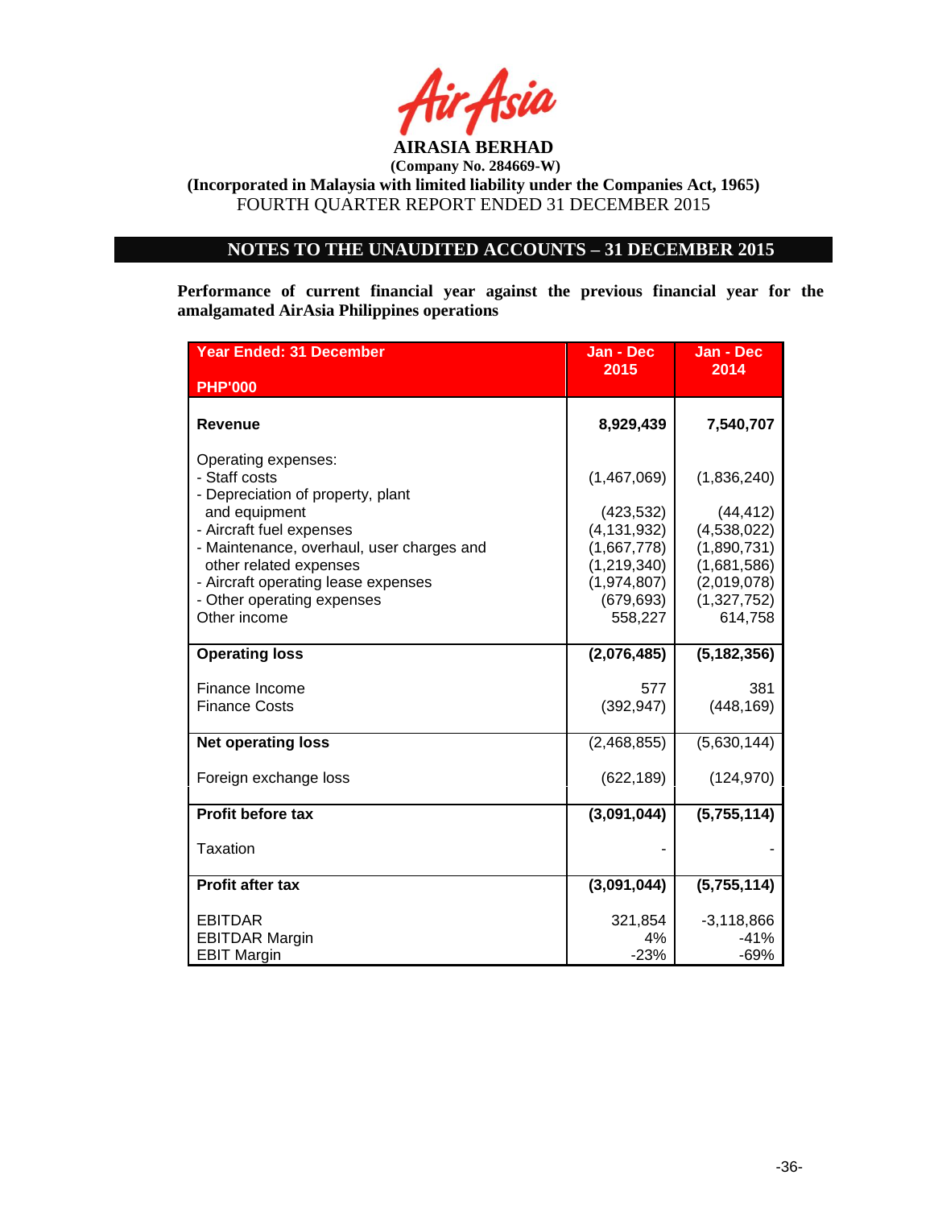AirAsia

**AIRASIA BERHAD**

**(Company No. 284669-W)**

**(Incorporated in Malaysia with limited liability under the Companies Act, 1965)**

FOURTH QUARTER REPORT ENDED 31 DECEMBER 2015

## NOTES TO THE UNAUDITED ACCOUNTS – 31 DECEMBER 2015

**Performance of current financial year against the previous financial year for the amalgamated AirAsia Philippines operations**

| Year Ended: 31 December<br>PHP'000 | Jan - Dec 2015 | Jan - Dec 2014 |
|---|---|---|
| **Revenue** | **8,929,439** | **7,540,707** |
| Operating expenses: | | |
| - Staff costs | (1,467,069) | (1,836,240) |
| - Depreciation of property, plant and equipment | (423,532) | (44,412) |
| - Aircraft fuel expenses | (4,131,932) | (4,538,022) |
| - Maintenance, overhaul, user charges and other related expenses | (1,667,778) | (1,890,731) |
| - Aircraft operating lease expenses | (1,219,340) | (1,681,586) |
| - Other operating expenses | (1,974,807) | (2,019,078) |
| | (679,693) | (1,327,752) |
| Other income | 558,227 | 614,758 |
| **Operating loss** | **(2,076,485)** | **(5,182,356)** |
| Finance Income | 577 | 381 |
| Finance Costs | (392,947) | (448,169) |
| **Net operating loss** | (2,468,855) | (5,630,144) |
| Foreign exchange loss | (622,189) | (124,970) |
| **Profit before tax** | **(3,091,044)** | **(5,755,114)** |
| Taxation | - | - |
| **Profit after tax** | **(3,091,044)** | **(5,755,114)** |
| EBITDAR | 321,854 | -3,118,866 |
| EBITDAR Margin | 4% | -41% |
| EBIT Margin | -23% | -69% |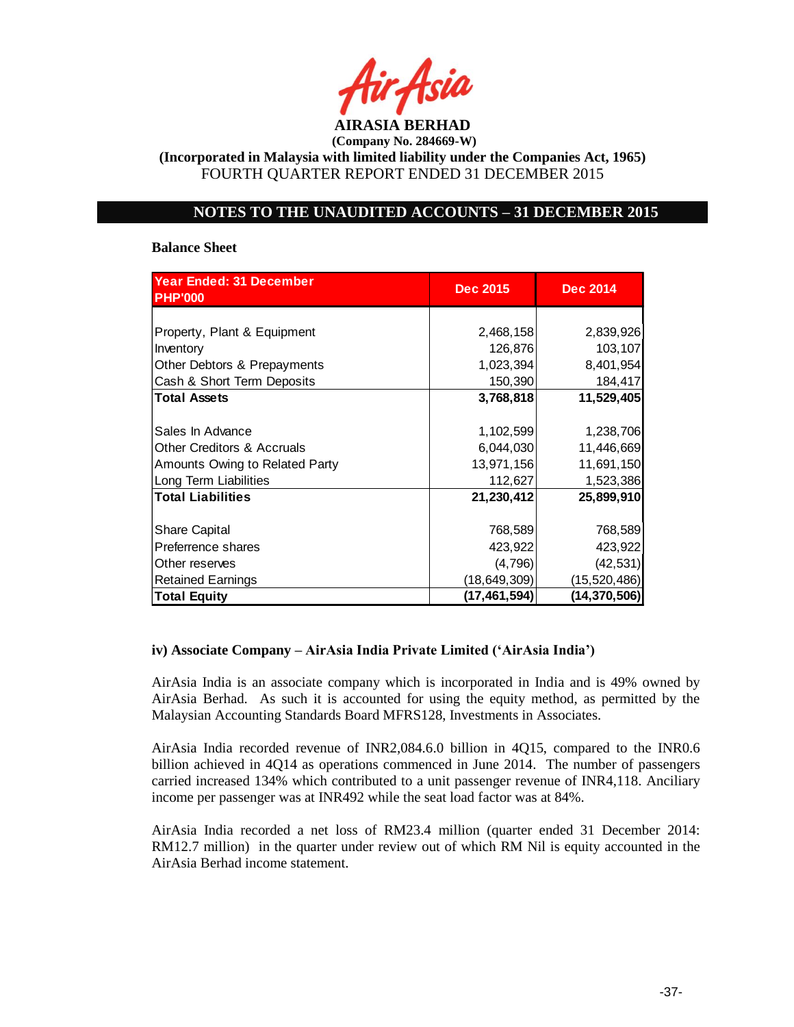**AIRASIA BERHAD**

**(Company No. 284669-W)**

**(Incorporated in Malaysia with limited liability under the Companies Act, 1965)**

FOURTH QUARTER REPORT ENDED 31 DECEMBER 2015

## NOTES TO THE UNAUDITED ACCOUNTS – 31 DECEMBER 2015

**Balance Sheet**

| Year Ended: 31 December PHP'000 | Dec 2015 | Dec 2014 |
|---|---|---|
| Property, Plant & Equipment | 2,468,158 | 2,839,926 |
| Inventory | 126,876 | 103,107 |
| Other Debtors & Prepayments | 1,023,394 | 8,401,954 |
| Cash & Short Term Deposits | 150,390 | 184,417 |
| **Total Assets** | **3,768,818** | **11,529,405** |
| Sales In Advance | 1,102,599 | 1,238,706 |
| Other Creditors & Accruals | 6,044,030 | 11,446,669 |
| Amounts Owing to Related Party | 13,971,156 | 11,691,150 |
| Long Term Liabilities | 112,627 | 1,523,386 |
| **Total Liabilities** | **21,230,412** | **25,899,910** |
| Share Capital | 768,589 | 768,589 |
| Preferrence shares | 423,922 | 423,922 |
| Other reserves | (4,796) | (42,531) |
| Retained Earnings | (18,649,309) | (15,520,486) |
| **Total Equity** | **(17,461,594)** | **(14,370,506)** |

**iv) Associate Company – AirAsia India Private Limited ('AirAsia India')**

AirAsia India is an associate company which is incorporated in India and is 49% owned by AirAsia Berhad. As such it is accounted for using the equity method, as permitted by the Malaysian Accounting Standards Board MFRS128, Investments in Associates.

AirAsia India recorded revenue of INR2,084.6.0 billion in 4Q15, compared to the INR0.6 billion achieved in 4Q14 as operations commenced in June 2014. The number of passengers carried increased 134% which contributed to a unit passenger revenue of INR4,118. Anciliary income per passenger was at INR492 while the seat load factor was at 84%.

AirAsia India recorded a net loss of RM23.4 million (quarter ended 31 December 2014: RM12.7 million) in the quarter under review out of which RM Nil is equity accounted in the AirAsia Berhad income statement.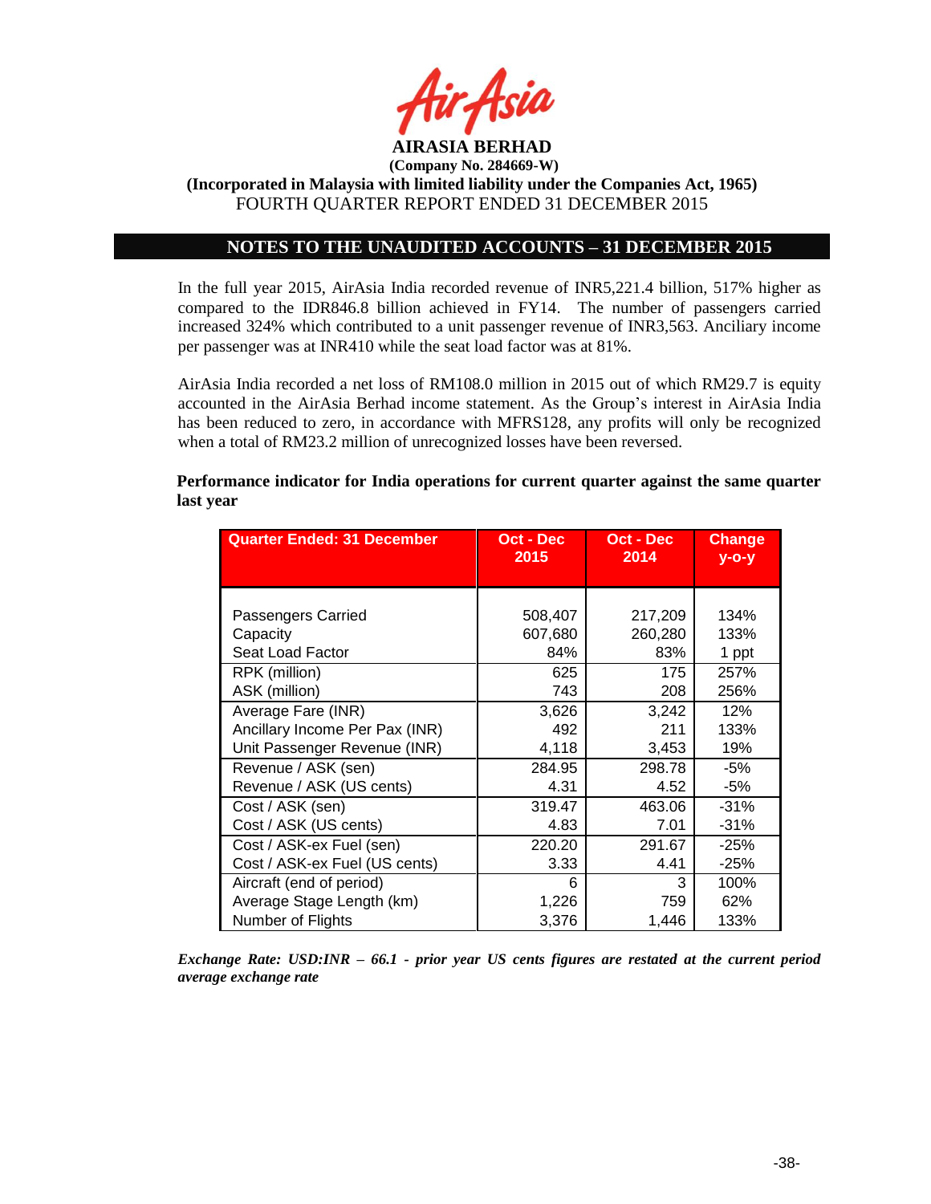**AIRASIA BERHAD**
**(Company No. 284669-W)**
**(Incorporated in Malaysia with limited liability under the Companies Act, 1965)**
FOURTH QUARTER REPORT ENDED 31 DECEMBER 2015

## NOTES TO THE UNAUDITED ACCOUNTS – 31 DECEMBER 2015

In the full year 2015, AirAsia India recorded revenue of INR5,221.4 billion, 517% higher as compared to the IDR846.8 billion achieved in FY14. The number of passengers carried increased 324% which contributed to a unit passenger revenue of INR3,563. Anciliary income per passenger was at INR410 while the seat load factor was at 81%.

AirAsia India recorded a net loss of RM108.0 million in 2015 out of which RM29.7 is equity accounted in the AirAsia Berhad income statement. As the Group's interest in AirAsia India has been reduced to zero, in accordance with MFRS128, any profits will only be recognized when a total of RM23.2 million of unrecognized losses have been reversed.

**Performance indicator for India operations for current quarter against the same quarter last year**

| Quarter Ended: 31 December | Oct - Dec 2015 | Oct - Dec 2014 | Change y-o-y |
|---|---|---|---|
| Passengers Carried | 508,407 | 217,209 | 134% |
| Capacity | 607,680 | 260,280 | 133% |
| Seat Load Factor | 84% | 83% | 1 ppt |
| RPK (million) | 625 | 175 | 257% |
| ASK (million) | 743 | 208 | 256% |
| Average Fare (INR) | 3,626 | 3,242 | 12% |
| Ancillary Income Per Pax (INR) | 492 | 211 | 133% |
| Unit Passenger Revenue (INR) | 4,118 | 3,453 | 19% |
| Revenue / ASK (sen) | 284.95 | 298.78 | -5% |
| Revenue / ASK (US cents) | 4.31 | 4.52 | -5% |
| Cost / ASK (sen) | 319.47 | 463.06 | -31% |
| Cost / ASK (US cents) | 4.83 | 7.01 | -31% |
| Cost / ASK-ex Fuel (sen) | 220.20 | 291.67 | -25% |
| Cost / ASK-ex Fuel (US cents) | 3.33 | 4.41 | -25% |
| Aircraft (end of period) | 6 | 3 | 100% |
| Average Stage Length (km) | 1,226 | 759 | 62% |
| Number of Flights | 3,376 | 1,446 | 133% |

***Exchange Rate: USD:INR – 66.1 - prior year US cents figures are restated at the current period average exchange rate***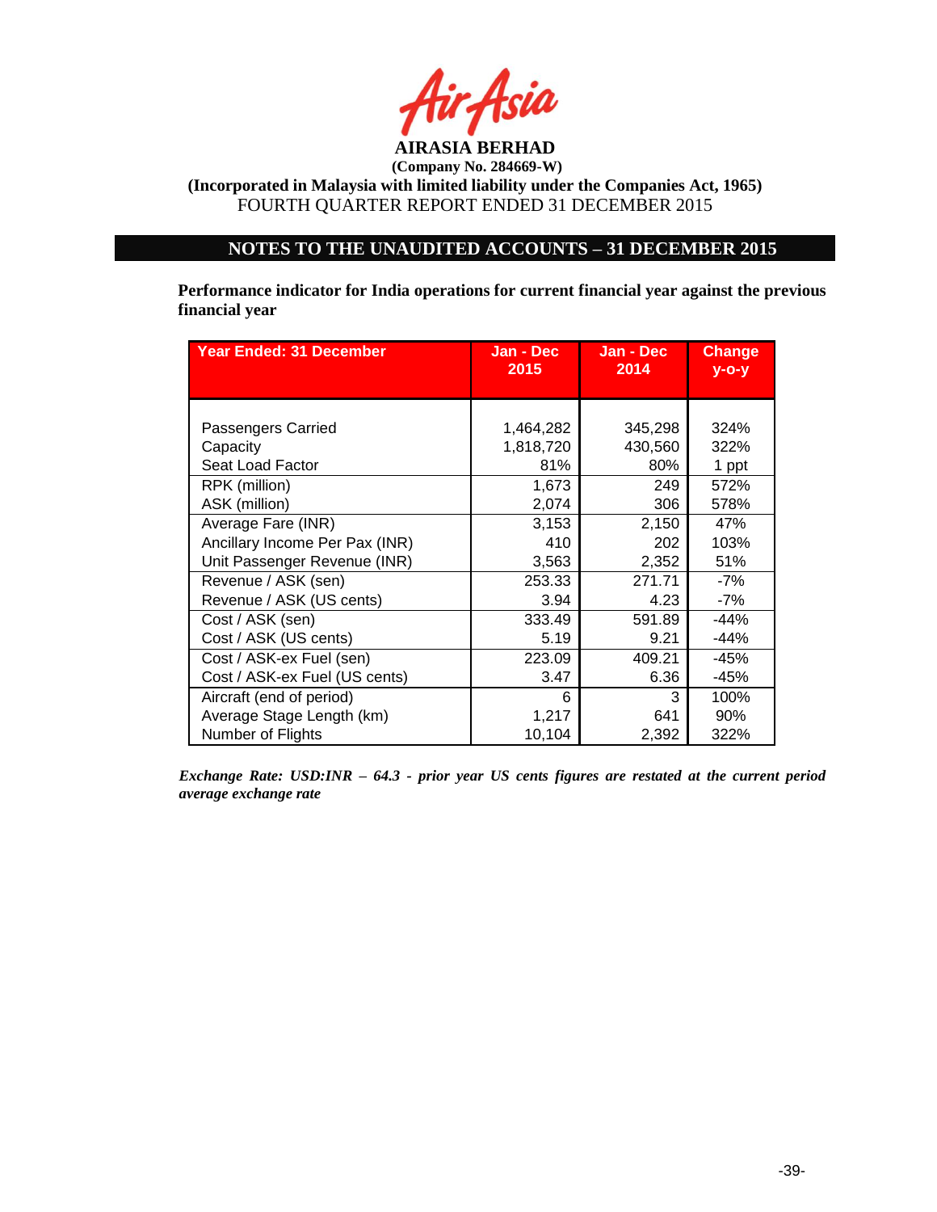**AIRASIA BERHAD**

**(Company No. 284669-W)**

**(Incorporated in Malaysia with limited liability under the Companies Act, 1965)**

FOURTH QUARTER REPORT ENDED 31 DECEMBER 2015

## NOTES TO THE UNAUDITED ACCOUNTS – 31 DECEMBER 2015

**Performance indicator for India operations for current financial year against the previous financial year**

| Year Ended: 31 December | Jan - Dec 2015 | Jan - Dec 2014 | Change y-o-y |
|---|---|---|---|
| Passengers Carried | 1,464,282 | 345,298 | 324% |
| Capacity | 1,818,720 | 430,560 | 322% |
| Seat Load Factor | 81% | 80% | 1 ppt |
| RPK (million) | 1,673 | 249 | 572% |
| ASK (million) | 2,074 | 306 | 578% |
| Average Fare (INR) | 3,153 | 2,150 | 47% |
| Ancillary Income Per Pax (INR) | 410 | 202 | 103% |
| Unit Passenger Revenue (INR) | 3,563 | 2,352 | 51% |
| Revenue / ASK (sen) | 253.33 | 271.71 | -7% |
| Revenue / ASK (US cents) | 3.94 | 4.23 | -7% |
| Cost / ASK (sen) | 333.49 | 591.89 | -44% |
| Cost / ASK (US cents) | 5.19 | 9.21 | -44% |
| Cost / ASK-ex Fuel (sen) | 223.09 | 409.21 | -45% |
| Cost / ASK-ex Fuel (US cents) | 3.47 | 6.36 | -45% |
| Aircraft (end of period) | 6 | 3 | 100% |
| Average Stage Length (km) | 1,217 | 641 | 90% |
| Number of Flights | 10,104 | 2,392 | 322% |

***Exchange Rate: USD:INR – 64.3 - prior year US cents figures are restated at the current period average exchange rate***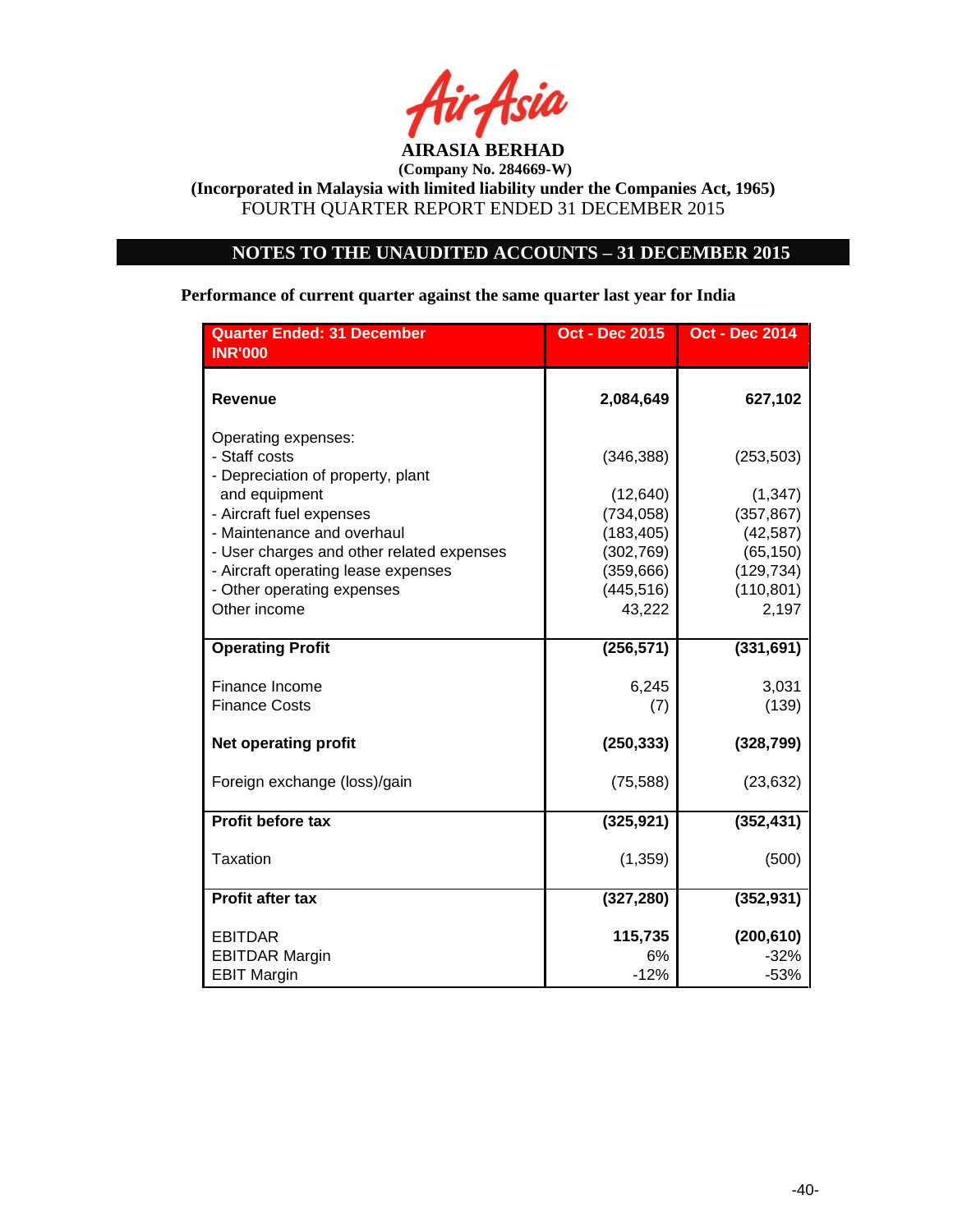**AIRASIA BERHAD**
**(Company No. 284669-W)**
**(Incorporated in Malaysia with limited liability under the Companies Act, 1965)**
FOURTH QUARTER REPORT ENDED 31 DECEMBER 2015

## NOTES TO THE UNAUDITED ACCOUNTS – 31 DECEMBER 2015

**Performance of current quarter against the same quarter last year for India**

| Quarter Ended: 31 December<br>INR'000 | Oct - Dec 2015 | Oct - Dec 2014 |
|---|---|---|
| **Revenue** | **2,084,649** | **627,102** |
| Operating expenses: | | |
| - Staff costs | (346,388) | (253,503) |
| - Depreciation of property, plant and equipment | (12,640) | (1,347) |
| - Aircraft fuel expenses | (734,058) | (357,867) |
| - Maintenance and overhaul | (183,405) | (42,587) |
| - User charges and other related expenses | (302,769) | (65,150) |
| - Aircraft operating lease expenses | (359,666) | (129,734) |
| - Other operating expenses | (445,516) | (110,801) |
| Other income | 43,222 | 2,197 |
| **Operating Profit** | **(256,571)** | **(331,691)** |
| Finance Income | 6,245 | 3,031 |
| Finance Costs | (7) | (139) |
| **Net operating profit** | **(250,333)** | **(328,799)** |
| Foreign exchange (loss)/gain | (75,588) | (23,632) |
| **Profit before tax** | **(325,921)** | **(352,431)** |
| Taxation | (1,359) | (500) |
| **Profit after tax** | **(327,280)** | **(352,931)** |
| EBITDAR | **115,735** | **(200,610)** |
| EBITDAR Margin | 6% | -32% |
| EBIT Margin | -12% | -53% |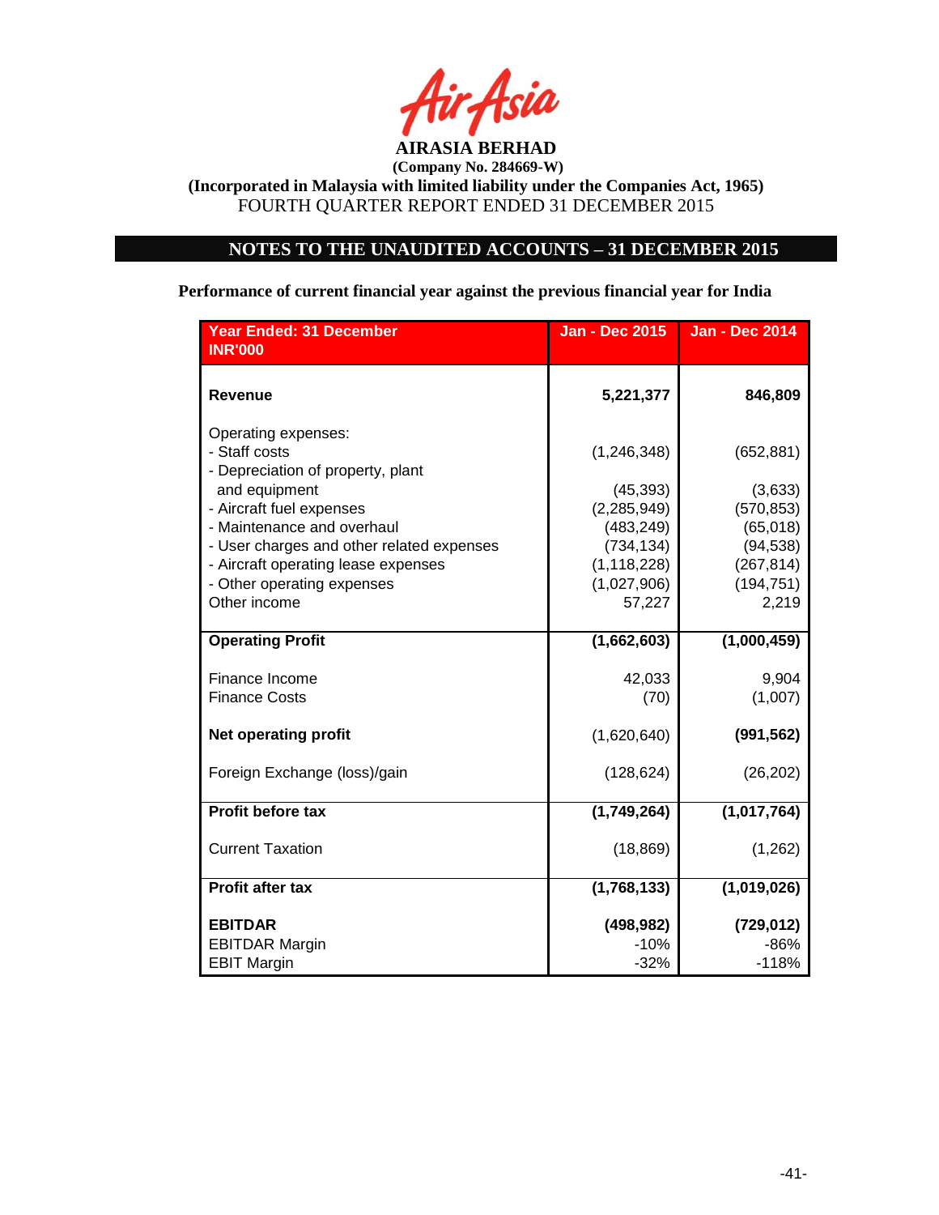**AIRASIA BERHAD**

**(Company No. 284669-W)**

**(Incorporated in Malaysia with limited liability under the Companies Act, 1965)**

FOURTH QUARTER REPORT ENDED 31 DECEMBER 2015

## NOTES TO THE UNAUDITED ACCOUNTS – 31 DECEMBER 2015

**Performance of current financial year against the previous financial year for India**

| Year Ended: 31 December INR'000 | Jan - Dec 2015 | Jan - Dec 2014 |
|---|---|---|
| **Revenue** | **5,221,377** | **846,809** |
| Operating expenses: | | |
| - Staff costs | (1,246,348) | (652,881) |
| - Depreciation of property, plant and equipment | (45,393) | (3,633) |
| - Aircraft fuel expenses | (2,285,949) | (570,853) |
| - Maintenance and overhaul | (483,249) | (65,018) |
| - User charges and other related expenses | (734,134) | (94,538) |
| - Aircraft operating lease expenses | (1,118,228) | (267,814) |
| - Other operating expenses | (1,027,906) | (194,751) |
| Other income | 57,227 | 2,219 |
| **Operating Profit** | **(1,662,603)** | **(1,000,459)** |
| Finance Income | 42,033 | 9,904 |
| Finance Costs | (70) | (1,007) |
| **Net operating profit** | (1,620,640) | **(991,562)** |
| Foreign Exchange (loss)/gain | (128,624) | (26,202) |
| **Profit before tax** | **(1,749,264)** | **(1,017,764)** |
| Current Taxation | (18,869) | (1,262) |
| **Profit after tax** | **(1,768,133)** | **(1,019,026)** |
| **EBITDAR** | **(498,982)** | **(729,012)** |
| EBITDAR Margin | -10% | -86% |
| EBIT Margin | -32% | -118% |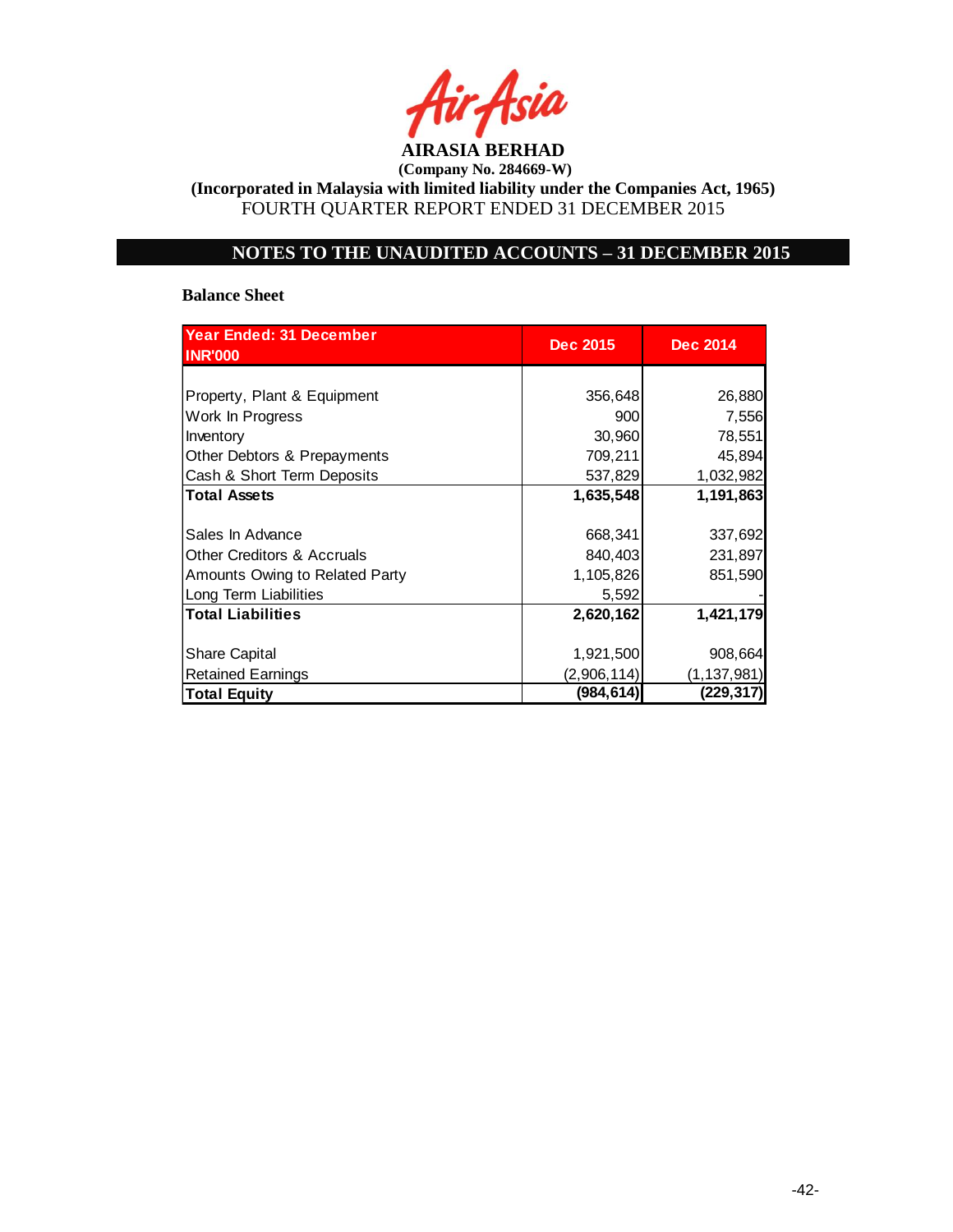**AIRASIA BERHAD**

**(Company No. 284669-W)**

**(Incorporated in Malaysia with limited liability under the Companies Act, 1965)**

FOURTH QUARTER REPORT ENDED 31 DECEMBER 2015

## NOTES TO THE UNAUDITED ACCOUNTS – 31 DECEMBER 2015

**Balance Sheet**

| Year Ended: 31 December<br>INR'000 | Dec 2015 | Dec 2014 |
|---|---|---|
| Property, Plant & Equipment | 356,648 | 26,880 |
| Work In Progress | 900 | 7,556 |
| Inventory | 30,960 | 78,551 |
| Other Debtors & Prepayments | 709,211 | 45,894 |
| Cash & Short Term Deposits | 537,829 | 1,032,982 |
| **Total Assets** | **1,635,548** | **1,191,863** |
| Sales In Advance | 668,341 | 337,692 |
| Other Creditors & Accruals | 840,403 | 231,897 |
| Amounts Owing to Related Party | 1,105,826 | 851,590 |
| Long Term Liabilities | 5,592 | - |
| **Total Liabilities** | **2,620,162** | **1,421,179** |
| Share Capital | 1,921,500 | 908,664 |
| Retained Earnings | (2,906,114) | (1,137,981) |
| **Total Equity** | **(984,614)** | **(229,317)** |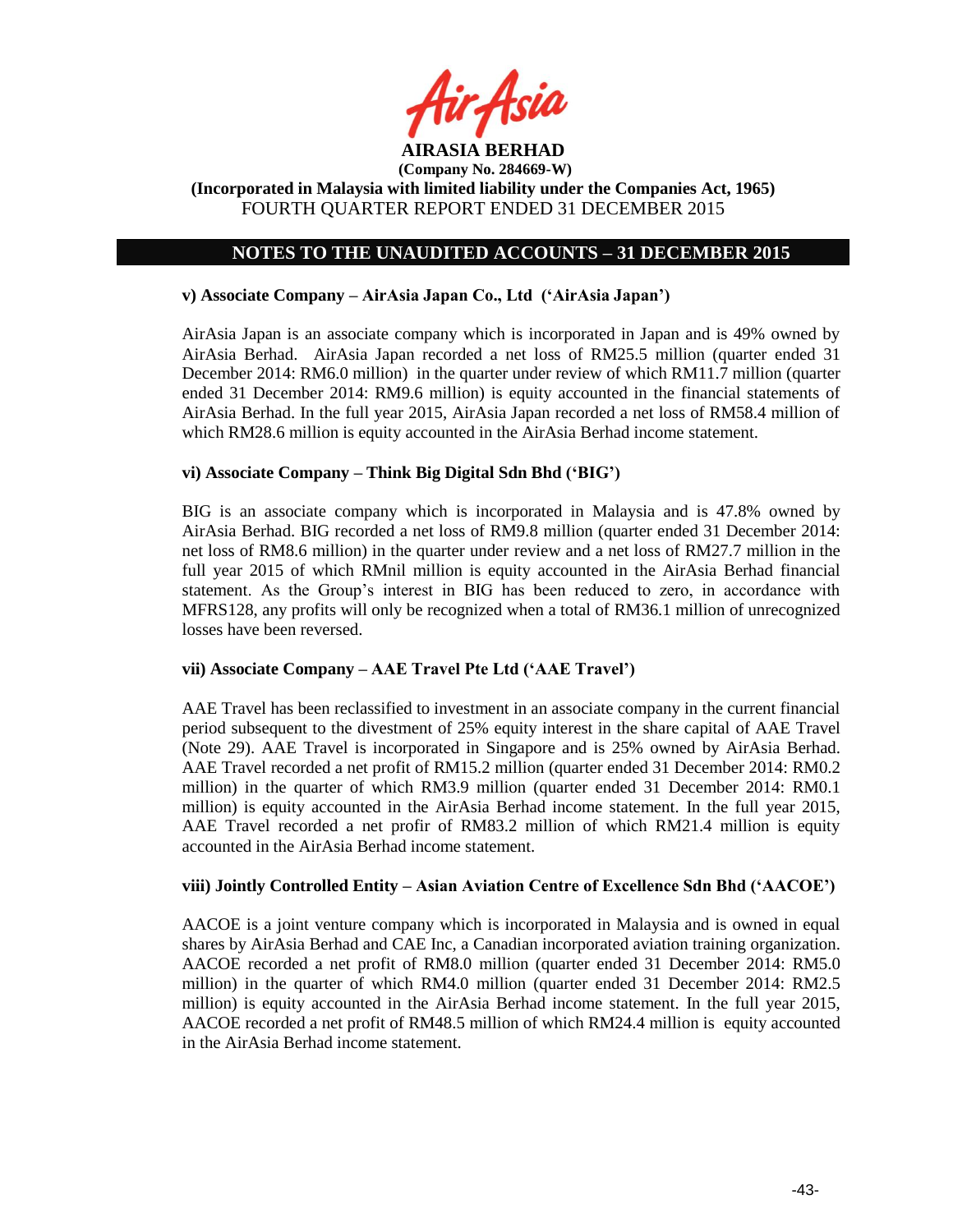## NOTES TO THE UNAUDITED ACCOUNTS – 31 DECEMBER 2015

**v) Associate Company – AirAsia Japan Co., Ltd ('AirAsia Japan')**

AirAsia Japan is an associate company which is incorporated in Japan and is 49% owned by AirAsia Berhad. AirAsia Japan recorded a net loss of RM25.5 million (quarter ended 31 December 2014: RM6.0 million) in the quarter under review of which RM11.7 million (quarter ended 31 December 2014: RM9.6 million) is equity accounted in the financial statements of AirAsia Berhad. In the full year 2015, AirAsia Japan recorded a net loss of RM58.4 million of which RM28.6 million is equity accounted in the AirAsia Berhad income statement.

**vi) Associate Company – Think Big Digital Sdn Bhd ('BIG')**

BIG is an associate company which is incorporated in Malaysia and is 47.8% owned by AirAsia Berhad. BIG recorded a net loss of RM9.8 million (quarter ended 31 December 2014: net loss of RM8.6 million) in the quarter under review and a net loss of RM27.7 million in the full year 2015 of which RMnil million is equity accounted in the AirAsia Berhad financial statement. As the Group's interest in BIG has been reduced to zero, in accordance with MFRS128, any profits will only be recognized when a total of RM36.1 million of unrecognized losses have been reversed.

**vii) Associate Company – AAE Travel Pte Ltd ('AAE Travel')**

AAE Travel has been reclassified to investment in an associate company in the current financial period subsequent to the divestment of 25% equity interest in the share capital of AAE Travel (Note 29). AAE Travel is incorporated in Singapore and is 25% owned by AirAsia Berhad. AAE Travel recorded a net profit of RM15.2 million (quarter ended 31 December 2014: RM0.2 million) in the quarter of which RM3.9 million (quarter ended 31 December 2014: RM0.1 million) is equity accounted in the AirAsia Berhad income statement. In the full year 2015, AAE Travel recorded a net profir of RM83.2 million of which RM21.4 million is equity accounted in the AirAsia Berhad income statement.

**viii) Jointly Controlled Entity – Asian Aviation Centre of Excellence Sdn Bhd ('AACOE')**

AACOE is a joint venture company which is incorporated in Malaysia and is owned in equal shares by AirAsia Berhad and CAE Inc, a Canadian incorporated aviation training organization. AACOE recorded a net profit of RM8.0 million (quarter ended 31 December 2014: RM5.0 million) in the quarter of which RM4.0 million (quarter ended 31 December 2014: RM2.5 million) is equity accounted in the AirAsia Berhad income statement. In the full year 2015, AACOE recorded a net profit of RM48.5 million of which RM24.4 million is equity accounted in the AirAsia Berhad income statement.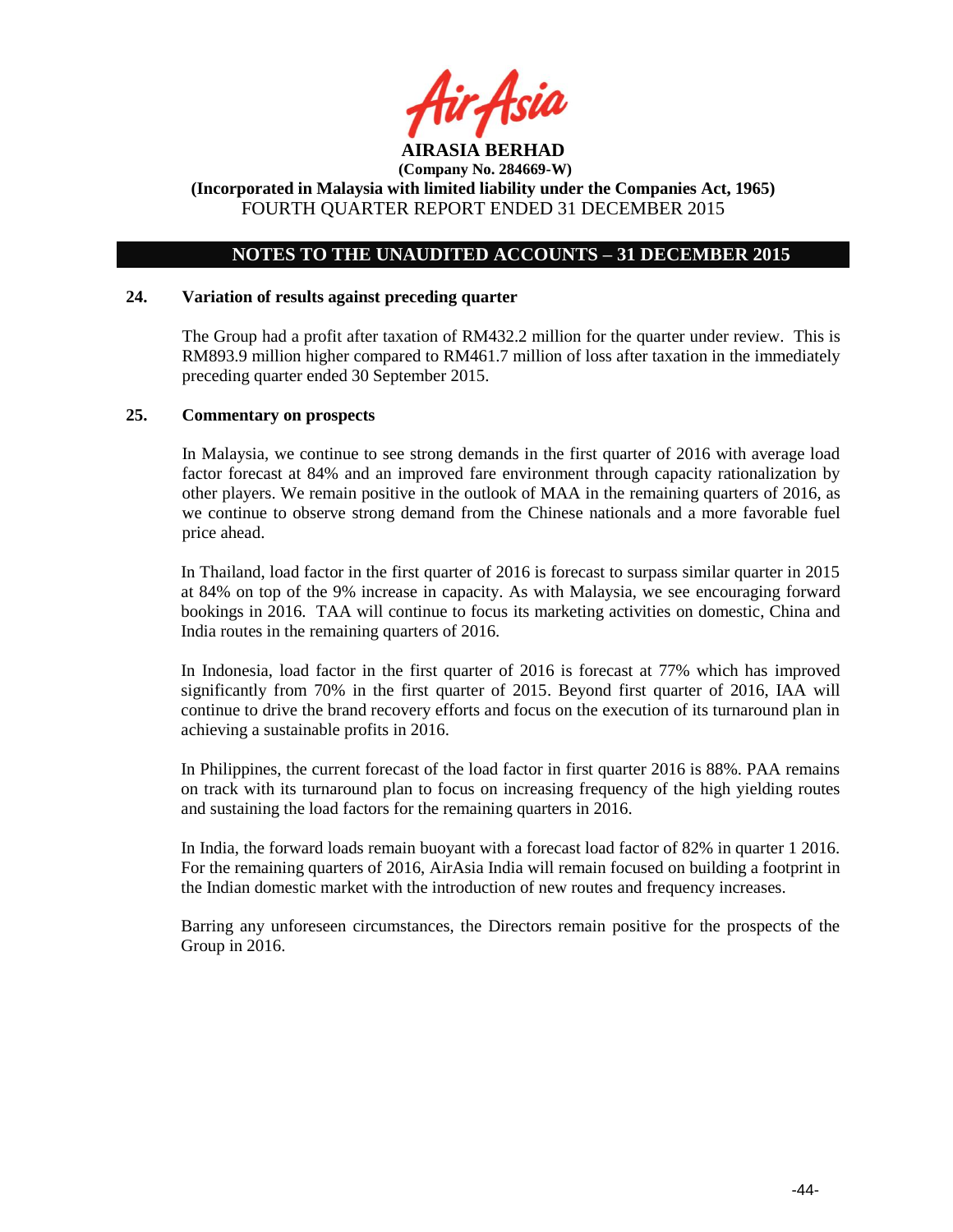**AIRASIA BERHAD**

**(Company No. 284669-W)**

**(Incorporated in Malaysia with limited liability under the Companies Act, 1965)**

FOURTH QUARTER REPORT ENDED 31 DECEMBER 2015

## NOTES TO THE UNAUDITED ACCOUNTS – 31 DECEMBER 2015

### 24. Variation of results against preceding quarter

The Group had a profit after taxation of RM432.2 million for the quarter under review. This is RM893.9 million higher compared to RM461.7 million of loss after taxation in the immediately preceding quarter ended 30 September 2015.

### 25. Commentary on prospects

In Malaysia, we continue to see strong demands in the first quarter of 2016 with average load factor forecast at 84% and an improved fare environment through capacity rationalization by other players. We remain positive in the outlook of MAA in the remaining quarters of 2016, as we continue to observe strong demand from the Chinese nationals and a more favorable fuel price ahead.

In Thailand, load factor in the first quarter of 2016 is forecast to surpass similar quarter in 2015 at 84% on top of the 9% increase in capacity. As with Malaysia, we see encouraging forward bookings in 2016. TAA will continue to focus its marketing activities on domestic, China and India routes in the remaining quarters of 2016.

In Indonesia, load factor in the first quarter of 2016 is forecast at 77% which has improved significantly from 70% in the first quarter of 2015. Beyond first quarter of 2016, IAA will continue to drive the brand recovery efforts and focus on the execution of its turnaround plan in achieving a sustainable profits in 2016.

In Philippines, the current forecast of the load factor in first quarter 2016 is 88%. PAA remains on track with its turnaround plan to focus on increasing frequency of the high yielding routes and sustaining the load factors for the remaining quarters in 2016.

In India, the forward loads remain buoyant with a forecast load factor of 82% in quarter 1 2016. For the remaining quarters of 2016, AirAsia India will remain focused on building a footprint in the Indian domestic market with the introduction of new routes and frequency increases.

Barring any unforeseen circumstances, the Directors remain positive for the prospects of the Group in 2016.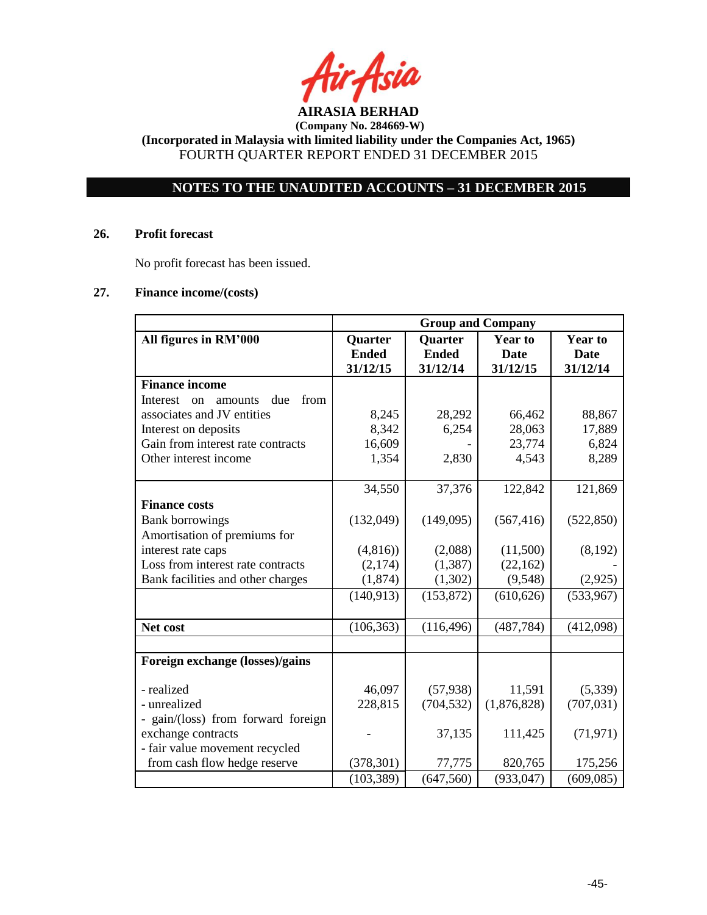**AIRASIA BERHAD**
**(Company No. 284669-W)**
**(Incorporated in Malaysia with limited liability under the Companies Act, 1965)**
FOURTH QUARTER REPORT ENDED 31 DECEMBER 2015

## NOTES TO THE UNAUDITED ACCOUNTS – 31 DECEMBER 2015

### 26. Profit forecast

No profit forecast has been issued.

### 27. Finance income/(costs)

| | Group and Company | | | |
|---|---|---|---|---|
| **All figures in RM'000** | **Quarter Ended 31/12/15** | **Quarter Ended 31/12/14** | **Year to Date 31/12/15** | **Year to Date 31/12/14** |
| **Finance income** | | | | |
| Interest on amounts due from associates and JV entities | 8,245 | 28,292 | 66,462 | 88,867 |
| Interest on deposits | 8,342 | 6,254 | 28,063 | 17,889 |
| Gain from interest rate contracts | 16,609 | - | 23,774 | 6,824 |
| Other interest income | 1,354 | 2,830 | 4,543 | 8,289 |
| | 34,550 | 37,376 | 122,842 | 121,869 |
| **Finance costs** | | | | |
| Bank borrowings | (132,049) | (149,095) | (567,416) | (522,850) |
| Amortisation of premiums for interest rate caps | (4,816)) | (2,088) | (11,500) | (8,192) |
| Loss from interest rate contracts | (2,174) | (1,387) | (22,162) | - |
| Bank facilities and other charges | (1,874) | (1,302) | (9,548) | (2,925) |
| | (140,913) | (153,872) | (610,626) | (533,967) |
| **Net cost** | (106,363) | (116,496) | (487,784) | (412,098) |
| | | | | |
| **Foreign exchange (losses)/gains** | | | | |
| - realized | 46,097 | (57,938) | 11,591 | (5,339) |
| - unrealized | 228,815 | (704,532) | (1,876,828) | (707,031) |
| - gain/(loss) from forward foreign exchange contracts | - | 37,135 | 111,425 | (71,971) |
| - fair value movement recycled from cash flow hedge reserve | (378,301) | 77,775 | 820,765 | 175,256 |
| | (103,389) | (647,560) | (933,047) | (609,085) |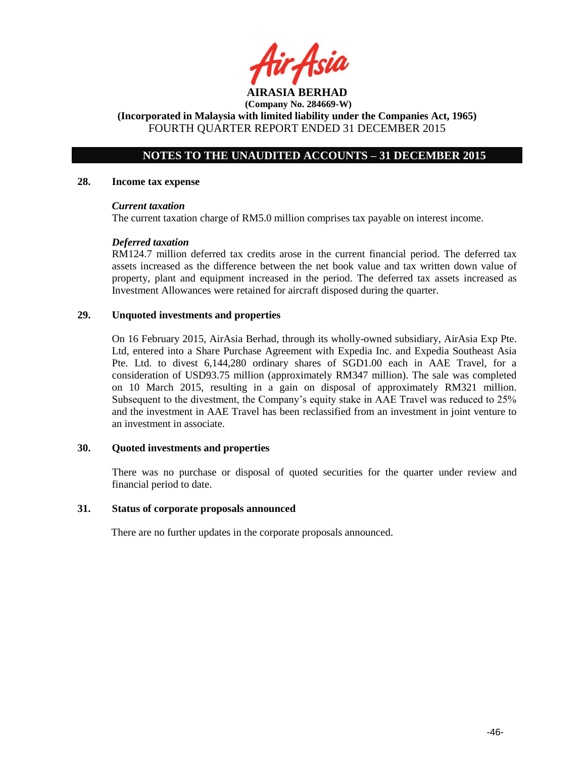**AIRASIA BERHAD**

**(Company No. 284669-W)**

**(Incorporated in Malaysia with limited liability under the Companies Act, 1965)**

FOURTH QUARTER REPORT ENDED 31 DECEMBER 2015

## NOTES TO THE UNAUDITED ACCOUNTS – 31 DECEMBER 2015

### 28. Income tax expense

***Current taxation***

The current taxation charge of RM5.0 million comprises tax payable on interest income.

***Deferred taxation***

RM124.7 million deferred tax credits arose in the current financial period. The deferred tax assets increased as the difference between the net book value and tax written down value of property, plant and equipment increased in the period. The deferred tax assets increased as Investment Allowances were retained for aircraft disposed during the quarter.

### 29. Unquoted investments and properties

On 16 February 2015, AirAsia Berhad, through its wholly-owned subsidiary, AirAsia Exp Pte. Ltd, entered into a Share Purchase Agreement with Expedia Inc. and Expedia Southeast Asia Pte. Ltd. to divest 6,144,280 ordinary shares of SGD1.00 each in AAE Travel, for a consideration of USD93.75 million (approximately RM347 million). The sale was completed on 10 March 2015, resulting in a gain on disposal of approximately RM321 million. Subsequent to the divestment, the Company's equity stake in AAE Travel was reduced to 25% and the investment in AAE Travel has been reclassified from an investment in joint venture to an investment in associate.

### 30. Quoted investments and properties

There was no purchase or disposal of quoted securities for the quarter under review and financial period to date.

### 31. Status of corporate proposals announced

There are no further updates in the corporate proposals announced.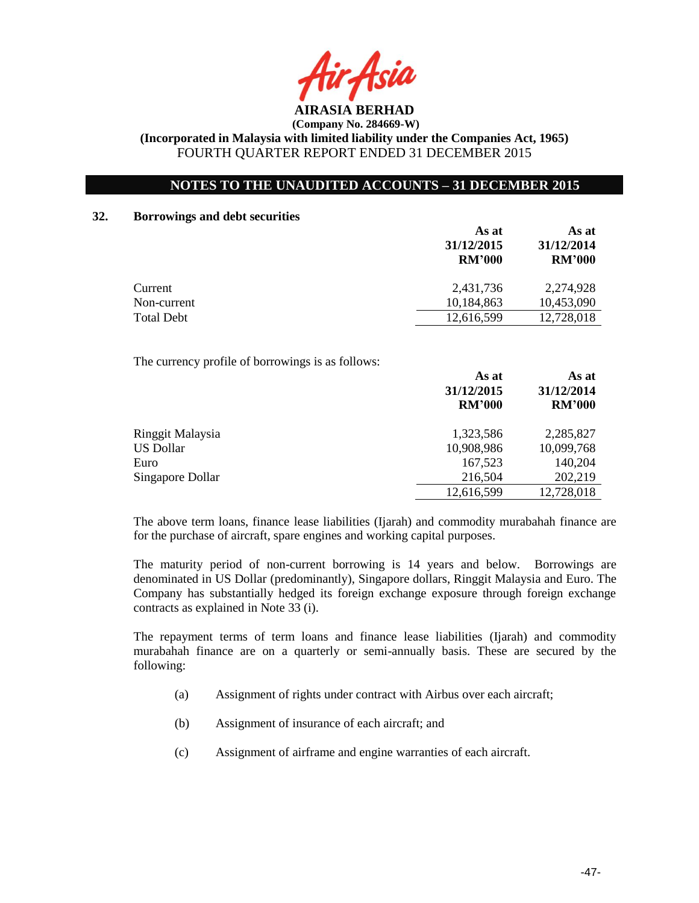# AIRASIA BERHAD

**(Company No. 284669-W)**

**(Incorporated in Malaysia with limited liability under the Companies Act, 1965)**

FOURTH QUARTER REPORT ENDED 31 DECEMBER 2015

## NOTES TO THE UNAUDITED ACCOUNTS – 31 DECEMBER 2015

### 32. Borrowings and debt securities

| | As at 31/12/2015 RM'000 | As at 31/12/2014 RM'000 |
|---|---|---|
| Current | 2,431,736 | 2,274,928 |
| Non-current | 10,184,863 | 10,453,090 |
| Total Debt | 12,616,599 | 12,728,018 |

The currency profile of borrowings is as follows:

| | As at 31/12/2015 RM'000 | As at 31/12/2014 RM'000 |
|---|---|---|
| Ringgit Malaysia | 1,323,586 | 2,285,827 |
| US Dollar | 10,908,986 | 10,099,768 |
| Euro | 167,523 | 140,204 |
| Singapore Dollar | 216,504 | 202,219 |
| | 12,616,599 | 12,728,018 |

The above term loans, finance lease liabilities (Ijarah) and commodity murabahah finance are for the purchase of aircraft, spare engines and working capital purposes.

The maturity period of non-current borrowing is 14 years and below. Borrowings are denominated in US Dollar (predominantly), Singapore dollars, Ringgit Malaysia and Euro. The Company has substantially hedged its foreign exchange exposure through foreign exchange contracts as explained in Note 33 (i).

The repayment terms of term loans and finance lease liabilities (Ijarah) and commodity murabahah finance are on a quarterly or semi-annually basis. These are secured by the following:

(a) Assignment of rights under contract with Airbus over each aircraft;

(b) Assignment of insurance of each aircraft; and

(c) Assignment of airframe and engine warranties of each aircraft.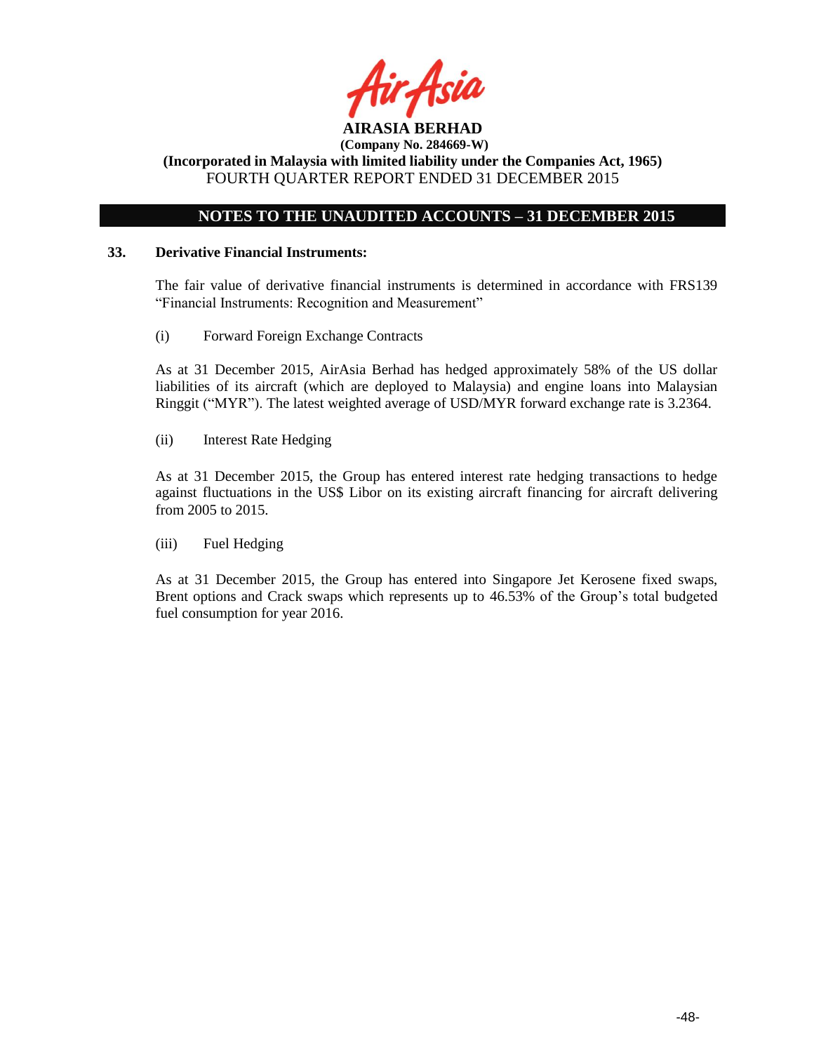**AIRASIA BERHAD**
**(Company No. 284669-W)**
**(Incorporated in Malaysia with limited liability under the Companies Act, 1965)**
FOURTH QUARTER REPORT ENDED 31 DECEMBER 2015

## NOTES TO THE UNAUDITED ACCOUNTS – 31 DECEMBER 2015

### 33. Derivative Financial Instruments:

The fair value of derivative financial instruments is determined in accordance with FRS139 "Financial Instruments: Recognition and Measurement"

(i) Forward Foreign Exchange Contracts

As at 31 December 2015, AirAsia Berhad has hedged approximately 58% of the US dollar liabilities of its aircraft (which are deployed to Malaysia) and engine loans into Malaysian Ringgit ("MYR"). The latest weighted average of USD/MYR forward exchange rate is 3.2364.

(ii) Interest Rate Hedging

As at 31 December 2015, the Group has entered interest rate hedging transactions to hedge against fluctuations in the US$ Libor on its existing aircraft financing for aircraft delivering from 2005 to 2015.

(iii) Fuel Hedging

As at 31 December 2015, the Group has entered into Singapore Jet Kerosene fixed swaps, Brent options and Crack swaps which represents up to 46.53% of the Group's total budgeted fuel consumption for year 2016.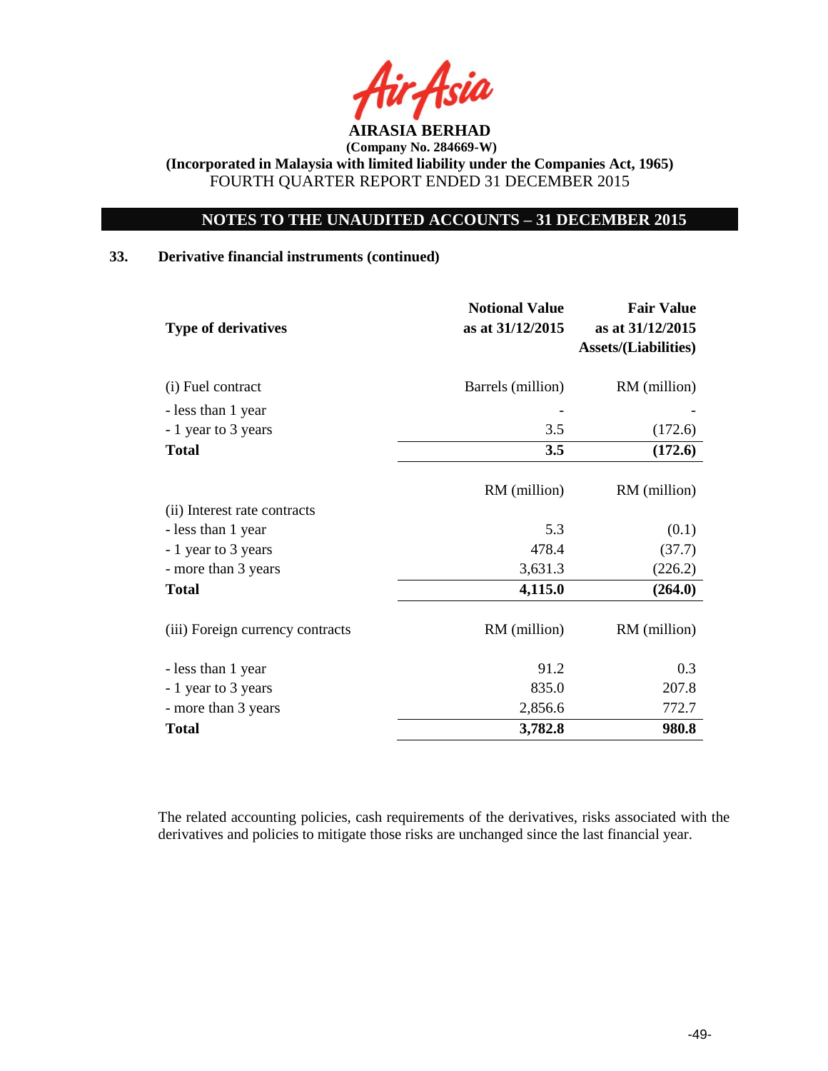**AIRASIA BERHAD**

**(Company No. 284669-W)**

**(Incorporated in Malaysia with limited liability under the Companies Act, 1965)**

FOURTH QUARTER REPORT ENDED 31 DECEMBER 2015

## NOTES TO THE UNAUDITED ACCOUNTS – 31 DECEMBER 2015

### 33. Derivative financial instruments (continued)

| Type of derivatives | Notional Value as at 31/12/2015 | Fair Value as at 31/12/2015 Assets/(Liabilities) |
|---|---|---|
| (i) Fuel contract | Barrels (million) | RM (million) |
| - less than 1 year | - | - |
| - 1 year to 3 years | 3.5 | (172.6) |
| **Total** | **3.5** | **(172.6)** |
| | RM (million) | RM (million) |
| (ii) Interest rate contracts | | |
| - less than 1 year | 5.3 | (0.1) |
| - 1 year to 3 years | 478.4 | (37.7) |
| - more than 3 years | 3,631.3 | (226.2) |
| **Total** | **4,115.0** | **(264.0)** |
| (iii) Foreign currency contracts | RM (million) | RM (million) |
| - less than 1 year | 91.2 | 0.3 |
| - 1 year to 3 years | 835.0 | 207.8 |
| - more than 3 years | 2,856.6 | 772.7 |
| **Total** | **3,782.8** | **980.8** |

The related accounting policies, cash requirements of the derivatives, risks associated with the derivatives and policies to mitigate those risks are unchanged since the last financial year.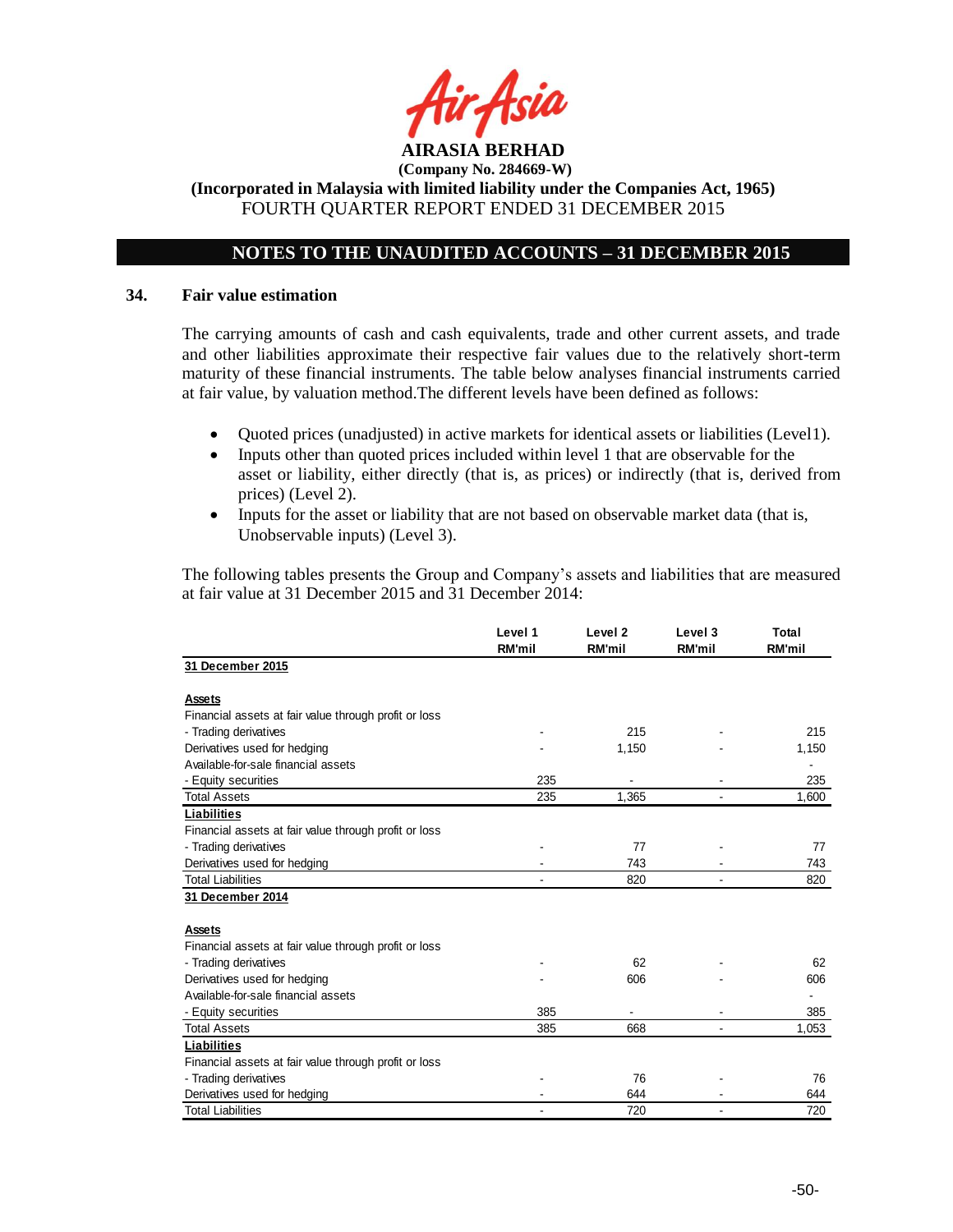AIRASIA BERHAD
(Company No. 284669-W)
(Incorporated in Malaysia with limited liability under the Companies Act, 1965)
FOURTH QUARTER REPORT ENDED 31 DECEMBER 2015

## NOTES TO THE UNAUDITED ACCOUNTS – 31 DECEMBER 2015

### 34. Fair value estimation

The carrying amounts of cash and cash equivalents, trade and other current assets, and trade and other liabilities approximate their respective fair values due to the relatively short-term maturity of these financial instruments. The table below analyses financial instruments carried at fair value, by valuation method.The different levels have been defined as follows:

- Quoted prices (unadjusted) in active markets for identical assets or liabilities (Level1).
- Inputs other than quoted prices included within level 1 that are observable for the asset or liability, either directly (that is, as prices) or indirectly (that is, derived from prices) (Level 2).
- Inputs for the asset or liability that are not based on observable market data (that is, Unobservable inputs) (Level 3).

The following tables presents the Group and Company's assets and liabilities that are measured at fair value at 31 December 2015 and 31 December 2014:

| | Level 1 RM'mil | Level 2 RM'mil | Level 3 RM'mil | Total RM'mil |
|---|---|---|---|---|
| **31 December 2015** | | | | |
| **Assets** | | | | |
| Financial assets at fair value through profit or loss | | | | |
| - Trading derivatives | - | 215 | - | 215 |
| Derivatives used for hedging | - | 1,150 | - | 1,150 |
| Available-for-sale financial assets | | | | - |
| - Equity securities | 235 | - | - | 235 |
| Total Assets | 235 | 1,365 | - | 1,600 |
| **Liabilities** | | | | |
| Financial assets at fair value through profit or loss | | | | |
| - Trading derivatives | - | 77 | - | 77 |
| Derivatives used for hedging | - | 743 | - | 743 |
| Total Liabilities | - | 820 | - | 820 |
| **31 December 2014** | | | | |
| **Assets** | | | | |
| Financial assets at fair value through profit or loss | | | | |
| - Trading derivatives | - | 62 | - | 62 |
| Derivatives used for hedging | - | 606 | - | 606 |
| Available-for-sale financial assets | | | | - |
| - Equity securities | 385 | - | - | 385 |
| Total Assets | 385 | 668 | - | 1,053 |
| **Liabilities** | | | | |
| Financial assets at fair value through profit or loss | | | | |
| - Trading derivatives | - | 76 | - | 76 |
| Derivatives used for hedging | - | 644 | - | 644 |
| Total Liabilities | - | 720 | - | 720 |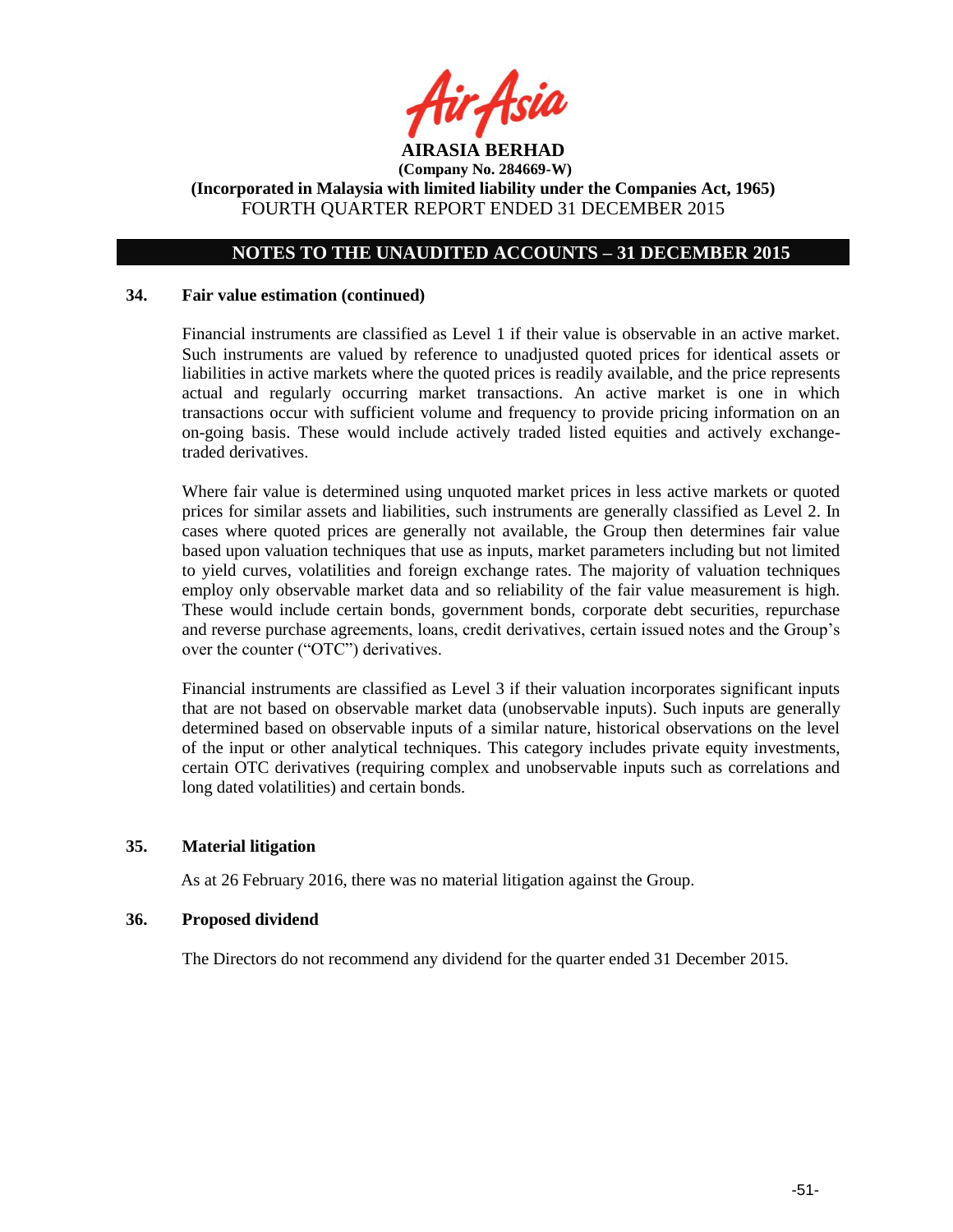## NOTES TO THE UNAUDITED ACCOUNTS – 31 DECEMBER 2015

### 34. Fair value estimation (continued)

Financial instruments are classified as Level 1 if their value is observable in an active market. Such instruments are valued by reference to unadjusted quoted prices for identical assets or liabilities in active markets where the quoted prices is readily available, and the price represents actual and regularly occurring market transactions. An active market is one in which transactions occur with sufficient volume and frequency to provide pricing information on an on-going basis. These would include actively traded listed equities and actively exchange-traded derivatives.

Where fair value is determined using unquoted market prices in less active markets or quoted prices for similar assets and liabilities, such instruments are generally classified as Level 2. In cases where quoted prices are generally not available, the Group then determines fair value based upon valuation techniques that use as inputs, market parameters including but not limited to yield curves, volatilities and foreign exchange rates. The majority of valuation techniques employ only observable market data and so reliability of the fair value measurement is high. These would include certain bonds, government bonds, corporate debt securities, repurchase and reverse purchase agreements, loans, credit derivatives, certain issued notes and the Group's over the counter ("OTC") derivatives.

Financial instruments are classified as Level 3 if their valuation incorporates significant inputs that are not based on observable market data (unobservable inputs). Such inputs are generally determined based on observable inputs of a similar nature, historical observations on the level of the input or other analytical techniques. This category includes private equity investments, certain OTC derivatives (requiring complex and unobservable inputs such as correlations and long dated volatilities) and certain bonds.

### 35. Material litigation

As at 26 February 2016, there was no material litigation against the Group.

### 36. Proposed dividend

The Directors do not recommend any dividend for the quarter ended 31 December 2015.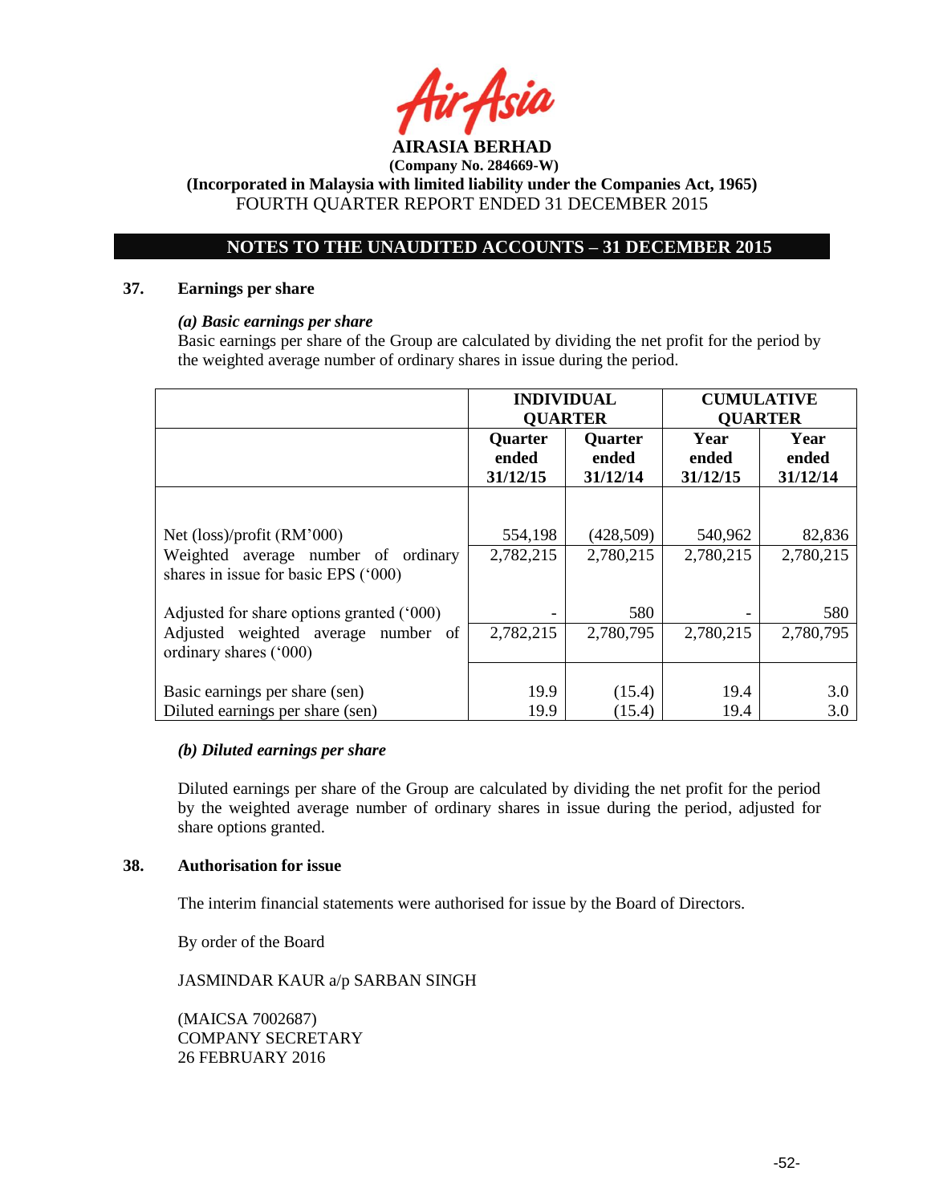**AIRASIA BERHAD**
**(Company No. 284669-W)**
**(Incorporated in Malaysia with limited liability under the Companies Act, 1965)**
FOURTH QUARTER REPORT ENDED 31 DECEMBER 2015

## NOTES TO THE UNAUDITED ACCOUNTS – 31 DECEMBER 2015

### 37. Earnings per share

***(a) Basic earnings per share***

Basic earnings per share of the Group are calculated by dividing the net profit for the period by the weighted average number of ordinary shares in issue during the period.

| | INDIVIDUAL QUARTER | | CUMULATIVE QUARTER | |
|---|---|---|---|---|
| | Quarter ended 31/12/15 | Quarter ended 31/12/14 | Year ended 31/12/15 | Year ended 31/12/14 |
| Net (loss)/profit (RM'000) | 554,198 | (428,509) | 540,962 | 82,836 |
| Weighted average number of ordinary shares in issue for basic EPS ('000) | 2,782,215 | 2,780,215 | 2,780,215 | 2,780,215 |
| Adjusted for share options granted ('000) | - | 580 | - | 580 |
| Adjusted weighted average number of ordinary shares ('000) | 2,782,215 | 2,780,795 | 2,780,215 | 2,780,795 |
| Basic earnings per share (sen) | 19.9 | (15.4) | 19.4 | 3.0 |
| Diluted earnings per share (sen) | 19.9 | (15.4) | 19.4 | 3.0 |

***(b) Diluted earnings per share***

Diluted earnings per share of the Group are calculated by dividing the net profit for the period by the weighted average number of ordinary shares in issue during the period, adjusted for share options granted.

### 38. Authorisation for issue

The interim financial statements were authorised for issue by the Board of Directors.

By order of the Board

JASMINDAR KAUR a/p SARBAN SINGH

(MAICSA 7002687)
COMPANY SECRETARY
26 FEBRUARY 2016